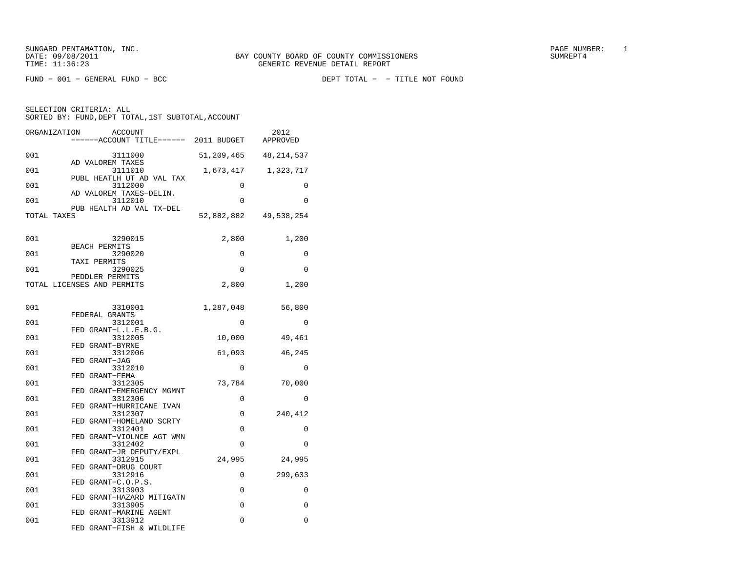SUNGARD PENTAMATION, INC.
DATE: 09/08/2011
TIME: 11:36:23

BAY COUNTY BOARD OF COUNTY COMMISSIONERS
GENERIC REVENUE DETAIL REPORT

PAGE NUMBER: 1
SUMREPT4

FUND - 001 - GENERAL FUND - BCC

DEPT TOTAL - - TITLE NOT FOUND

SELECTION CRITERIA: ALL
SORTED BY: FUND,DEPT TOTAL,1ST SUBTOTAL,ACCOUNT

| ORGANIZATION | ACCOUNT / ACCOUNT TITLE | 2011 BUDGET | 2012 APPROVED |
|---|---|---|---|
| 001 | 3111000 AD VALOREM TAXES | 51,209,465 | 48,214,537 |
| 001 | 3111010 PUBL HEATLH UT AD VAL TAX | 1,673,417 | 1,323,717 |
| 001 | 3112000 AD VALOREM TAXES-DELIN. | 0 | 0 |
| 001 | 3112010 PUB HEALTH AD VAL TX-DEL | 0 | 0 |
| TOTAL TAXES | | 52,882,882 | 49,538,254 |
| 001 | 3290015 BEACH PERMITS | 2,800 | 1,200 |
| 001 | 3290020 TAXI PERMITS | 0 | 0 |
| 001 | 3290025 PEDDLER PERMITS | 0 | 0 |
| TOTAL LICENSES AND PERMITS | | 2,800 | 1,200 |
| 001 | 3310001 FEDERAL GRANTS | 1,287,048 | 56,800 |
| 001 | 3312001 FED GRANT-L.L.E.B.G. | 0 | 0 |
| 001 | 3312005 FED GRANT-BYRNE | 10,000 | 49,461 |
| 001 | 3312006 FED GRANT-JAG | 61,093 | 46,245 |
| 001 | 3312010 FED GRANT-FEMA | 0 | 0 |
| 001 | 3312305 FED GRANT-EMERGENCY MGMNT | 73,784 | 70,000 |
| 001 | 3312306 FED GRANT-HURRICANE IVAN | 0 | 0 |
| 001 | 3312307 FED GRANT-HOMELAND SCRTY | 0 | 240,412 |
| 001 | 3312401 FED GRANT-VIOLNCE AGT WMN | 0 | 0 |
| 001 | 3312402 FED GRANT-JR DEPUTY/EXPL | 0 | 0 |
| 001 | 3312915 FED GRANT-DRUG COURT | 24,995 | 24,995 |
| 001 | 3312916 FED GRANT-C.O.P.S. | 0 | 299,633 |
| 001 | 3313903 FED GRANT-HAZARD MITIGATN | 0 | 0 |
| 001 | 3313905 FED GRANT-MARINE AGENT | 0 | 0 |
| 001 | 3313912 FED GRANT-FISH & WILDLIFE | 0 | 0 |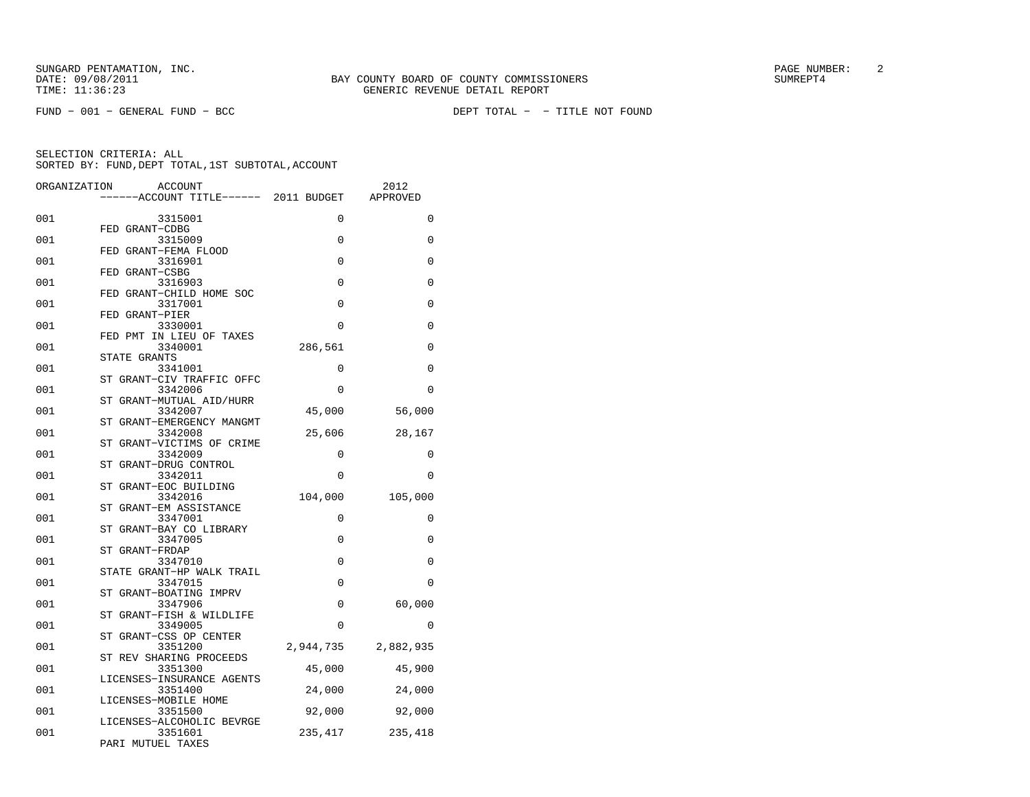SUNGARD PENTAMATION, INC.
DATE: 09/08/2011
TIME: 11:36:23

BAY COUNTY BOARD OF COUNTY COMMISSIONERS
GENERIC REVENUE DETAIL REPORT

SUMREPT4

FUND − 001 − GENERAL FUND − BCC

DEPT TOTAL − − TITLE NOT FOUND

SELECTION CRITERIA: ALL
SORTED BY: FUND,DEPT TOTAL,1ST SUBTOTAL,ACCOUNT

| ORGANIZATION | ACCOUNT / ACCOUNT TITLE | 2011 BUDGET | 2012 APPROVED |
|---|---|---|---|
| 001 | 3315001 FED GRANT−CDBG | 0 | 0 |
| 001 | 3315009 FED GRANT−FEMA FLOOD | 0 | 0 |
| 001 | 3316901 FED GRANT−CSBG | 0 | 0 |
| 001 | 3316903 FED GRANT−CHILD HOME SOC | 0 | 0 |
| 001 | 3317001 FED GRANT−PIER | 0 | 0 |
| 001 | 3330001 FED PMT IN LIEU OF TAXES | 0 | 0 |
| 001 | 3340001 STATE GRANTS | 286,561 | 0 |
| 001 | 3341001 ST GRANT−CIV TRAFFIC OFFC | 0 | 0 |
| 001 | 3342006 ST GRANT−MUTUAL AID/HURR | 0 | 0 |
| 001 | 3342007 ST GRANT−EMERGENCY MANGMT | 45,000 | 56,000 |
| 001 | 3342008 ST GRANT−VICTIMS OF CRIME | 25,606 | 28,167 |
| 001 | 3342009 ST GRANT−DRUG CONTROL | 0 | 0 |
| 001 | 3342011 ST GRANT−EOC BUILDING | 0 | 0 |
| 001 | 3342016 ST GRANT−EM ASSISTANCE | 104,000 | 105,000 |
| 001 | 3347001 ST GRANT−BAY CO LIBRARY | 0 | 0 |
| 001 | 3347005 ST GRANT−FRDAP | 0 | 0 |
| 001 | 3347010 STATE GRANT−HP WALK TRAIL | 0 | 0 |
| 001 | 3347015 ST GRANT−BOATING IMPRV | 0 | 0 |
| 001 | 3347906 ST GRANT−FISH & WILDLIFE | 0 | 60,000 |
| 001 | 3349005 ST GRANT−CSS OP CENTER | 0 | 0 |
| 001 | 3351200 ST REV SHARING PROCEEDS | 2,944,735 | 2,882,935 |
| 001 | 3351300 LICENSES−INSURANCE AGENTS | 45,000 | 45,900 |
| 001 | 3351400 LICENSES−MOBILE HOME | 24,000 | 24,000 |
| 001 | 3351500 LICENSES−ALCOHOLIC BEVRGE | 92,000 | 92,000 |
| 001 | 3351601 PARI MUTUEL TAXES | 235,417 | 235,418 |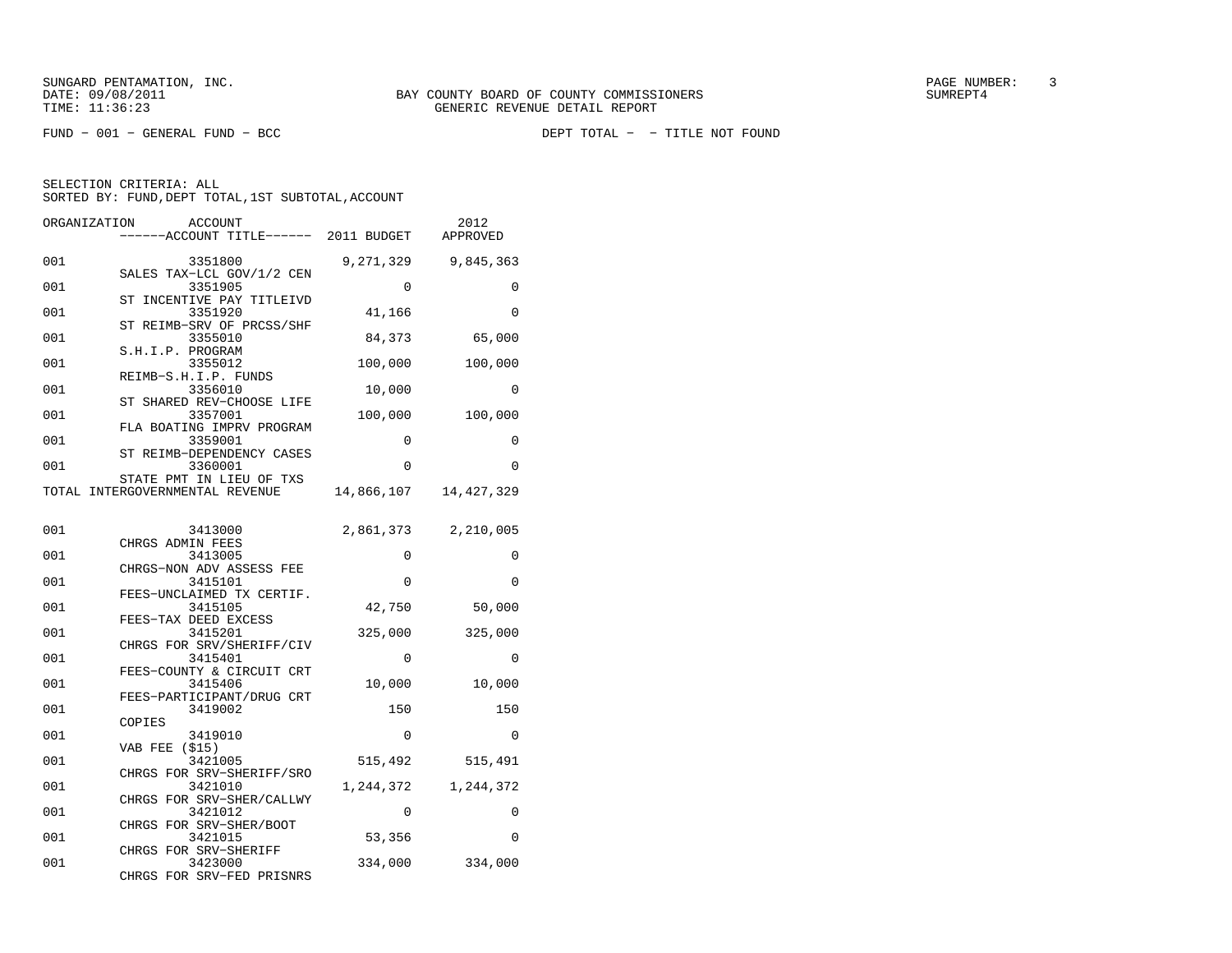SUNGARD PENTAMATION, INC.
DATE: 09/08/2011
TIME: 11:36:23

BAY COUNTY BOARD OF COUNTY COMMISSIONERS
GENERIC REVENUE DETAIL REPORT

SUMREPT4

FUND - 001 - GENERAL FUND - BCC

DEPT TOTAL - - TITLE NOT FOUND

SELECTION CRITERIA: ALL
SORTED BY: FUND,DEPT TOTAL,1ST SUBTOTAL,ACCOUNT

| ORGANIZATION | ACCOUNT / ------ACCOUNT TITLE------ | 2011 BUDGET | 2012 APPROVED |
|---|---|---|---|
| 001 | 3351800 SALES TAX-LCL GOV/1/2 CEN | 9,271,329 | 9,845,363 |
| 001 | 3351905 ST INCENTIVE PAY TITLEIVD | 0 | 0 |
| 001 | 3351920 ST REIMB-SRV OF PRCSS/SHF | 41,166 | 0 |
| 001 | 3355010 S.H.I.P. PROGRAM | 84,373 | 65,000 |
| 001 | 3355012 REIMB-S.H.I.P. FUNDS | 100,000 | 100,000 |
| 001 | 3356010 ST SHARED REV-CHOOSE LIFE | 10,000 | 0 |
| 001 | 3357001 FLA BOATING IMPRV PROGRAM | 100,000 | 100,000 |
| 001 | 3359001 ST REIMB-DEPENDENCY CASES | 0 | 0 |
| 001 | 3360001 STATE PMT IN LIEU OF TXS | 0 | 0 |
| TOTAL INTERGOVERNMENTAL REVENUE | | 14,866,107 | 14,427,329 |
| | | | |
| 001 | 3413000 CHRGS ADMIN FEES | 2,861,373 | 2,210,005 |
| 001 | 3413005 CHRGS-NON ADV ASSESS FEE | 0 | 0 |
| 001 | 3415101 FEES-UNCLAIMED TX CERTIF. | 0 | 0 |
| 001 | 3415105 FEES-TAX DEED EXCESS | 42,750 | 50,000 |
| 001 | 3415201 CHRGS FOR SRV/SHERIFF/CIV | 325,000 | 325,000 |
| 001 | 3415401 FEES-COUNTY & CIRCUIT CRT | 0 | 0 |
| 001 | 3415406 FEES-PARTICIPANT/DRUG CRT | 10,000 | 10,000 |
| 001 | 3419002 COPIES | 150 | 150 |
| 001 | 3419010 VAB FEE ($15) | 0 | 0 |
| 001 | 3421005 CHRGS FOR SRV-SHERIFF/SRO | 515,492 | 515,491 |
| 001 | 3421010 CHRGS FOR SRV-SHER/CALLWY | 1,244,372 | 1,244,372 |
| 001 | 3421012 CHRGS FOR SRV-SHER/BOOT | 0 | 0 |
| 001 | 3421015 CHRGS FOR SRV-SHERIFF | 53,356 | 0 |
| 001 | 3423000 CHRGS FOR SRV-FED PRISNRS | 334,000 | 334,000 |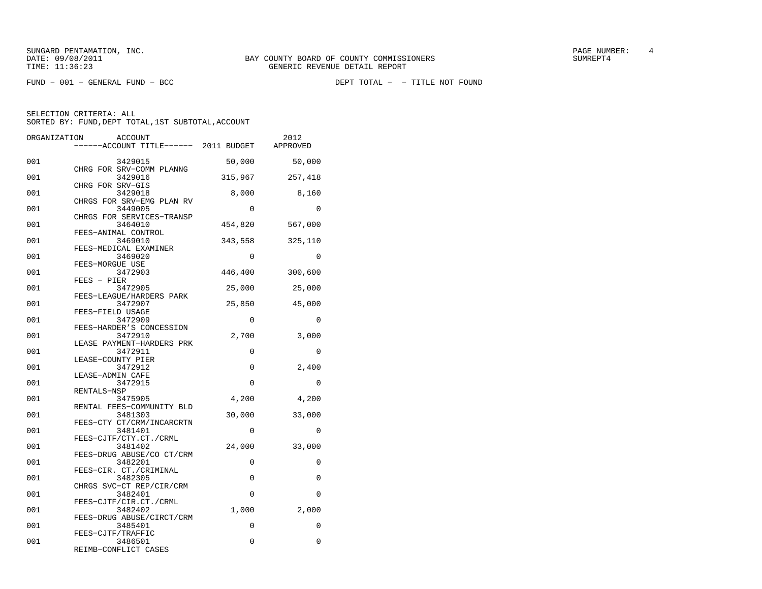SUNGARD PENTAMATION, INC.
DATE: 09/08/2011
TIME: 11:36:23

BAY COUNTY BOARD OF COUNTY COMMISSIONERS
GENERIC REVENUE DETAIL REPORT

SUMREPT4

FUND - 001 - GENERAL FUND - BCC

DEPT TOTAL - - TITLE NOT FOUND

SELECTION CRITERIA: ALL
SORTED BY: FUND,DEPT TOTAL,1ST SUBTOTAL,ACCOUNT

| ORGANIZATION | ACCOUNT / ACCOUNT TITLE | 2011 BUDGET | 2012 APPROVED |
|---|---|---|---|
| 001 | 3429015 CHRG FOR SRV-COMM PLANNG | 50,000 | 50,000 |
| 001 | 3429016 CHRG FOR SRV-GIS | 315,967 | 257,418 |
| 001 | 3429018 CHRGS FOR SRV-EMG PLAN RV | 8,000 | 8,160 |
| 001 | 3449005 CHRGS FOR SERVICES-TRANSP | 0 | 0 |
| 001 | 3464010 FEES-ANIMAL CONTROL | 454,820 | 567,000 |
| 001 | 3469010 FEES-MEDICAL EXAMINER | 343,558 | 325,110 |
| 001 | 3469020 FEES-MORGUE USE | 0 | 0 |
| 001 | 3472903 FEES - PIER | 446,400 | 300,600 |
| 001 | 3472905 FEES-LEAGUE/HARDERS PARK | 25,000 | 25,000 |
| 001 | 3472907 FEES-FIELD USAGE | 25,850 | 45,000 |
| 001 | 3472909 FEES-HARDER'S CONCESSION | 0 | 0 |
| 001 | 3472910 LEASE PAYMENT-HARDERS PRK | 2,700 | 3,000 |
| 001 | 3472911 LEASE-COUNTY PIER | 0 | 0 |
| 001 | 3472912 LEASE-ADMIN CAFE | 0 | 2,400 |
| 001 | 3472915 RENTALS-NSP | 0 | 0 |
| 001 | 3475905 RENTAL FEES-COMMUNITY BLD | 4,200 | 4,200 |
| 001 | 3481303 FEES-CTY CT/CRM/INCARCRTN | 30,000 | 33,000 |
| 001 | 3481401 FEES-CJTF/CTY.CT./CRML | 0 | 0 |
| 001 | 3481402 FEES-DRUG ABUSE/CO CT/CRM | 24,000 | 33,000 |
| 001 | 3482201 FEES-CIR. CT./CRIMINAL | 0 | 0 |
| 001 | 3482305 CHRGS SVC-CT REP/CIR/CRM | 0 | 0 |
| 001 | 3482401 FEES-CJTF/CIR.CT./CRML | 0 | 0 |
| 001 | 3482402 FEES-DRUG ABUSE/CIRCT/CRM | 1,000 | 2,000 |
| 001 | 3485401 FEES-CJTF/TRAFFIC | 0 | 0 |
| 001 | 3486501 REIMB-CONFLICT CASES | 0 | 0 |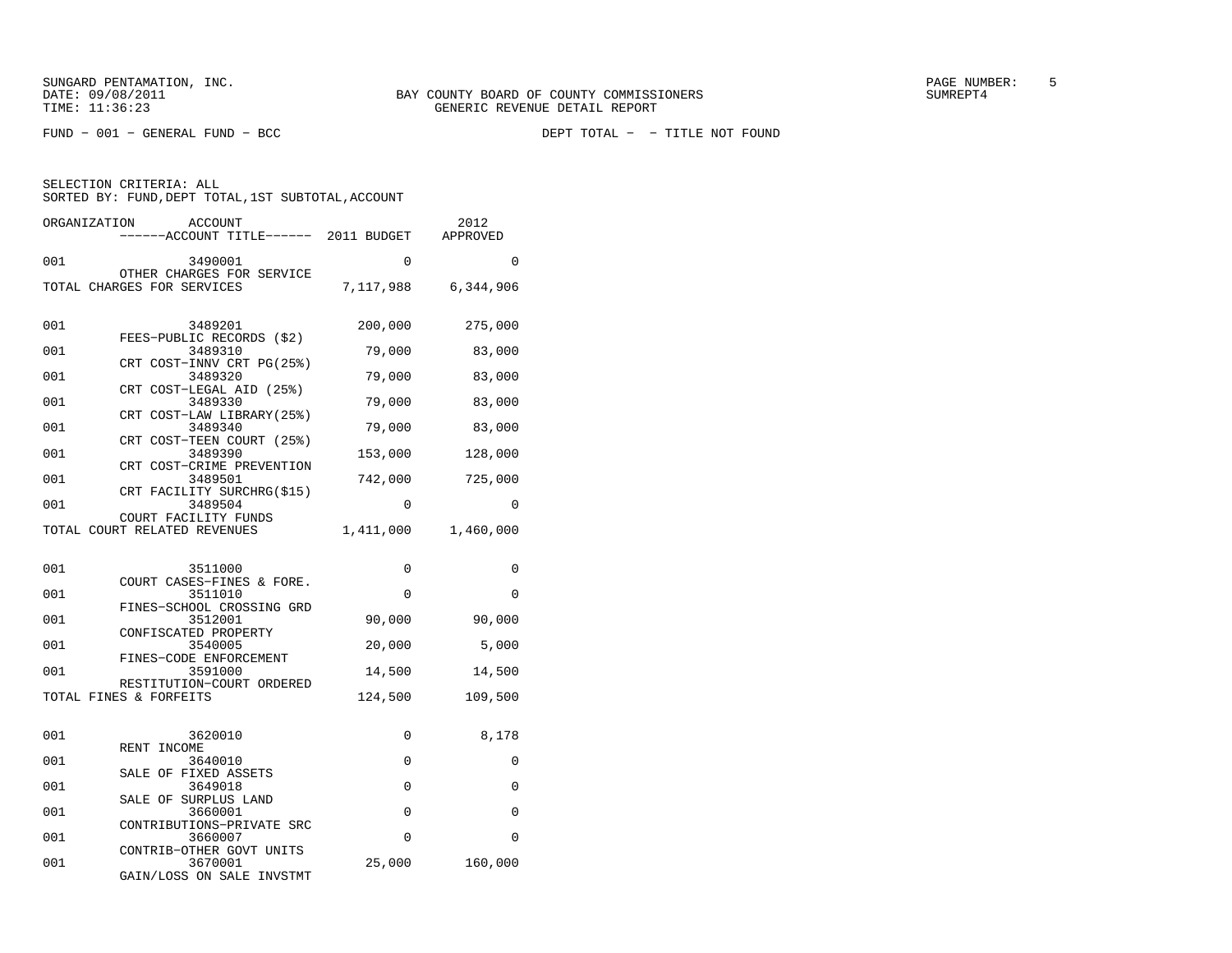SUNGARD PENTAMATION, INC.
DATE: 09/08/2011
TIME: 11:36:23

BAY COUNTY BOARD OF COUNTY COMMISSIONERS
GENERIC REVENUE DETAIL REPORT

SUMREPT4

FUND − 001 − GENERAL FUND − BCC

DEPT TOTAL − − TITLE NOT FOUND

SELECTION CRITERIA: ALL
SORTED BY: FUND,DEPT TOTAL,1ST SUBTOTAL,ACCOUNT

| ORGANIZATION | ACCOUNT / ACCOUNT TITLE | 2011 BUDGET | 2012 APPROVED |
|---|---|---|---|
| 001 | 3490001 OTHER CHARGES FOR SERVICE | 0 | 0 |
| TOTAL CHARGES FOR SERVICES | | 7,117,988 | 6,344,906 |
| 001 | 3489201 FEES−PUBLIC RECORDS ($2) | 200,000 | 275,000 |
| 001 | 3489310 CRT COST−INNV CRT PG(25%) | 79,000 | 83,000 |
| 001 | 3489320 CRT COST−LEGAL AID (25%) | 79,000 | 83,000 |
| 001 | 3489330 CRT COST−LAW LIBRARY(25%) | 79,000 | 83,000 |
| 001 | 3489340 CRT COST−TEEN COURT (25%) | 79,000 | 83,000 |
| 001 | 3489390 CRT COST−CRIME PREVENTION | 153,000 | 128,000 |
| 001 | 3489501 CRT FACILITY SURCHRG($15) | 742,000 | 725,000 |
| 001 | 3489504 COURT FACILITY FUNDS | 0 | 0 |
| TOTAL COURT RELATED REVENUES | | 1,411,000 | 1,460,000 |
| 001 | 3511000 COURT CASES−FINES & FORE. | 0 | 0 |
| 001 | 3511010 FINES−SCHOOL CROSSING GRD | 0 | 0 |
| 001 | 3512001 CONFISCATED PROPERTY | 90,000 | 90,000 |
| 001 | 3540005 FINES−CODE ENFORCEMENT | 20,000 | 5,000 |
| 001 | 3591000 RESTITUTION−COURT ORDERED | 14,500 | 14,500 |
| TOTAL FINES & FORFEITS | | 124,500 | 109,500 |
| 001 | 3620010 RENT INCOME | 0 | 8,178 |
| 001 | 3640010 SALE OF FIXED ASSETS | 0 | 0 |
| 001 | 3649018 SALE OF SURPLUS LAND | 0 | 0 |
| 001 | 3660001 CONTRIBUTIONS−PRIVATE SRC | 0 | 0 |
| 001 | 3660007 CONTRIB−OTHER GOVT UNITS | 0 | 0 |
| 001 | 3670001 GAIN/LOSS ON SALE INVSTMT | 25,000 | 160,000 |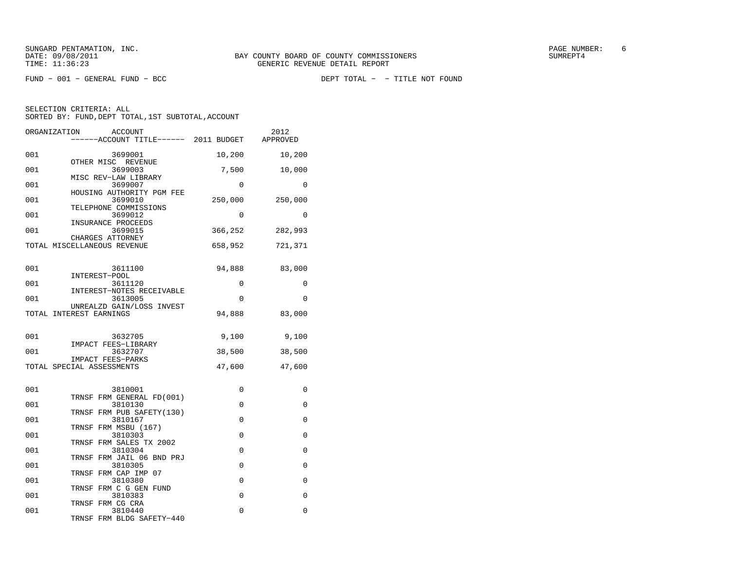SUNGARD PENTAMATION, INC.
DATE: 09/08/2011
TIME: 11:36:23

BAY COUNTY BOARD OF COUNTY COMMISSIONERS
GENERIC REVENUE DETAIL REPORT

SUMREPT4

FUND - 001 - GENERAL FUND - BCC

DEPT TOTAL - - TITLE NOT FOUND

SELECTION CRITERIA: ALL
SORTED BY: FUND,DEPT TOTAL,1ST SUBTOTAL,ACCOUNT

| ORGANIZATION | ACCOUNT / ------ACCOUNT TITLE------ | 2011 BUDGET | 2012 APPROVED |
|---|---|---|---|
| 001 | 3699001 OTHER MISC REVENUE | 10,200 | 10,200 |
| 001 | 3699003 MISC REV-LAW LIBRARY | 7,500 | 10,000 |
| 001 | 3699007 HOUSING AUTHORITY PGM FEE | 0 | 0 |
| 001 | 3699010 TELEPHONE COMMISSIONS | 250,000 | 250,000 |
| 001 | 3699012 INSURANCE PROCEEDS | 0 | 0 |
| 001 | 3699015 CHARGES ATTORNEY | 366,252 | 282,993 |
| TOTAL MISCELLANEOUS REVENUE | | 658,952 | 721,371 |
| 001 | 3611100 INTEREST-POOL | 94,888 | 83,000 |
| 001 | 3611120 INTEREST-NOTES RECEIVABLE | 0 | 0 |
| 001 | 3613005 UNREALZD GAIN/LOSS INVEST | 0 | 0 |
| TOTAL INTEREST EARNINGS | | 94,888 | 83,000 |
| 001 | 3632705 IMPACT FEES-LIBRARY | 9,100 | 9,100 |
| 001 | 3632707 IMPACT FEES-PARKS | 38,500 | 38,500 |
| TOTAL SPECIAL ASSESSMENTS | | 47,600 | 47,600 |
| 001 | 3810001 TRNSF FRM GENERAL FD(001) | 0 | 0 |
| 001 | 3810130 TRNSF FRM PUB SAFETY(130) | 0 | 0 |
| 001 | 3810167 TRNSF FRM MSBU (167) | 0 | 0 |
| 001 | 3810303 TRNSF FRM SALES TX 2002 | 0 | 0 |
| 001 | 3810304 TRNSF FRM JAIL 06 BND PRJ | 0 | 0 |
| 001 | 3810305 TRNSF FRM CAP IMP 07 | 0 | 0 |
| 001 | 3810380 TRNSF FRM C G GEN FUND | 0 | 0 |
| 001 | 3810383 TRNSF FRM CG CRA | 0 | 0 |
| 001 | 3810440 TRNSF FRM BLDG SAFETY-440 | 0 | 0 |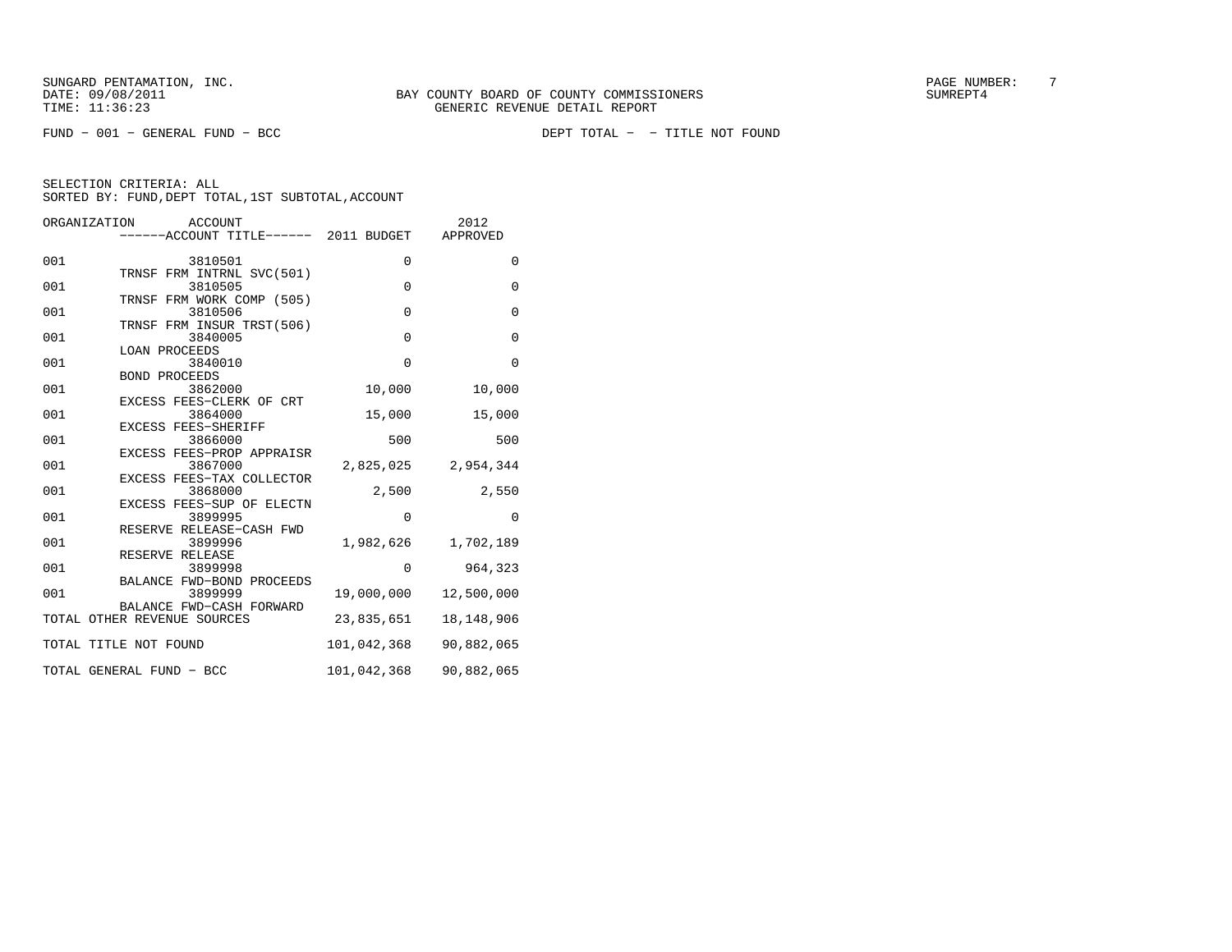SUNGARD PENTAMATION, INC.
DATE: 09/08/2011
TIME: 11:36:23

BAY COUNTY BOARD OF COUNTY COMMISSIONERS
GENERIC REVENUE DETAIL REPORT

SUMREPT4

FUND - 001 - GENERAL FUND - BCC

DEPT TOTAL - - TITLE NOT FOUND

SELECTION CRITERIA: ALL
SORTED BY: FUND,DEPT TOTAL,1ST SUBTOTAL,ACCOUNT

| ORGANIZATION | ACCOUNT / ------ACCOUNT TITLE------ | 2011 BUDGET | 2012 APPROVED |
|---|---|---|---|
| 001 | 3810501 TRNSF FRM INTRNL SVC(501) | 0 | 0 |
| 001 | 3810505 TRNSF FRM WORK COMP (505) | 0 | 0 |
| 001 | 3810506 TRNSF FRM INSUR TRST(506) | 0 | 0 |
| 001 | 3840005 LOAN PROCEEDS | 0 | 0 |
| 001 | 3840010 BOND PROCEEDS | 0 | 0 |
| 001 | 3862000 EXCESS FEES-CLERK OF CRT | 10,000 | 10,000 |
| 001 | 3864000 EXCESS FEES-SHERIFF | 15,000 | 15,000 |
| 001 | 3866000 EXCESS FEES-PROP APPRAISR | 500 | 500 |
| 001 | 3867000 EXCESS FEES-TAX COLLECTOR | 2,825,025 | 2,954,344 |
| 001 | 3868000 EXCESS FEES-SUP OF ELECTN | 2,500 | 2,550 |
| 001 | 3899995 RESERVE RELEASE-CASH FWD | 0 | 0 |
| 001 | 3899996 RESERVE RELEASE | 1,982,626 | 1,702,189 |
| 001 | 3899998 BALANCE FWD-BOND PROCEEDS | 0 | 964,323 |
| 001 | 3899999 BALANCE FWD-CASH FORWARD | 19,000,000 | 12,500,000 |
| TOTAL OTHER REVENUE SOURCES | | 23,835,651 | 18,148,906 |
| TOTAL TITLE NOT FOUND | | 101,042,368 | 90,882,065 |
| TOTAL GENERAL FUND - BCC | | 101,042,368 | 90,882,065 |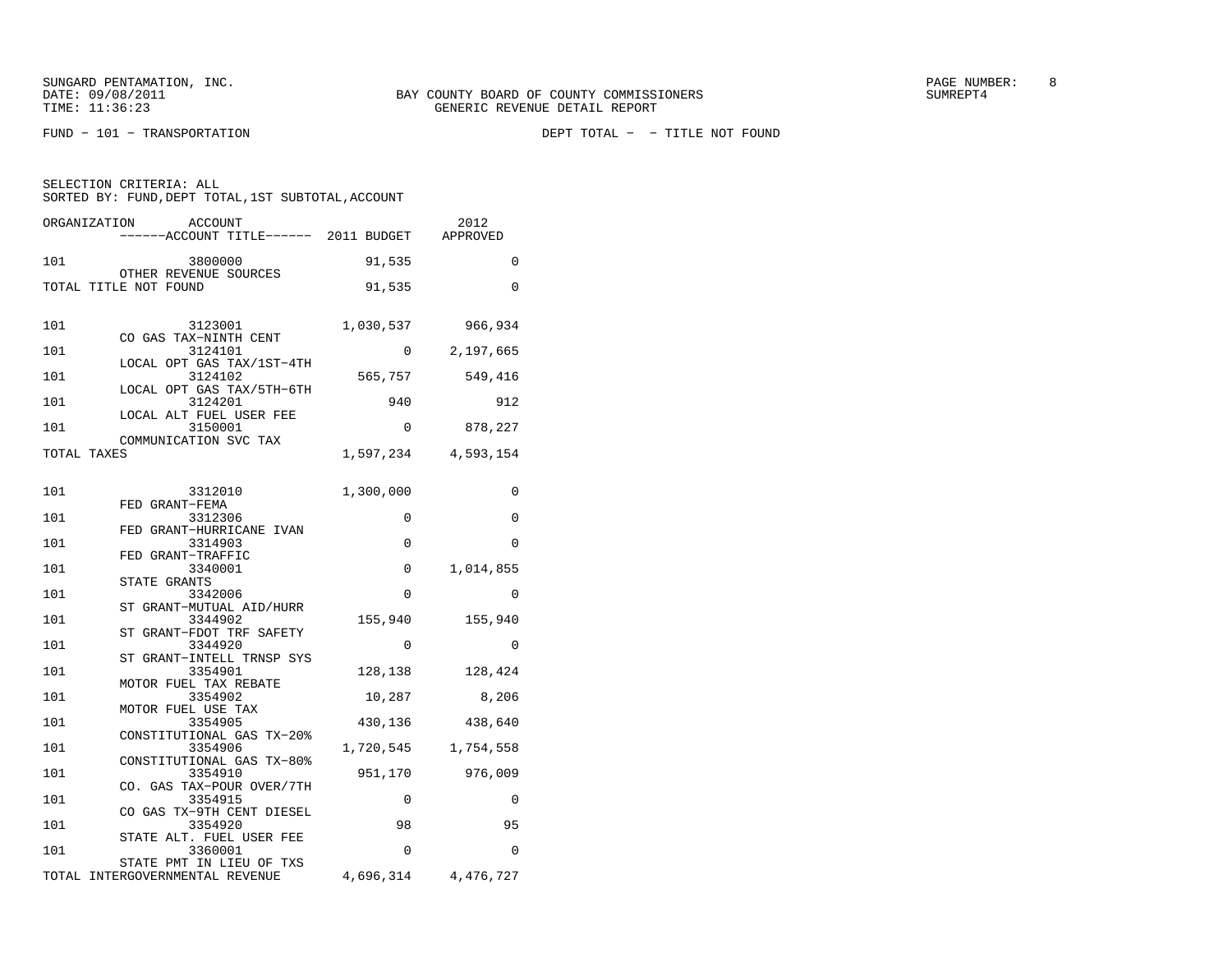SUNGARD PENTAMATION, INC.
DATE: 09/08/2011
TIME: 11:36:23

BAY COUNTY BOARD OF COUNTY COMMISSIONERS
GENERIC REVENUE DETAIL REPORT

SUMREPT4

FUND − 101 − TRANSPORTATION

DEPT TOTAL − − TITLE NOT FOUND

SELECTION CRITERIA: ALL
SORTED BY: FUND,DEPT TOTAL,1ST SUBTOTAL,ACCOUNT

| ORGANIZATION | ACCOUNT / ------ACCOUNT TITLE------ | 2011 BUDGET | 2012 APPROVED |
|---|---|---|---|
| 101 | 3800000 OTHER REVENUE SOURCES | 91,535 | 0 |
| TOTAL TITLE NOT FOUND | | 91,535 | 0 |
| 101 | 3123001 CO GAS TAX−NINTH CENT | 1,030,537 | 966,934 |
| 101 | 3124101 LOCAL OPT GAS TAX/1ST−4TH | 0 | 2,197,665 |
| 101 | 3124102 LOCAL OPT GAS TAX/5TH−6TH | 565,757 | 549,416 |
| 101 | 3124201 LOCAL ALT FUEL USER FEE | 940 | 912 |
| 101 | 3150001 COMMUNICATION SVC TAX | 0 | 878,227 |
| TOTAL TAXES | | 1,597,234 | 4,593,154 |
| 101 | 3312010 FED GRANT−FEMA | 1,300,000 | 0 |
| 101 | 3312306 FED GRANT−HURRICANE IVAN | 0 | 0 |
| 101 | 3314903 FED GRANT−TRAFFIC | 0 | 0 |
| 101 | 3340001 STATE GRANTS | 0 | 1,014,855 |
| 101 | 3342006 ST GRANT−MUTUAL AID/HURR | 0 | 0 |
| 101 | 3344902 ST GRANT−FDOT TRF SAFETY | 155,940 | 155,940 |
| 101 | 3344920 ST GRANT−INTELL TRNSP SYS | 0 | 0 |
| 101 | 3354901 MOTOR FUEL TAX REBATE | 128,138 | 128,424 |
| 101 | 3354902 MOTOR FUEL USE TAX | 10,287 | 8,206 |
| 101 | 3354905 CONSTITUTIONAL GAS TX−20% | 430,136 | 438,640 |
| 101 | 3354906 CONSTITUTIONAL GAS TX−80% | 1,720,545 | 1,754,558 |
| 101 | 3354910 CO. GAS TAX−POUR OVER/7TH | 951,170 | 976,009 |
| 101 | 3354915 CO GAS TX−9TH CENT DIESEL | 0 | 0 |
| 101 | 3354920 STATE ALT. FUEL USER FEE | 98 | 95 |
| 101 | 3360001 STATE PMT IN LIEU OF TXS | 0 | 0 |
| TOTAL INTERGOVERNMENTAL REVENUE | | 4,696,314 | 4,476,727 |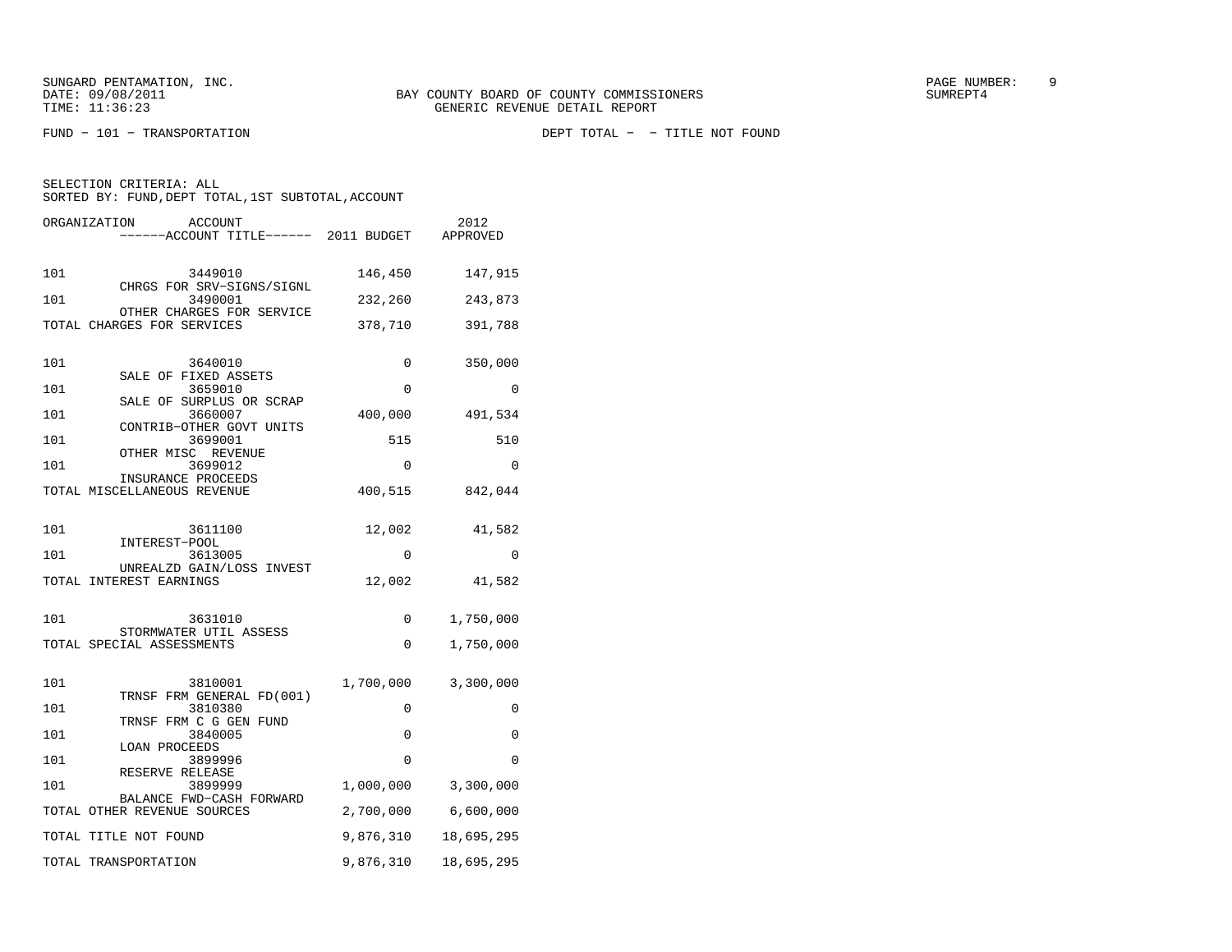SUNGARD PENTAMATION, INC.
DATE: 09/08/2011
TIME: 11:36:23

BAY COUNTY BOARD OF COUNTY COMMISSIONERS
GENERIC REVENUE DETAIL REPORT

SUMREPT4

FUND - 101 - TRANSPORTATION

DEPT TOTAL - - TITLE NOT FOUND

SELECTION CRITERIA: ALL
SORTED BY: FUND,DEPT TOTAL,1ST SUBTOTAL,ACCOUNT

| ORGANIZATION | ACCOUNT / ------ACCOUNT TITLE------ | 2011 BUDGET | 2012 APPROVED |
|---|---|---|---|
| 101 | 3449010 CHRGS FOR SRV-SIGNS/SIGNL | 146,450 | 147,915 |
| 101 | 3490001 OTHER CHARGES FOR SERVICE | 232,260 | 243,873 |
| TOTAL CHARGES FOR SERVICES | | 378,710 | 391,788 |
| 101 | 3640010 SALE OF FIXED ASSETS | 0 | 350,000 |
| 101 | 3659010 SALE OF SURPLUS OR SCRAP | 0 | 0 |
| 101 | 3660007 CONTRIB-OTHER GOVT UNITS | 400,000 | 491,534 |
| 101 | 3699001 OTHER MISC REVENUE | 515 | 510 |
| 101 | 3699012 INSURANCE PROCEEDS | 0 | 0 |
| TOTAL MISCELLANEOUS REVENUE | | 400,515 | 842,044 |
| 101 | 3611100 INTEREST-POOL | 12,002 | 41,582 |
| 101 | 3613005 UNREALZD GAIN/LOSS INVEST | 0 | 0 |
| TOTAL INTEREST EARNINGS | | 12,002 | 41,582 |
| 101 | 3631010 STORMWATER UTIL ASSESS | 0 | 1,750,000 |
| TOTAL SPECIAL ASSESSMENTS | | 0 | 1,750,000 |
| 101 | 3810001 TRNSF FRM GENERAL FD(001) | 1,700,000 | 3,300,000 |
| 101 | 3810380 TRNSF FRM C G GEN FUND | 0 | 0 |
| 101 | 3840005 LOAN PROCEEDS | 0 | 0 |
| 101 | 3899996 RESERVE RELEASE | 0 | 0 |
| 101 | 3899999 BALANCE FWD-CASH FORWARD | 1,000,000 | 3,300,000 |
| TOTAL OTHER REVENUE SOURCES | | 2,700,000 | 6,600,000 |
| TOTAL TITLE NOT FOUND | | 9,876,310 | 18,695,295 |
| TOTAL TRANSPORTATION | | 9,876,310 | 18,695,295 |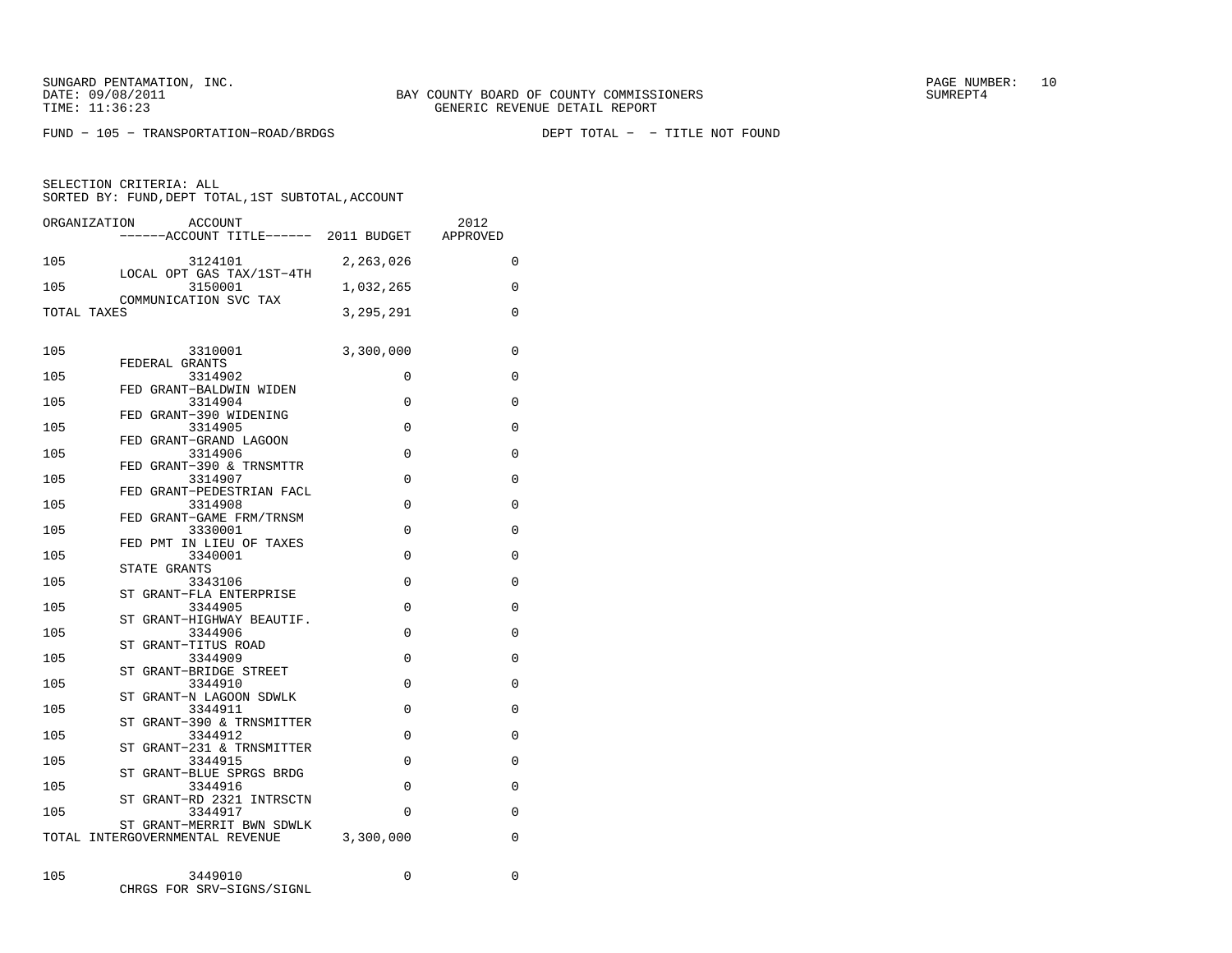SUNGARD PENTAMATION, INC.
DATE: 09/08/2011
TIME: 11:36:23

BAY COUNTY BOARD OF COUNTY COMMISSIONERS
GENERIC REVENUE DETAIL REPORT

SUMREPT4

FUND - 105 - TRANSPORTATION-ROAD/BRDGS

DEPT TOTAL - - TITLE NOT FOUND

SELECTION CRITERIA: ALL
SORTED BY: FUND,DEPT TOTAL,1ST SUBTOTAL,ACCOUNT

| ORGANIZATION | ACCOUNT / ------ACCOUNT TITLE------ | 2011 BUDGET | 2012 APPROVED |
|---|---|---|---|
| 105 | 3124101 LOCAL OPT GAS TAX/1ST-4TH | 2,263,026 | 0 |
| 105 | 3150001 COMMUNICATION SVC TAX | 1,032,265 | 0 |
| TOTAL TAXES | | 3,295,291 | 0 |
| 105 | 3310001 FEDERAL GRANTS | 3,300,000 | 0 |
| 105 | 3314902 FED GRANT-BALDWIN WIDEN | 0 | 0 |
| 105 | 3314904 FED GRANT-390 WIDENING | 0 | 0 |
| 105 | 3314905 FED GRANT-GRAND LAGOON | 0 | 0 |
| 105 | 3314906 FED GRANT-390 & TRNSMTTR | 0 | 0 |
| 105 | 3314907 FED GRANT-PEDESTRIAN FACL | 0 | 0 |
| 105 | 3314908 FED GRANT-GAME FRM/TRNSM | 0 | 0 |
| 105 | 3330001 FED PMT IN LIEU OF TAXES | 0 | 0 |
| 105 | 3340001 STATE GRANTS | 0 | 0 |
| 105 | 3343106 ST GRANT-FLA ENTERPRISE | 0 | 0 |
| 105 | 3344905 ST GRANT-HIGHWAY BEAUTIF. | 0 | 0 |
| 105 | 3344906 ST GRANT-TITUS ROAD | 0 | 0 |
| 105 | 3344909 ST GRANT-BRIDGE STREET | 0 | 0 |
| 105 | 3344910 ST GRANT-N LAGOON SDWLK | 0 | 0 |
| 105 | 3344911 ST GRANT-390 & TRNSMITTER | 0 | 0 |
| 105 | 3344912 ST GRANT-231 & TRNSMITTER | 0 | 0 |
| 105 | 3344915 ST GRANT-BLUE SPRGS BRDG | 0 | 0 |
| 105 | 3344916 ST GRANT-RD 2321 INTRSCTN | 0 | 0 |
| 105 | 3344917 ST GRANT-MERRIT BWN SDWLK | 0 | 0 |
| TOTAL INTERGOVERNMENTAL REVENUE | | 3,300,000 | 0 |
| 105 | 3449010 CHRGS FOR SRV-SIGNS/SIGNL | 0 | 0 |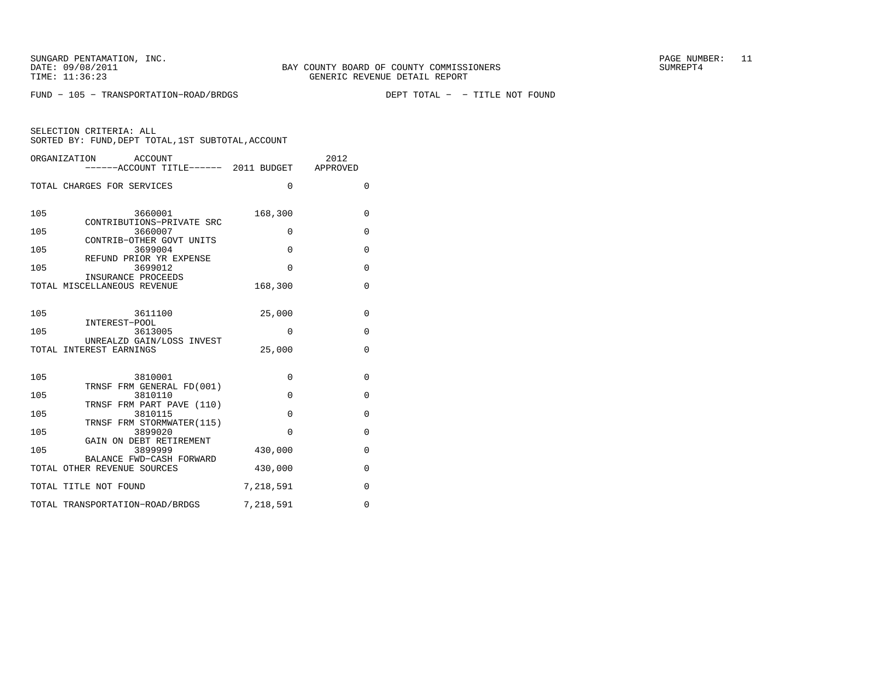SUNGARD PENTAMATION, INC.
DATE: 09/08/2011
TIME: 11:36:23

BAY COUNTY BOARD OF COUNTY COMMISSIONERS
GENERIC REVENUE DETAIL REPORT

SUMREPT4

FUND - 105 - TRANSPORTATION-ROAD/BRDGS                DEPT TOTAL -  - TITLE NOT FOUND

SELECTION CRITERIA: ALL
SORTED BY: FUND,DEPT TOTAL,1ST SUBTOTAL,ACCOUNT

| ORGANIZATION | ACCOUNT / ------ACCOUNT TITLE------ | 2011 BUDGET | 2012 APPROVED |
|---|---|---|---|
| TOTAL CHARGES FOR SERVICES | | 0 | 0 |
| 105 | 3660001 CONTRIBUTIONS-PRIVATE SRC | 168,300 | 0 |
| 105 | 3660007 CONTRIB-OTHER GOVT UNITS | 0 | 0 |
| 105 | 3699004 REFUND PRIOR YR EXPENSE | 0 | 0 |
| 105 | 3699012 INSURANCE PROCEEDS | 0 | 0 |
| TOTAL MISCELLANEOUS REVENUE | | 168,300 | 0 |
| 105 | 3611100 INTEREST-POOL | 25,000 | 0 |
| 105 | 3613005 UNREALZD GAIN/LOSS INVEST | 0 | 0 |
| TOTAL INTEREST EARNINGS | | 25,000 | 0 |
| 105 | 3810001 TRNSF FRM GENERAL FD(001) | 0 | 0 |
| 105 | 3810110 TRNSF FRM PART PAVE (110) | 0 | 0 |
| 105 | 3810115 TRNSF FRM STORMWATER(115) | 0 | 0 |
| 105 | 3899020 GAIN ON DEBT RETIREMENT | 0 | 0 |
| 105 | 3899999 BALANCE FWD-CASH FORWARD | 430,000 | 0 |
| TOTAL OTHER REVENUE SOURCES | | 430,000 | 0 |
| TOTAL TITLE NOT FOUND | | 7,218,591 | 0 |
| TOTAL TRANSPORTATION-ROAD/BRDGS | | 7,218,591 | 0 |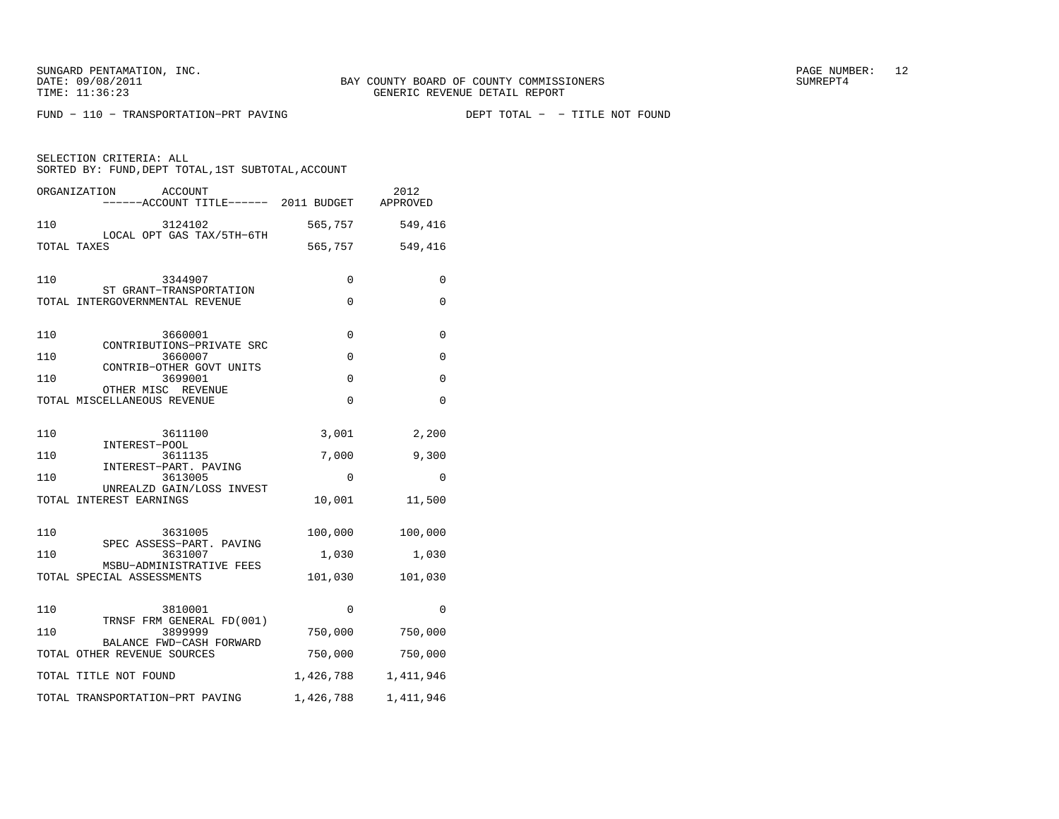SUNGARD PENTAMATION, INC.
DATE: 09/08/2011
TIME: 11:36:23

BAY COUNTY BOARD OF COUNTY COMMISSIONERS
GENERIC REVENUE DETAIL REPORT

PAGE NUMBER: 12
SUMREPT4

FUND - 110 - TRANSPORTATION-PRT PAVING

DEPT TOTAL - - TITLE NOT FOUND

SELECTION CRITERIA: ALL
SORTED BY: FUND,DEPT TOTAL,1ST SUBTOTAL,ACCOUNT

| ORGANIZATION | ACCOUNT ------ACCOUNT TITLE------ | 2011 BUDGET | 2012 APPROVED |
|---|---|---|---|
| 110 | 3124102 LOCAL OPT GAS TAX/5TH-6TH | 565,757 | 549,416 |
| TOTAL TAXES | | 565,757 | 549,416 |
| 110 | 3344907 ST GRANT-TRANSPORTATION | 0 | 0 |
| TOTAL INTERGOVERNMENTAL REVENUE | | 0 | 0 |
| 110 | 3660001 CONTRIBUTIONS-PRIVATE SRC | 0 | 0 |
| 110 | 3660007 CONTRIB-OTHER GOVT UNITS | 0 | 0 |
| 110 | 3699001 OTHER MISC REVENUE | 0 | 0 |
| TOTAL MISCELLANEOUS REVENUE | | 0 | 0 |
| 110 | 3611100 INTEREST-POOL | 3,001 | 2,200 |
| 110 | 3611135 INTEREST-PART. PAVING | 7,000 | 9,300 |
| 110 | 3613005 UNREALZD GAIN/LOSS INVEST | 0 | 0 |
| TOTAL INTEREST EARNINGS | | 10,001 | 11,500 |
| 110 | 3631005 SPEC ASSESS-PART. PAVING | 100,000 | 100,000 |
| 110 | 3631007 MSBU-ADMINISTRATIVE FEES | 1,030 | 1,030 |
| TOTAL SPECIAL ASSESSMENTS | | 101,030 | 101,030 |
| 110 | 3810001 TRNSF FRM GENERAL FD(001) | 0 | 0 |
| 110 | 3899999 BALANCE FWD-CASH FORWARD | 750,000 | 750,000 |
| TOTAL OTHER REVENUE SOURCES | | 750,000 | 750,000 |
| TOTAL TITLE NOT FOUND | | 1,426,788 | 1,411,946 |
| TOTAL TRANSPORTATION-PRT PAVING | | 1,426,788 | 1,411,946 |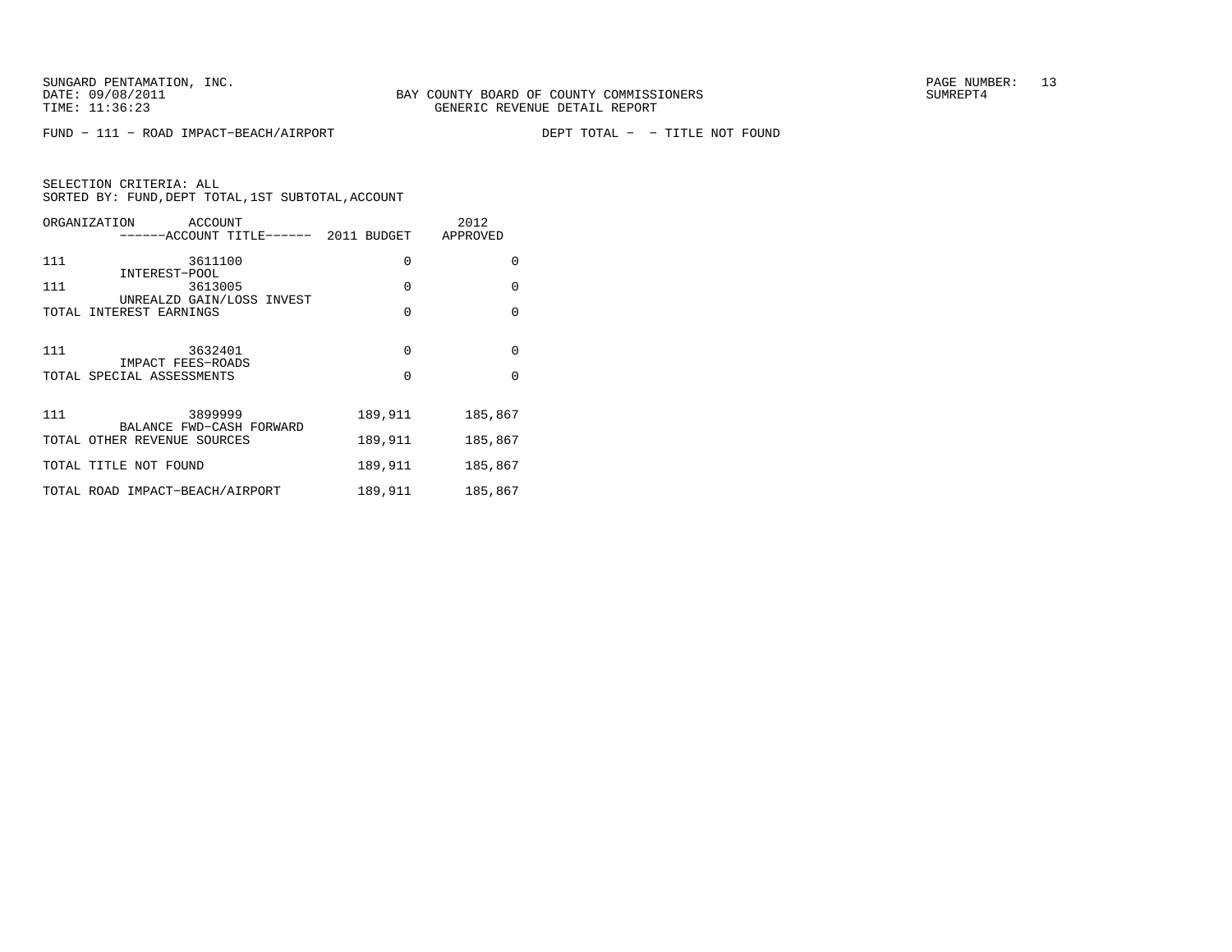SUNGARD PENTAMATION, INC.
DATE: 09/08/2011
TIME: 11:36:23

BAY COUNTY BOARD OF COUNTY COMMISSIONERS
GENERIC REVENUE DETAIL REPORT

SUMREPT4

FUND - 111 - ROAD IMPACT-BEACH/AIRPORT DEPT TOTAL - - TITLE NOT FOUND

SELECTION CRITERIA: ALL
SORTED BY: FUND,DEPT TOTAL,1ST SUBTOTAL,ACCOUNT

| ORGANIZATION | ACCOUNT ------ACCOUNT TITLE------ | 2011 BUDGET | 2012 APPROVED |
|---|---|---|---|
| 111 | 3611100 INTEREST-POOL | 0 | 0 |
| 111 | 3613005 UNREALZD GAIN/LOSS INVEST | 0 | 0 |
| TOTAL INTEREST EARNINGS | | 0 | 0 |
| 111 | 3632401 IMPACT FEES-ROADS | 0 | 0 |
| TOTAL SPECIAL ASSESSMENTS | | 0 | 0 |
| 111 | 3899999 BALANCE FWD-CASH FORWARD | 189,911 | 185,867 |
| TOTAL OTHER REVENUE SOURCES | | 189,911 | 185,867 |
| TOTAL TITLE NOT FOUND | | 189,911 | 185,867 |
| TOTAL ROAD IMPACT-BEACH/AIRPORT | | 189,911 | 185,867 |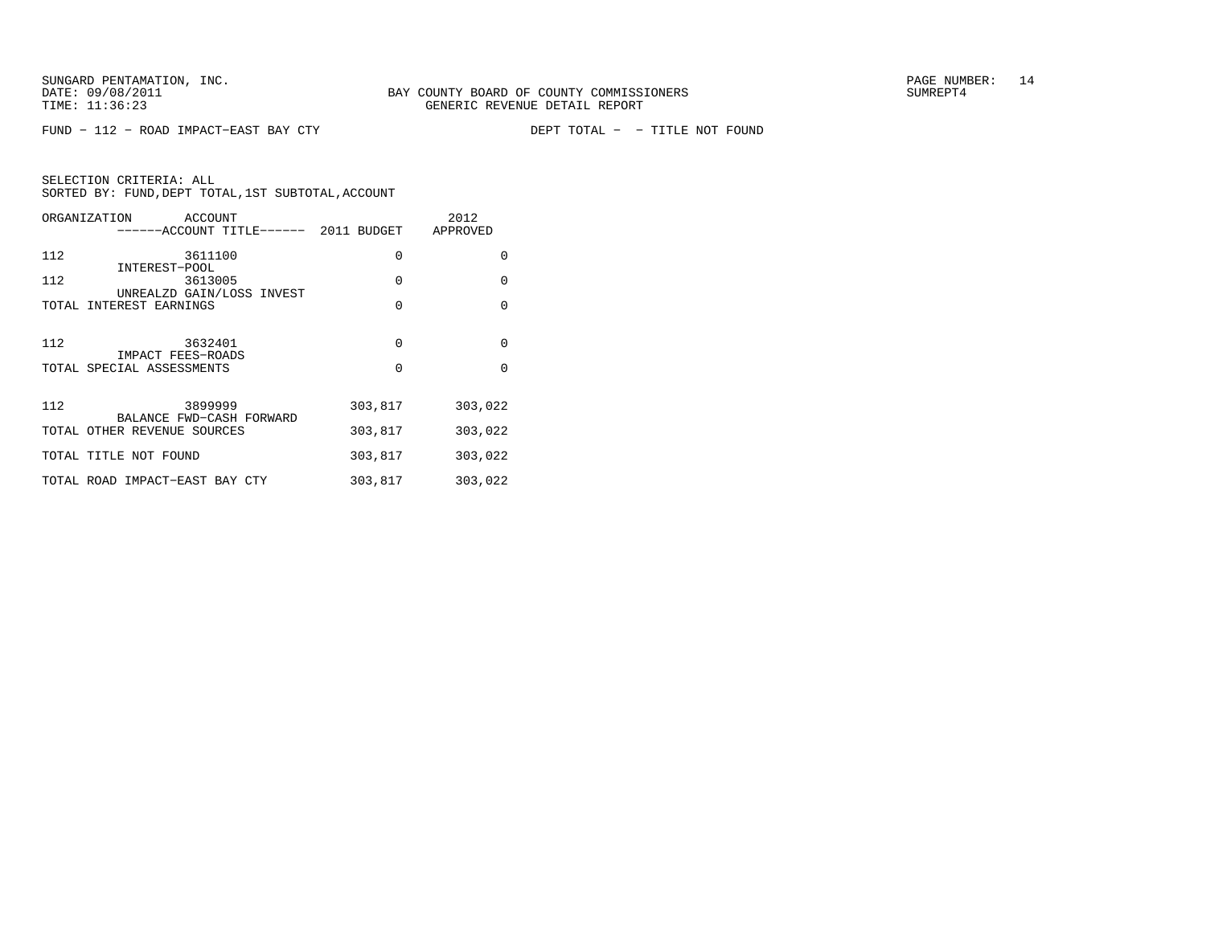BAY COUNTY BOARD OF COUNTY COMMISSIONERS
GENERIC REVENUE DETAIL REPORT

FUND − 112 − ROAD IMPACT−EAST BAY CTY

DEPT TOTAL − − TITLE NOT FOUND

SELECTION CRITERIA: ALL
SORTED BY: FUND,DEPT TOTAL,1ST SUBTOTAL,ACCOUNT

| ORGANIZATION | ACCOUNT / ------ACCOUNT TITLE------ | 2011 BUDGET | 2012 APPROVED |
|---|---|---|---|
| 112 | 3611100 INTEREST−POOL | 0 | 0 |
| 112 | 3613005 UNREALZD GAIN/LOSS INVEST | 0 | 0 |
| TOTAL INTEREST EARNINGS | | 0 | 0 |
| 112 | 3632401 IMPACT FEES−ROADS | 0 | 0 |
| TOTAL SPECIAL ASSESSMENTS | | 0 | 0 |
| 112 | 3899999 BALANCE FWD−CASH FORWARD | 303,817 | 303,022 |
| TOTAL OTHER REVENUE SOURCES | | 303,817 | 303,022 |
| TOTAL TITLE NOT FOUND | | 303,817 | 303,022 |
| TOTAL ROAD IMPACT−EAST BAY CTY | | 303,817 | 303,022 |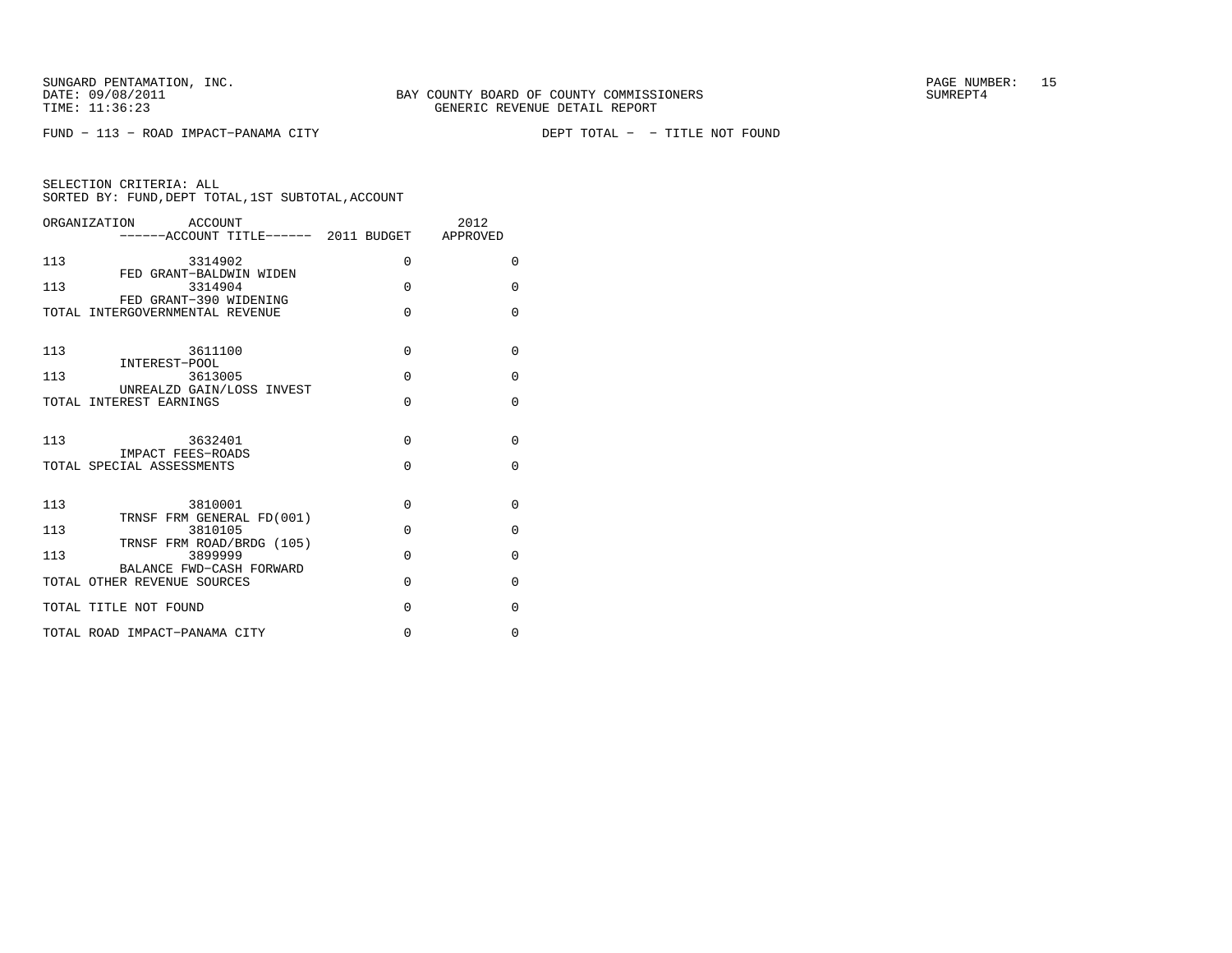SUNGARD PENTAMATION, INC.
DATE: 09/08/2011
TIME: 11:36:23

BAY COUNTY BOARD OF COUNTY COMMISSIONERS
GENERIC REVENUE DETAIL REPORT

SUMREPT4

FUND − 113 − ROAD IMPACT−PANAMA CITY DEPT TOTAL − − TITLE NOT FOUND

SELECTION CRITERIA: ALL
SORTED BY: FUND,DEPT TOTAL,1ST SUBTOTAL,ACCOUNT

| ORGANIZATION | ACCOUNT ------ACCOUNT TITLE------ | 2011 BUDGET | 2012 APPROVED |
|---|---|---|---|
| 113 | 3314902 FED GRANT−BALDWIN WIDEN | 0 | 0 |
| 113 | 3314904 FED GRANT−390 WIDENING | 0 | 0 |
| TOTAL INTERGOVERNMENTAL REVENUE | | 0 | 0 |
| 113 | 3611100 INTEREST−POOL | 0 | 0 |
| 113 | 3613005 UNREALZD GAIN/LOSS INVEST | 0 | 0 |
| TOTAL INTEREST EARNINGS | | 0 | 0 |
| 113 | 3632401 IMPACT FEES−ROADS | 0 | 0 |
| TOTAL SPECIAL ASSESSMENTS | | 0 | 0 |
| 113 | 3810001 TRNSF FRM GENERAL FD(001) | 0 | 0 |
| 113 | 3810105 TRNSF FRM ROAD/BRDG (105) | 0 | 0 |
| 113 | 3899999 BALANCE FWD−CASH FORWARD | 0 | 0 |
| TOTAL OTHER REVENUE SOURCES | | 0 | 0 |
| TOTAL TITLE NOT FOUND | | 0 | 0 |
| TOTAL ROAD IMPACT−PANAMA CITY | | 0 | 0 |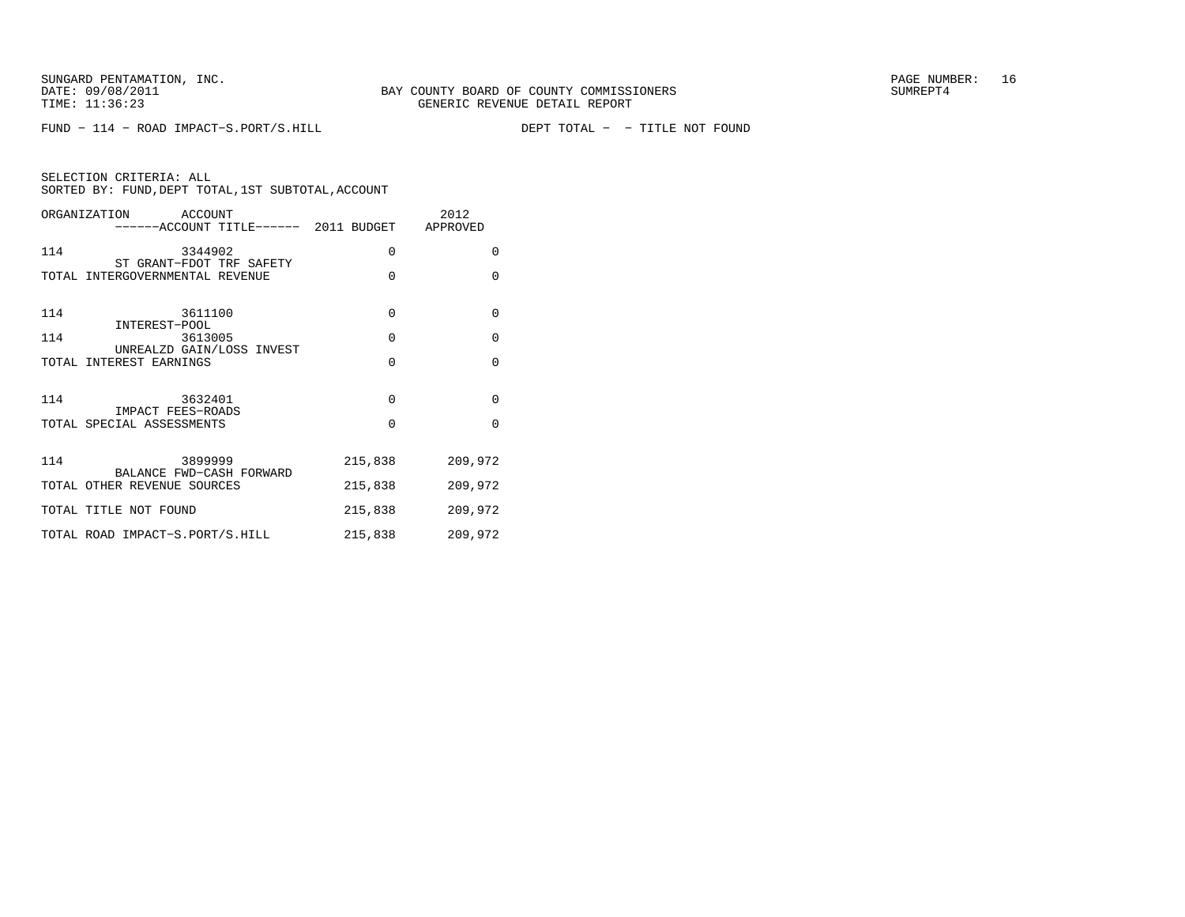SUNGARD PENTAMATION, INC.
DATE: 09/08/2011
TIME: 11:36:23

BAY COUNTY BOARD OF COUNTY COMMISSIONERS
GENERIC REVENUE DETAIL REPORT

SUMREPT4

FUND − 114 − ROAD IMPACT−S.PORT/S.HILL　　　　DEPT TOTAL − − TITLE NOT FOUND

SELECTION CRITERIA: ALL
SORTED BY: FUND,DEPT TOTAL,1ST SUBTOTAL,ACCOUNT

| ORGANIZATION | ACCOUNT ------ACCOUNT TITLE------ | 2011 BUDGET | 2012 APPROVED |
|---|---|---|---|
| 114 | 3344902 ST GRANT−FDOT TRF SAFETY | 0 | 0 |
| TOTAL INTERGOVERNMENTAL REVENUE | | 0 | 0 |
| 114 | 3611100 INTEREST−POOL | 0 | 0 |
| 114 | 3613005 UNREALZD GAIN/LOSS INVEST | 0 | 0 |
| TOTAL INTEREST EARNINGS | | 0 | 0 |
| 114 | 3632401 IMPACT FEES−ROADS | 0 | 0 |
| TOTAL SPECIAL ASSESSMENTS | | 0 | 0 |
| 114 | 3899999 BALANCE FWD−CASH FORWARD | 215,838 | 209,972 |
| TOTAL OTHER REVENUE SOURCES | | 215,838 | 209,972 |
| TOTAL TITLE NOT FOUND | | 215,838 | 209,972 |
| TOTAL ROAD IMPACT−S.PORT/S.HILL | | 215,838 | 209,972 |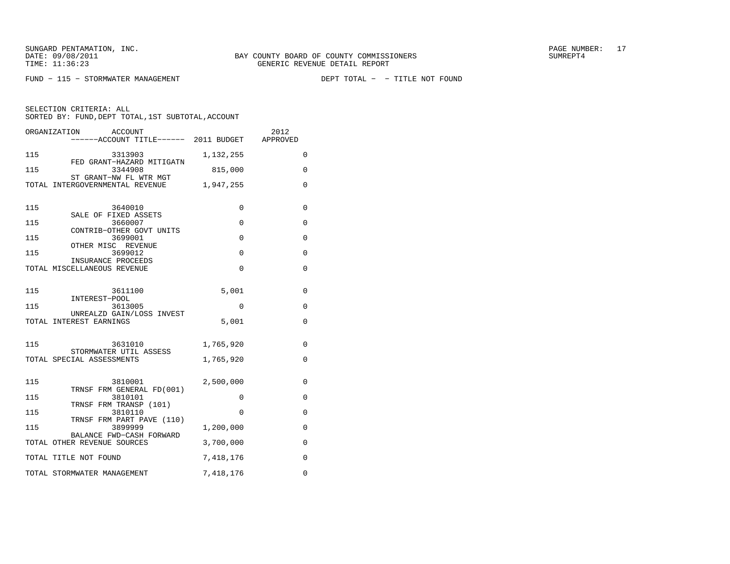SUNGARD PENTAMATION, INC.
DATE: 09/08/2011
TIME: 11:36:23

BAY COUNTY BOARD OF COUNTY COMMISSIONERS
GENERIC REVENUE DETAIL REPORT

SUMREPT4

FUND - 115 - STORMWATER MANAGEMENT

DEPT TOTAL - - TITLE NOT FOUND

SELECTION CRITERIA: ALL
SORTED BY: FUND,DEPT TOTAL,1ST SUBTOTAL,ACCOUNT

| ORGANIZATION | ACCOUNT ------ACCOUNT TITLE------ | 2011 BUDGET | 2012 APPROVED |
|---|---|---|---|
| 115 | 3313903 FED GRANT-HAZARD MITIGATN | 1,132,255 | 0 |
| 115 | 3344908 ST GRANT-NW FL WTR MGT | 815,000 | 0 |
| TOTAL INTERGOVERNMENTAL REVENUE | | 1,947,255 | 0 |
| 115 | 3640010 SALE OF FIXED ASSETS | 0 | 0 |
| 115 | 3660007 CONTRIB-OTHER GOVT UNITS | 0 | 0 |
| 115 | 3699001 OTHER MISC REVENUE | 0 | 0 |
| 115 | 3699012 INSURANCE PROCEEDS | 0 | 0 |
| TOTAL MISCELLANEOUS REVENUE | | 0 | 0 |
| 115 | 3611100 INTEREST-POOL | 5,001 | 0 |
| 115 | 3613005 UNREALZD GAIN/LOSS INVEST | 0 | 0 |
| TOTAL INTEREST EARNINGS | | 5,001 | 0 |
| 115 | 3631010 STORMWATER UTIL ASSESS | 1,765,920 | 0 |
| TOTAL SPECIAL ASSESSMENTS | | 1,765,920 | 0 |
| 115 | 3810001 TRNSF FRM GENERAL FD(001) | 2,500,000 | 0 |
| 115 | 3810101 TRNSF FRM TRANSP (101) | 0 | 0 |
| 115 | 3810110 TRNSF FRM PART PAVE (110) | 0 | 0 |
| 115 | 3899999 BALANCE FWD-CASH FORWARD | 1,200,000 | 0 |
| TOTAL OTHER REVENUE SOURCES | | 3,700,000 | 0 |
| TOTAL TITLE NOT FOUND | | 7,418,176 | 0 |
| TOTAL STORMWATER MANAGEMENT | | 7,418,176 | 0 |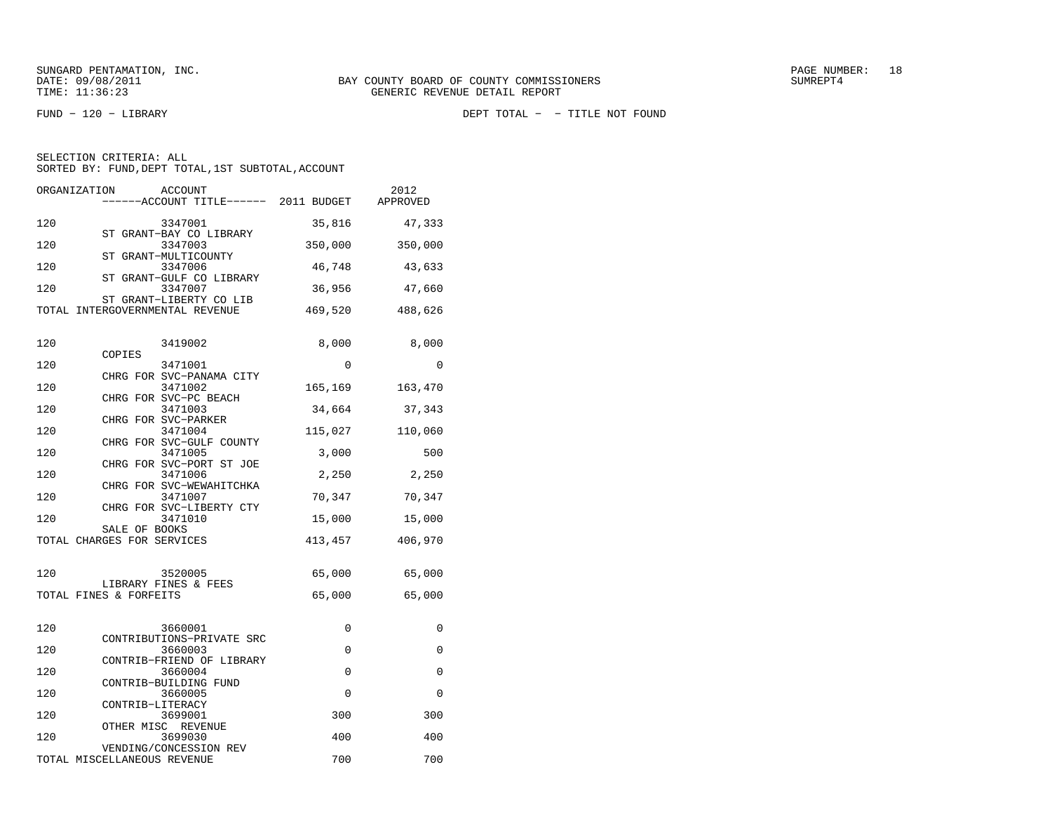SUNGARD PENTAMATION, INC.
DATE: 09/08/2011
TIME: 11:36:23

BAY COUNTY BOARD OF COUNTY COMMISSIONERS
GENERIC REVENUE DETAIL REPORT

PAGE NUMBER: 18
SUMREPT4

FUND − 120 − LIBRARY

DEPT TOTAL − − TITLE NOT FOUND

SELECTION CRITERIA: ALL
SORTED BY: FUND,DEPT TOTAL,1ST SUBTOTAL,ACCOUNT

| ORGANIZATION | ACCOUNT / ACCOUNT TITLE | 2011 BUDGET | 2012 APPROVED |
|---|---|---|---|
| 120 | 3347001 ST GRANT−BAY CO LIBRARY | 35,816 | 47,333 |
| 120 | 3347003 ST GRANT−MULTICOUNTY | 350,000 | 350,000 |
| 120 | 3347006 ST GRANT−GULF CO LIBRARY | 46,748 | 43,633 |
| 120 | 3347007 ST GRANT−LIBERTY CO LIB | 36,956 | 47,660 |
| TOTAL INTERGOVERNMENTAL REVENUE | | 469,520 | 488,626 |
| 120 | 3419002 COPIES | 8,000 | 8,000 |
| 120 | 3471001 CHRG FOR SVC−PANAMA CITY | 0 | 0 |
| 120 | 3471002 CHRG FOR SVC−PC BEACH | 165,169 | 163,470 |
| 120 | 3471003 CHRG FOR SVC−PARKER | 34,664 | 37,343 |
| 120 | 3471004 CHRG FOR SVC−GULF COUNTY | 115,027 | 110,060 |
| 120 | 3471005 CHRG FOR SVC−PORT ST JOE | 3,000 | 500 |
| 120 | 3471006 CHRG FOR SVC−WEWAHITCHKA | 2,250 | 2,250 |
| 120 | 3471007 CHRG FOR SVC−LIBERTY CTY | 70,347 | 70,347 |
| 120 | 3471010 SALE OF BOOKS | 15,000 | 15,000 |
| TOTAL CHARGES FOR SERVICES | | 413,457 | 406,970 |
| 120 | 3520005 LIBRARY FINES & FEES | 65,000 | 65,000 |
| TOTAL FINES & FORFEITS | | 65,000 | 65,000 |
| 120 | 3660001 CONTRIBUTIONS−PRIVATE SRC | 0 | 0 |
| 120 | 3660003 CONTRIB−FRIEND OF LIBRARY | 0 | 0 |
| 120 | 3660004 CONTRIB−BUILDING FUND | 0 | 0 |
| 120 | 3660005 CONTRIB−LITERACY | 0 | 0 |
| 120 | 3699001 OTHER MISC REVENUE | 300 | 300 |
| 120 | 3699030 VENDING/CONCESSION REV | 400 | 400 |
| TOTAL MISCELLANEOUS REVENUE | | 700 | 700 |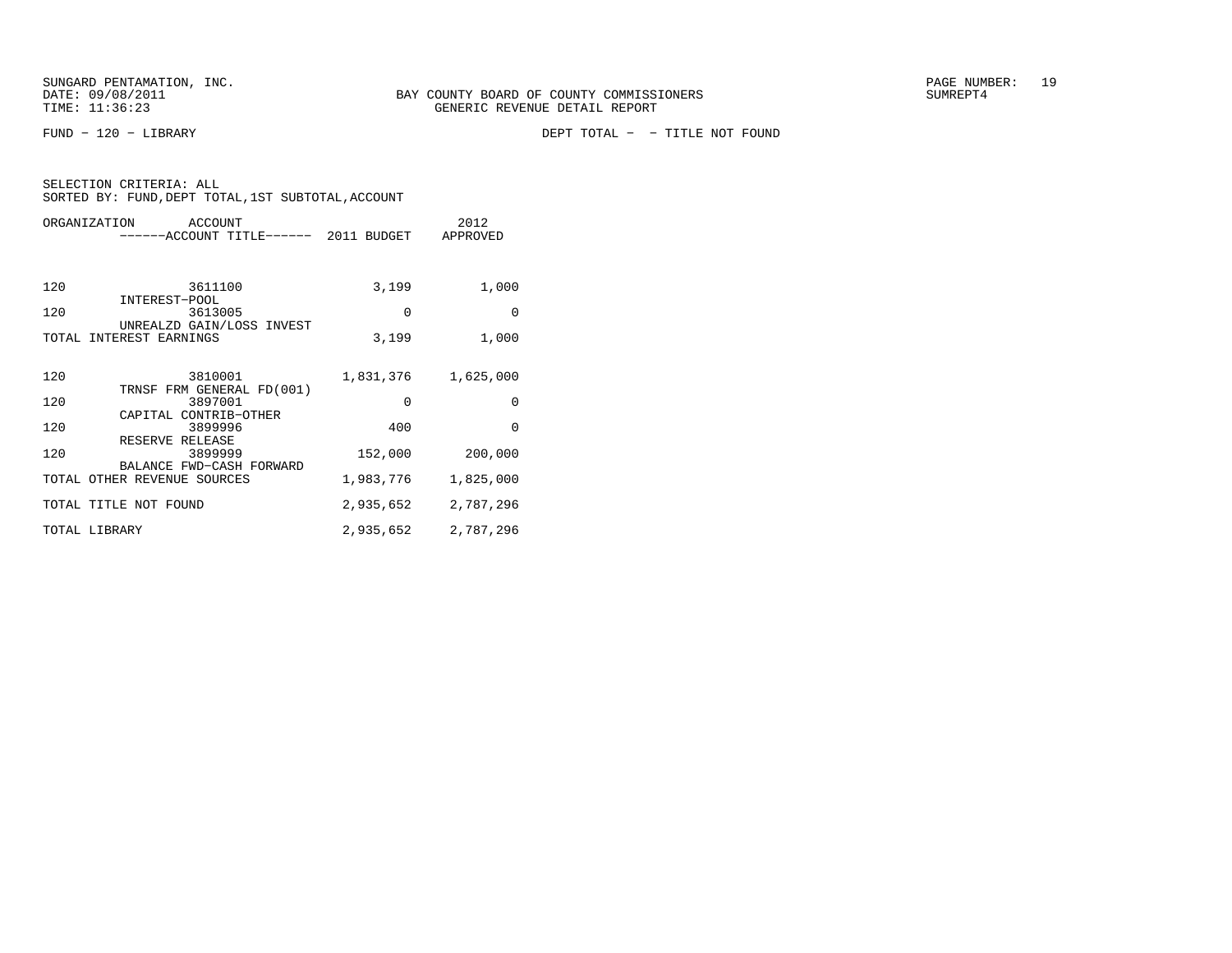BAY COUNTY BOARD OF COUNTY COMMISSIONERS
GENERIC REVENUE DETAIL REPORT

SUNGARD PENTAMATION, INC.
DATE: 09/08/2011
TIME: 11:36:23

SUMREPT4

FUND - 120 - LIBRARY

DEPT TOTAL - - TITLE NOT FOUND

SELECTION CRITERIA: ALL
SORTED BY: FUND,DEPT TOTAL,1ST SUBTOTAL,ACCOUNT

| ORGANIZATION | ACCOUNT ------ACCOUNT TITLE------ | 2011 BUDGET | 2012 APPROVED |
|---|---|---|---|
| 120 | 3611100 INTEREST-POOL | 3,199 | 1,000 |
| 120 | 3613005 UNREALZD GAIN/LOSS INVEST | 0 | 0 |
| TOTAL INTEREST EARNINGS | | 3,199 | 1,000 |
| 120 | 3810001 TRNSF FRM GENERAL FD(001) | 1,831,376 | 1,625,000 |
| 120 | 3897001 CAPITAL CONTRIB-OTHER | 0 | 0 |
| 120 | 3899996 RESERVE RELEASE | 400 | 0 |
| 120 | 3899999 BALANCE FWD-CASH FORWARD | 152,000 | 200,000 |
| TOTAL OTHER REVENUE SOURCES | | 1,983,776 | 1,825,000 |
| TOTAL TITLE NOT FOUND | | 2,935,652 | 2,787,296 |
| TOTAL LIBRARY | | 2,935,652 | 2,787,296 |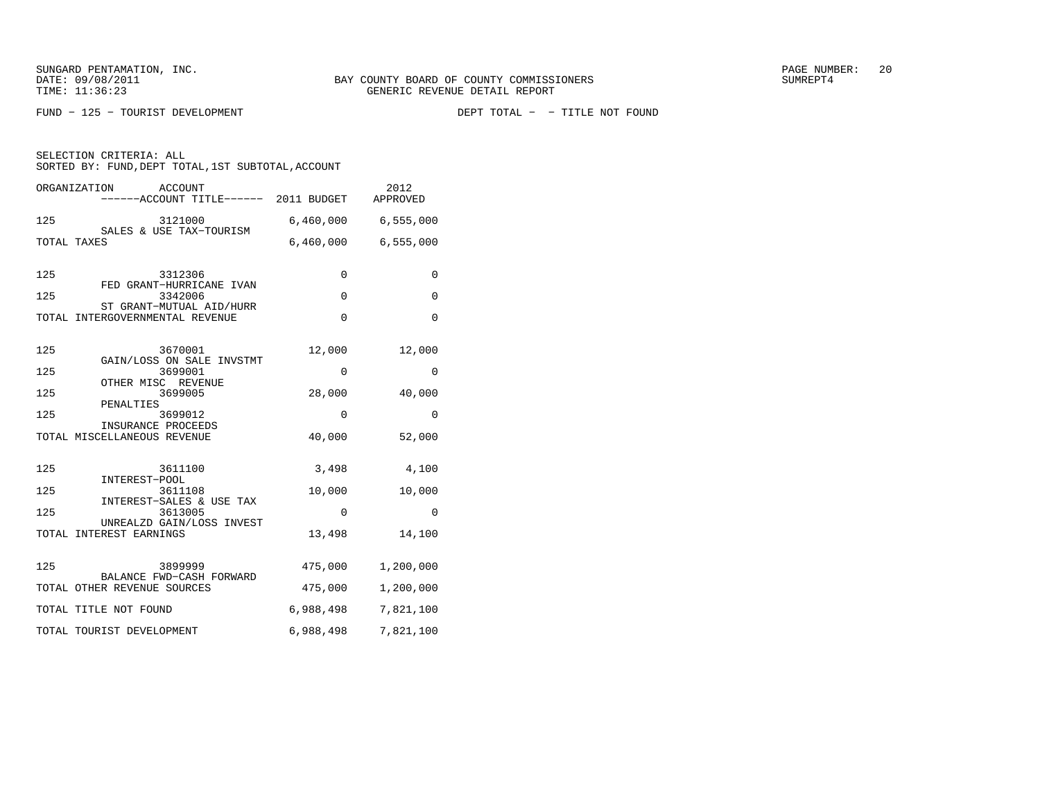SUNGARD PENTAMATION, INC.
DATE: 09/08/2011
TIME: 11:36:23

BAY COUNTY BOARD OF COUNTY COMMISSIONERS
GENERIC REVENUE DETAIL REPORT

SUMREPT4

FUND − 125 − TOURIST DEVELOPMENT

DEPT TOTAL − − TITLE NOT FOUND

SELECTION CRITERIA: ALL
SORTED BY: FUND,DEPT TOTAL,1ST SUBTOTAL,ACCOUNT

| ORGANIZATION | ACCOUNT / ------ACCOUNT TITLE------ | 2011 BUDGET | 2012 APPROVED |
|---|---|---|---|
| 125 | 3121000 SALES & USE TAX−TOURISM | 6,460,000 | 6,555,000 |
| TOTAL TAXES | | 6,460,000 | 6,555,000 |
| 125 | 3312306 FED GRANT−HURRICANE IVAN | 0 | 0 |
| 125 | 3342006 ST GRANT−MUTUAL AID/HURR | 0 | 0 |
| TOTAL INTERGOVERNMENTAL REVENUE | | 0 | 0 |
| 125 | 3670001 GAIN/LOSS ON SALE INVSTMT | 12,000 | 12,000 |
| 125 | 3699001 OTHER MISC REVENUE | 0 | 0 |
| 125 | 3699005 PENALTIES | 28,000 | 40,000 |
| 125 | 3699012 INSURANCE PROCEEDS | 0 | 0 |
| TOTAL MISCELLANEOUS REVENUE | | 40,000 | 52,000 |
| 125 | 3611100 INTEREST−POOL | 3,498 | 4,100 |
| 125 | 3611108 INTEREST−SALES & USE TAX | 10,000 | 10,000 |
| 125 | 3613005 UNREALZD GAIN/LOSS INVEST | 0 | 0 |
| TOTAL INTEREST EARNINGS | | 13,498 | 14,100 |
| 125 | 3899999 BALANCE FWD−CASH FORWARD | 475,000 | 1,200,000 |
| TOTAL OTHER REVENUE SOURCES | | 475,000 | 1,200,000 |
| TOTAL TITLE NOT FOUND | | 6,988,498 | 7,821,100 |
| TOTAL TOURIST DEVELOPMENT | | 6,988,498 | 7,821,100 |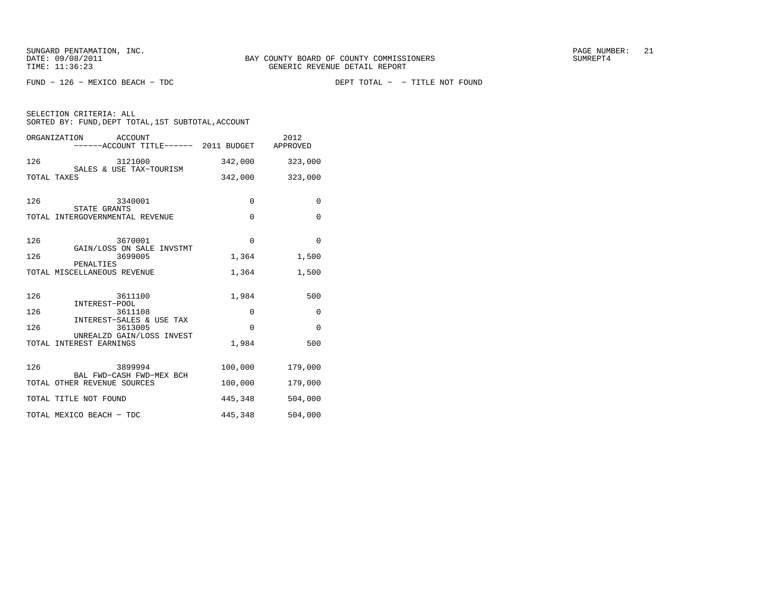BAY COUNTY BOARD OF COUNTY COMMISSIONERS
GENERIC REVENUE DETAIL REPORT

FUND − 126 − MEXICO BEACH − TDC

DEPT TOTAL − − TITLE NOT FOUND

SELECTION CRITERIA: ALL
SORTED BY: FUND,DEPT TOTAL,1ST SUBTOTAL,ACCOUNT

| ORGANIZATION | ACCOUNT / ACCOUNT TITLE | 2011 BUDGET | 2012 APPROVED |
|---|---|---|---|
| 126 | 3121000 SALES & USE TAX−TOURISM | 342,000 | 323,000 |
| TOTAL TAXES | | 342,000 | 323,000 |
| 126 | 3340001 STATE GRANTS | 0 | 0 |
| TOTAL INTERGOVERNMENTAL REVENUE | | 0 | 0 |
| 126 | 3670001 GAIN/LOSS ON SALE INVSTMT | 0 | 0 |
| 126 | 3699005 PENALTIES | 1,364 | 1,500 |
| TOTAL MISCELLANEOUS REVENUE | | 1,364 | 1,500 |
| 126 | 3611100 INTEREST−POOL | 1,984 | 500 |
| 126 | 3611108 INTEREST−SALES & USE TAX | 0 | 0 |
| 126 | 3613005 UNREALZD GAIN/LOSS INVEST | 0 | 0 |
| TOTAL INTEREST EARNINGS | | 1,984 | 500 |
| 126 | 3899994 BAL FWD−CASH FWD−MEX BCH | 100,000 | 179,000 |
| TOTAL OTHER REVENUE SOURCES | | 100,000 | 179,000 |
| TOTAL TITLE NOT FOUND | | 445,348 | 504,000 |
| TOTAL MEXICO BEACH − TDC | | 445,348 | 504,000 |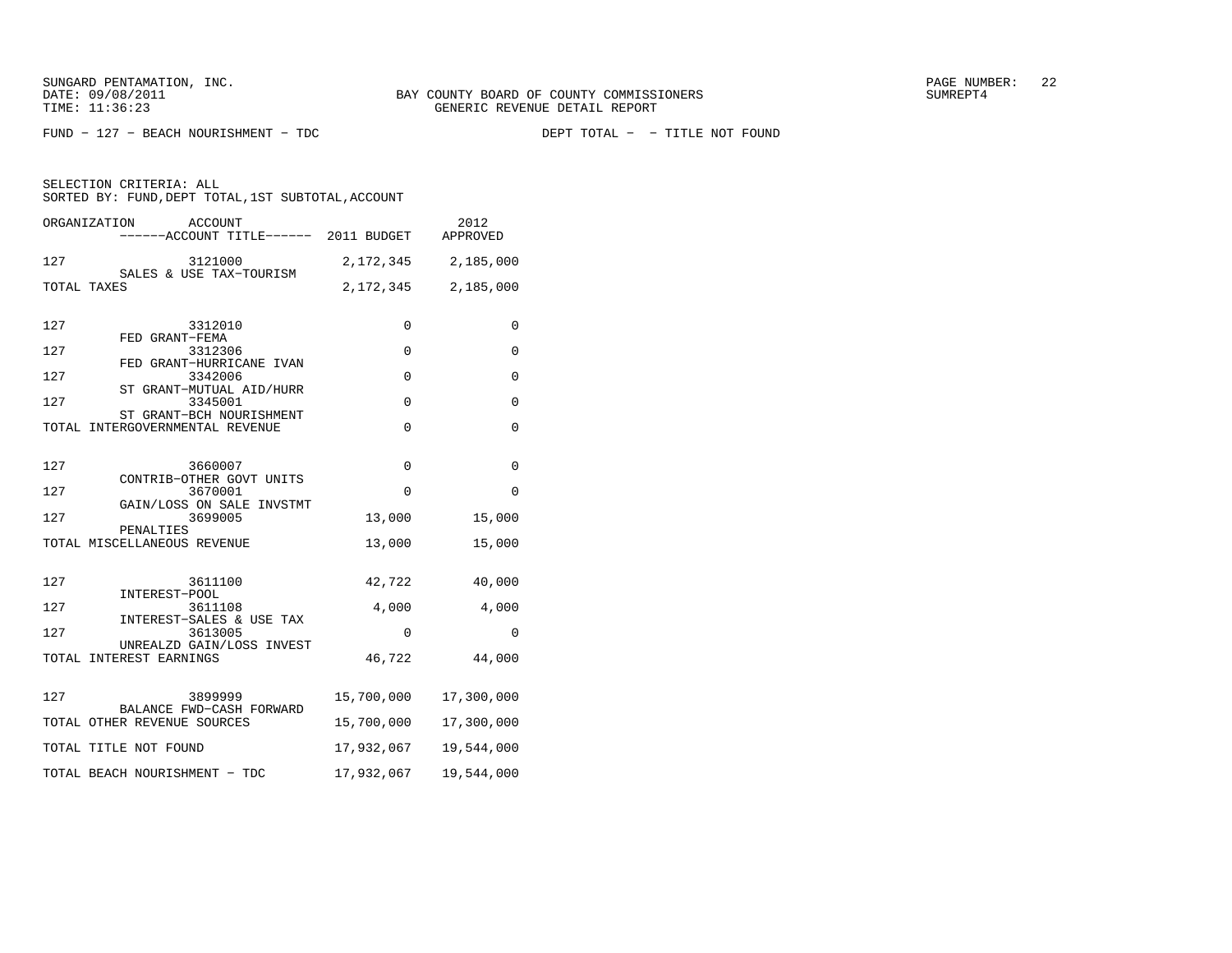SUNGARD PENTAMATION, INC.
DATE: 09/08/2011
TIME: 11:36:23

BAY COUNTY BOARD OF COUNTY COMMISSIONERS
GENERIC REVENUE DETAIL REPORT

SUMREPT4

FUND − 127 − BEACH NOURISHMENT − TDC DEPT TOTAL − − TITLE NOT FOUND

SELECTION CRITERIA: ALL
SORTED BY: FUND,DEPT TOTAL,1ST SUBTOTAL,ACCOUNT

| ORGANIZATION | ACCOUNT ------ACCOUNT TITLE------ | 2011 BUDGET | 2012 APPROVED |
|---|---|---|---|
| 127 | 3121000 SALES & USE TAX−TOURISM | 2,172,345 | 2,185,000 |
| TOTAL TAXES | | 2,172,345 | 2,185,000 |
| 127 | 3312010 FED GRANT−FEMA | 0 | 0 |
| 127 | 3312306 FED GRANT−HURRICANE IVAN | 0 | 0 |
| 127 | 3342006 ST GRANT−MUTUAL AID/HURR | 0 | 0 |
| 127 | 3345001 ST GRANT−BCH NOURISHMENT | 0 | 0 |
| TOTAL INTERGOVERNMENTAL REVENUE | | 0 | 0 |
| 127 | 3660007 CONTRIB−OTHER GOVT UNITS | 0 | 0 |
| 127 | 3670001 GAIN/LOSS ON SALE INVSTMT | 0 | 0 |
| 127 | 3699005 PENALTIES | 13,000 | 15,000 |
| TOTAL MISCELLANEOUS REVENUE | | 13,000 | 15,000 |
| 127 | 3611100 INTEREST−POOL | 42,722 | 40,000 |
| 127 | 3611108 INTEREST−SALES & USE TAX | 4,000 | 4,000 |
| 127 | 3613005 UNREALZD GAIN/LOSS INVEST | 0 | 0 |
| TOTAL INTEREST EARNINGS | | 46,722 | 44,000 |
| 127 | 3899999 BALANCE FWD−CASH FORWARD | 15,700,000 | 17,300,000 |
| TOTAL OTHER REVENUE SOURCES | | 15,700,000 | 17,300,000 |
| TOTAL TITLE NOT FOUND | | 17,932,067 | 19,544,000 |
| TOTAL BEACH NOURISHMENT − TDC | | 17,932,067 | 19,544,000 |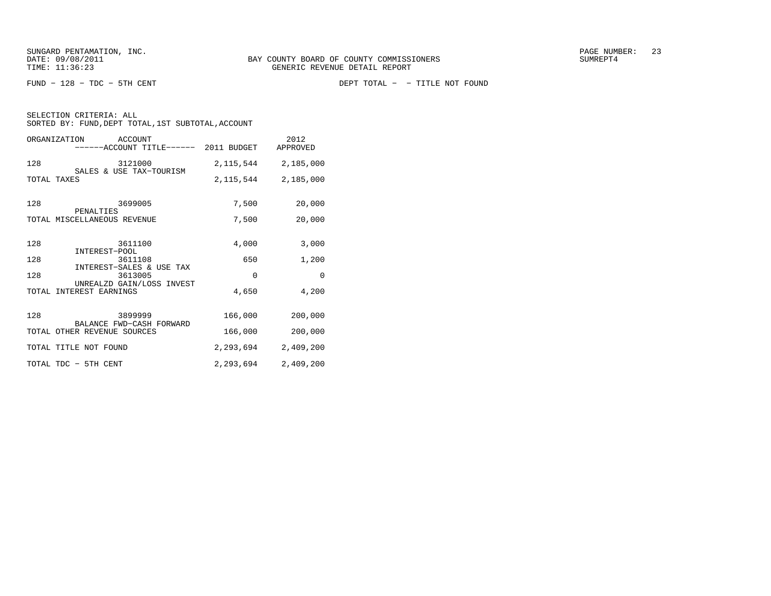SUNGARD PENTAMATION, INC.
DATE: 09/08/2011
TIME: 11:36:23

BAY COUNTY BOARD OF COUNTY COMMISSIONERS
GENERIC REVENUE DETAIL REPORT

SUMREPT4

FUND − 128 − TDC − 5TH CENT

DEPT TOTAL − − TITLE NOT FOUND

SELECTION CRITERIA: ALL
SORTED BY: FUND,DEPT TOTAL,1ST SUBTOTAL,ACCOUNT

| ORGANIZATION | ACCOUNT / ------ACCOUNT TITLE------ | 2011 BUDGET | 2012 APPROVED |
|---|---|---|---|
| 128 | 3121000 SALES & USE TAX−TOURISM | 2,115,544 | 2,185,000 |
| TOTAL TAXES | | 2,115,544 | 2,185,000 |
| 128 | 3699005 PENALTIES | 7,500 | 20,000 |
| TOTAL MISCELLANEOUS REVENUE | | 7,500 | 20,000 |
| 128 | 3611100 INTEREST−POOL | 4,000 | 3,000 |
| 128 | 3611108 INTEREST−SALES & USE TAX | 650 | 1,200 |
| 128 | 3613005 UNREALZD GAIN/LOSS INVEST | 0 | 0 |
| TOTAL INTEREST EARNINGS | | 4,650 | 4,200 |
| 128 | 3899999 BALANCE FWD−CASH FORWARD | 166,000 | 200,000 |
| TOTAL OTHER REVENUE SOURCES | | 166,000 | 200,000 |
| TOTAL TITLE NOT FOUND | | 2,293,694 | 2,409,200 |
| TOTAL TDC − 5TH CENT | | 2,293,694 | 2,409,200 |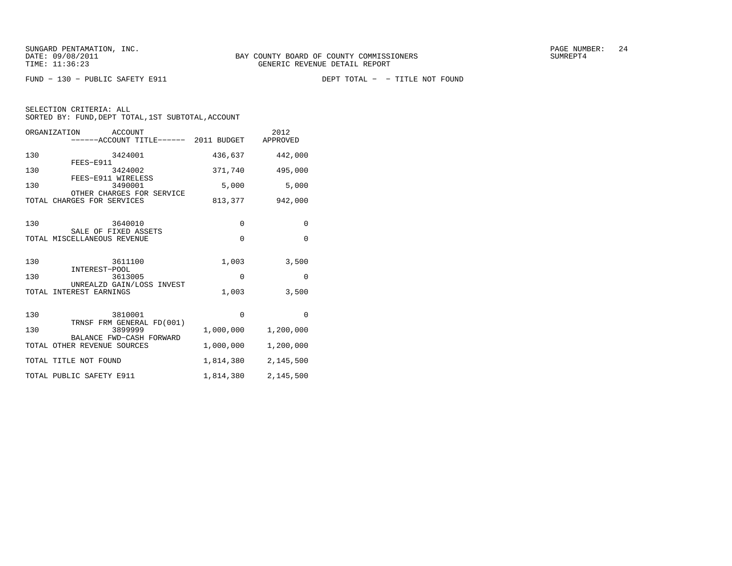SUNGARD PENTAMATION, INC.
DATE: 09/08/2011
TIME: 11:36:23

BAY COUNTY BOARD OF COUNTY COMMISSIONERS
GENERIC REVENUE DETAIL REPORT

SUMREPT4

FUND − 130 − PUBLIC SAFETY E911

DEPT TOTAL − − TITLE NOT FOUND

SELECTION CRITERIA: ALL
SORTED BY: FUND,DEPT TOTAL,1ST SUBTOTAL,ACCOUNT

| ORGANIZATION | ACCOUNT / ACCOUNT TITLE | 2011 BUDGET | 2012 APPROVED |
|---|---|---|---|
| 130 | 3424001 FEES−E911 | 436,637 | 442,000 |
| 130 | 3424002 FEES−E911 WIRELESS | 371,740 | 495,000 |
| 130 | 3490001 OTHER CHARGES FOR SERVICE | 5,000 | 5,000 |
| TOTAL CHARGES FOR SERVICES | | 813,377 | 942,000 |
| 130 | 3640010 SALE OF FIXED ASSETS | 0 | 0 |
| TOTAL MISCELLANEOUS REVENUE | | 0 | 0 |
| 130 | 3611100 INTEREST−POOL | 1,003 | 3,500 |
| 130 | 3613005 UNREALZD GAIN/LOSS INVEST | 0 | 0 |
| TOTAL INTEREST EARNINGS | | 1,003 | 3,500 |
| 130 | 3810001 TRNSF FRM GENERAL FD(001) | 0 | 0 |
| 130 | 3899999 BALANCE FWD−CASH FORWARD | 1,000,000 | 1,200,000 |
| TOTAL OTHER REVENUE SOURCES | | 1,000,000 | 1,200,000 |
| TOTAL TITLE NOT FOUND | | 1,814,380 | 2,145,500 |
| TOTAL PUBLIC SAFETY E911 | | 1,814,380 | 2,145,500 |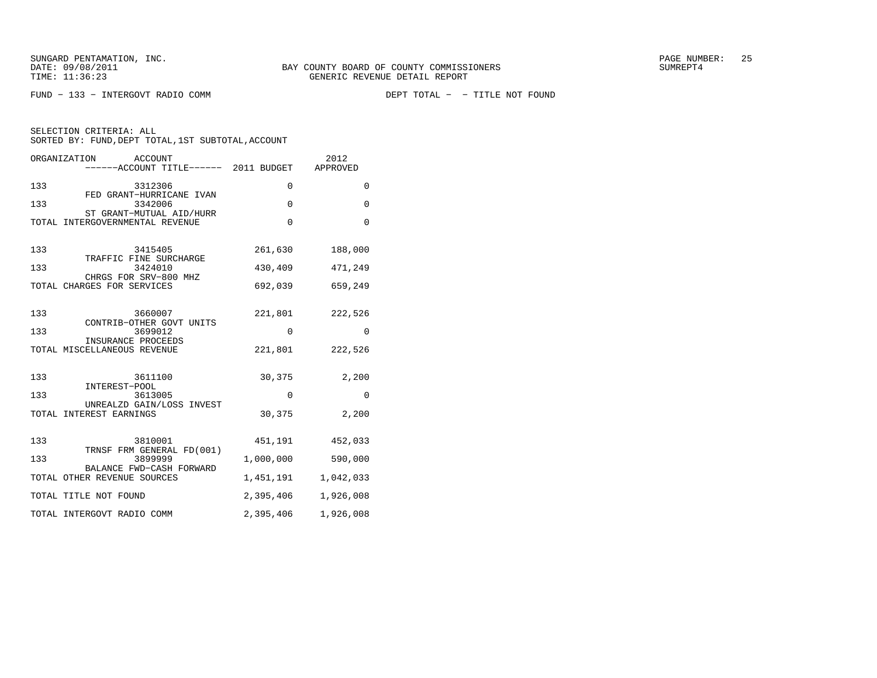SUNGARD PENTAMATION, INC.
DATE: 09/08/2011
TIME: 11:36:23

BAY COUNTY BOARD OF COUNTY COMMISSIONERS
GENERIC REVENUE DETAIL REPORT

SUMREPT4

FUND - 133 - INTERGOVT RADIO COMM

DEPT TOTAL - - TITLE NOT FOUND

SELECTION CRITERIA: ALL
SORTED BY: FUND,DEPT TOTAL,1ST SUBTOTAL,ACCOUNT

| ORGANIZATION | ACCOUNT / ------ACCOUNT TITLE------ | 2011 BUDGET | 2012 APPROVED |
|---|---|---|---|
| 133 | 3312306 FED GRANT-HURRICANE IVAN | 0 | 0 |
| 133 | 3342006 ST GRANT-MUTUAL AID/HURR | 0 | 0 |
| TOTAL INTERGOVERNMENTAL REVENUE | | 0 | 0 |
| 133 | 3415405 TRAFFIC FINE SURCHARGE | 261,630 | 188,000 |
| 133 | 3424010 CHRGS FOR SRV-800 MHZ | 430,409 | 471,249 |
| TOTAL CHARGES FOR SERVICES | | 692,039 | 659,249 |
| 133 | 3660007 CONTRIB-OTHER GOVT UNITS | 221,801 | 222,526 |
| 133 | 3699012 INSURANCE PROCEEDS | 0 | 0 |
| TOTAL MISCELLANEOUS REVENUE | | 221,801 | 222,526 |
| 133 | 3611100 INTEREST-POOL | 30,375 | 2,200 |
| 133 | 3613005 UNREALZD GAIN/LOSS INVEST | 0 | 0 |
| TOTAL INTEREST EARNINGS | | 30,375 | 2,200 |
| 133 | 3810001 TRNSF FRM GENERAL FD(001) | 451,191 | 452,033 |
| 133 | 3899999 BALANCE FWD-CASH FORWARD | 1,000,000 | 590,000 |
| TOTAL OTHER REVENUE SOURCES | | 1,451,191 | 1,042,033 |
| TOTAL TITLE NOT FOUND | | 2,395,406 | 1,926,008 |
| TOTAL INTERGOVT RADIO COMM | | 2,395,406 | 1,926,008 |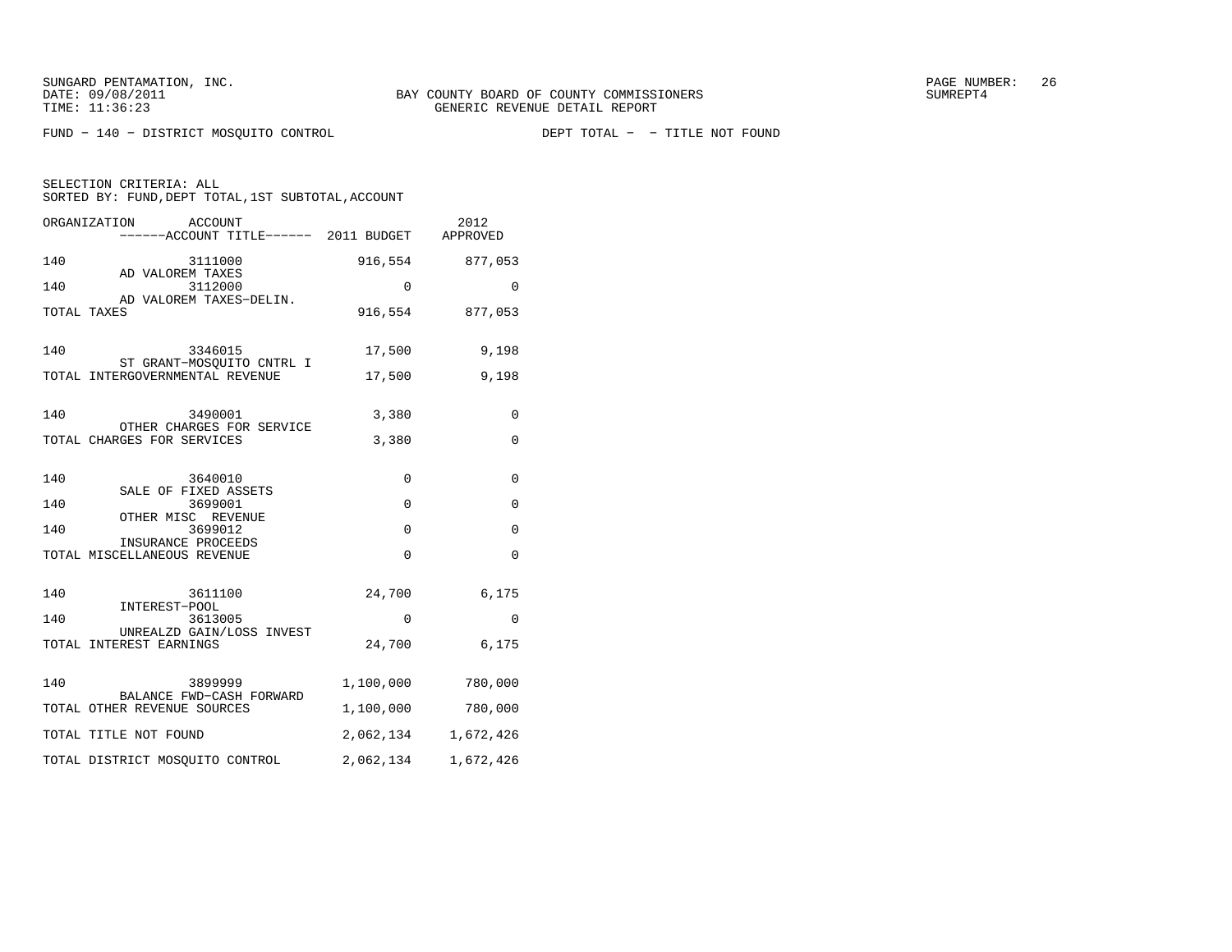SUNGARD PENTAMATION, INC.
DATE: 09/08/2011
TIME: 11:36:23

BAY COUNTY BOARD OF COUNTY COMMISSIONERS
GENERIC REVENUE DETAIL REPORT

PAGE NUMBER: 26
SUMREPT4

FUND - 140 - DISTRICT MOSQUITO CONTROL

DEPT TOTAL - - TITLE NOT FOUND

SELECTION CRITERIA: ALL
SORTED BY: FUND,DEPT TOTAL,1ST SUBTOTAL,ACCOUNT

| ORGANIZATION | ACCOUNT / ACCOUNT TITLE | 2011 BUDGET | 2012 APPROVED |
|---|---|---|---|
| 140 | 3111000 AD VALOREM TAXES | 916,554 | 877,053 |
| 140 | 3112000 AD VALOREM TAXES-DELIN. | 0 | 0 |
| TOTAL TAXES | | 916,554 | 877,053 |
| 140 | 3346015 ST GRANT-MOSQUITO CNTRL I | 17,500 | 9,198 |
| TOTAL INTERGOVERNMENTAL REVENUE | | 17,500 | 9,198 |
| 140 | 3490001 OTHER CHARGES FOR SERVICE | 3,380 | 0 |
| TOTAL CHARGES FOR SERVICES | | 3,380 | 0 |
| 140 | 3640010 SALE OF FIXED ASSETS | 0 | 0 |
| 140 | 3699001 OTHER MISC REVENUE | 0 | 0 |
| 140 | 3699012 INSURANCE PROCEEDS | 0 | 0 |
| TOTAL MISCELLANEOUS REVENUE | | 0 | 0 |
| 140 | 3611100 INTEREST-POOL | 24,700 | 6,175 |
| 140 | 3613005 UNREALZD GAIN/LOSS INVEST | 0 | 0 |
| TOTAL INTEREST EARNINGS | | 24,700 | 6,175 |
| 140 | 3899999 BALANCE FWD-CASH FORWARD | 1,100,000 | 780,000 |
| TOTAL OTHER REVENUE SOURCES | | 1,100,000 | 780,000 |
| TOTAL TITLE NOT FOUND | | 2,062,134 | 1,672,426 |
| TOTAL DISTRICT MOSQUITO CONTROL | | 2,062,134 | 1,672,426 |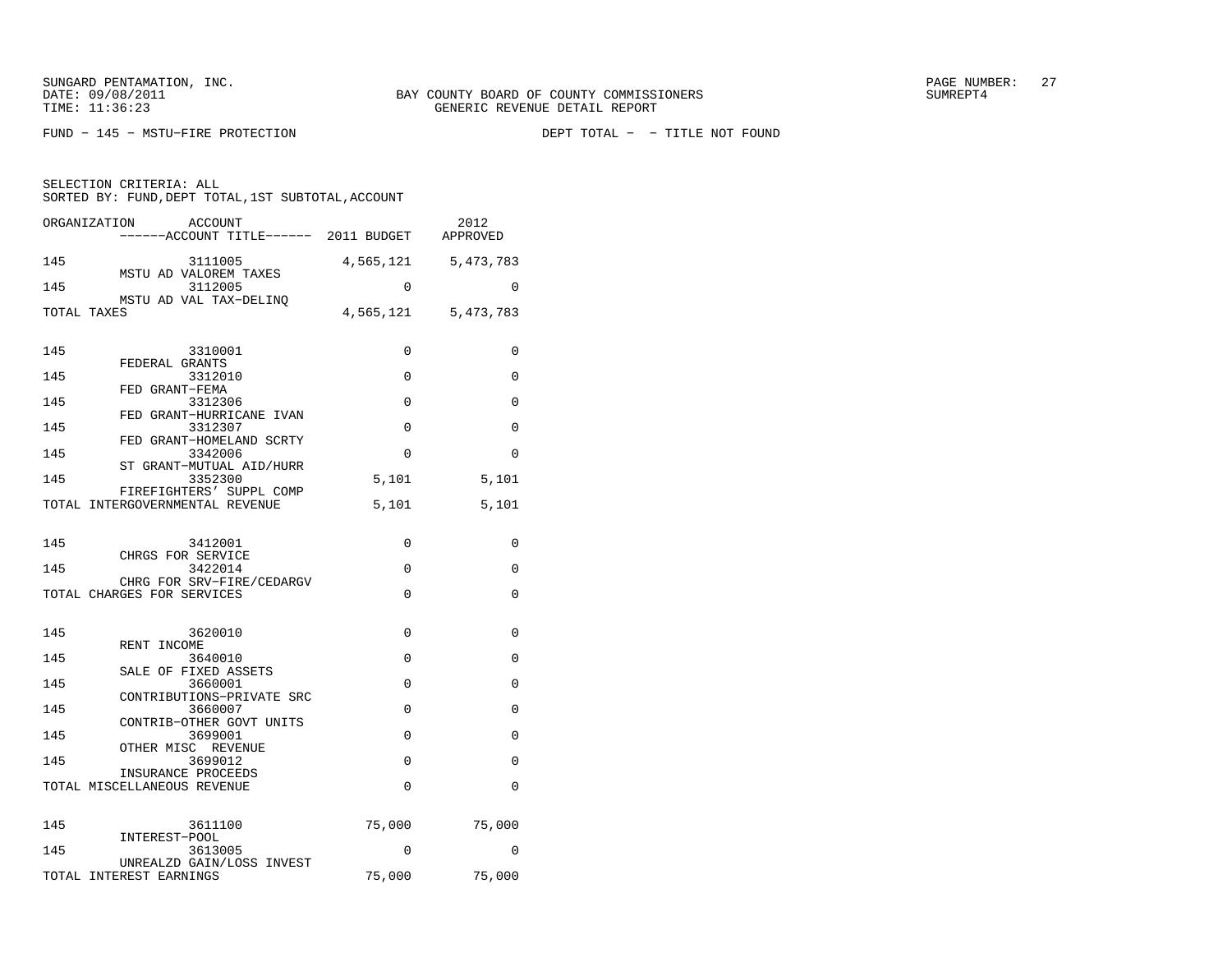BAY COUNTY BOARD OF COUNTY COMMISSIONERS
GENERIC REVENUE DETAIL REPORT

SUNGARD PENTAMATION, INC.
DATE: 09/08/2011
TIME: 11:36:23

SUMREPT4

FUND - 145 - MSTU-FIRE PROTECTION

DEPT TOTAL - - TITLE NOT FOUND

SELECTION CRITERIA: ALL
SORTED BY: FUND,DEPT TOTAL,1ST SUBTOTAL,ACCOUNT

| ORGANIZATION | ACCOUNT / ------ACCOUNT TITLE------ | 2011 BUDGET | 2012 APPROVED |
|---|---|---|---|
| 145 | 3111005 MSTU AD VALOREM TAXES | 4,565,121 | 5,473,783 |
| 145 | 3112005 MSTU AD VAL TAX-DELINQ | 0 | 0 |
| TOTAL TAXES | | 4,565,121 | 5,473,783 |
| 145 | 3310001 FEDERAL GRANTS | 0 | 0 |
| 145 | 3312010 FED GRANT-FEMA | 0 | 0 |
| 145 | 3312306 FED GRANT-HURRICANE IVAN | 0 | 0 |
| 145 | 3312307 FED GRANT-HOMELAND SCRTY | 0 | 0 |
| 145 | 3342006 ST GRANT-MUTUAL AID/HURR | 0 | 0 |
| 145 | 3352300 FIREFIGHTERS' SUPPL COMP | 5,101 | 5,101 |
| TOTAL INTERGOVERNMENTAL REVENUE | | 5,101 | 5,101 |
| 145 | 3412001 CHRGS FOR SERVICE | 0 | 0 |
| 145 | 3422014 CHRG FOR SRV-FIRE/CEDARGV | 0 | 0 |
| TOTAL CHARGES FOR SERVICES | | 0 | 0 |
| 145 | 3620010 RENT INCOME | 0 | 0 |
| 145 | 3640010 SALE OF FIXED ASSETS | 0 | 0 |
| 145 | 3660001 CONTRIBUTIONS-PRIVATE SRC | 0 | 0 |
| 145 | 3660007 CONTRIB-OTHER GOVT UNITS | 0 | 0 |
| 145 | 3699001 OTHER MISC REVENUE | 0 | 0 |
| 145 | 3699012 INSURANCE PROCEEDS | 0 | 0 |
| TOTAL MISCELLANEOUS REVENUE | | 0 | 0 |
| 145 | 3611100 INTEREST-POOL | 75,000 | 75,000 |
| 145 | 3613005 UNREALZD GAIN/LOSS INVEST | 0 | 0 |
| TOTAL INTEREST EARNINGS | | 75,000 | 75,000 |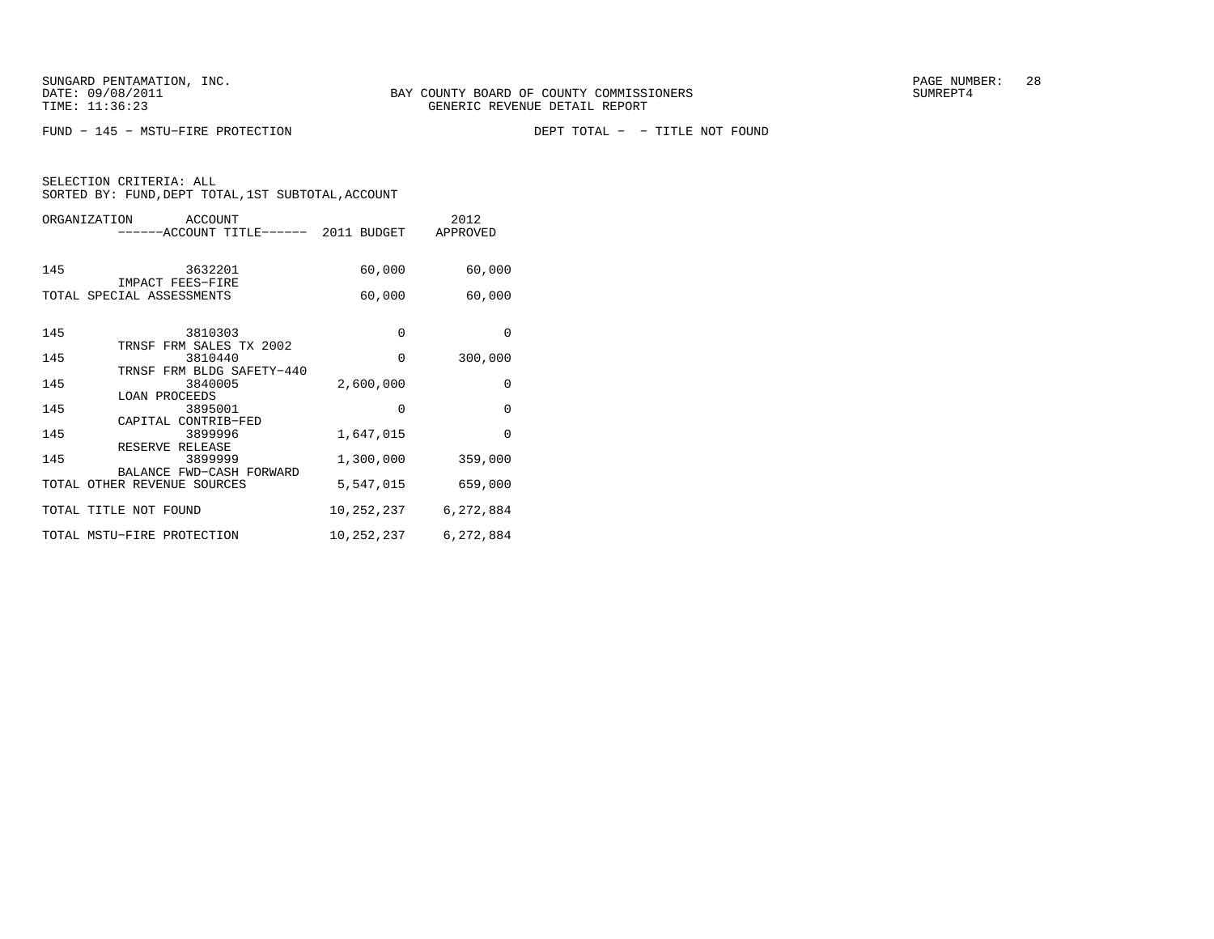BAY COUNTY BOARD OF COUNTY COMMISSIONERS
GENERIC REVENUE DETAIL REPORT

SUNGARD PENTAMATION, INC.
DATE: 09/08/2011
TIME: 11:36:23

SUMREPT4

FUND - 145 - MSTU-FIRE PROTECTION

DEPT TOTAL - - TITLE NOT FOUND

SELECTION CRITERIA: ALL
SORTED BY: FUND,DEPT TOTAL,1ST SUBTOTAL,ACCOUNT

| ORGANIZATION | ACCOUNT / ------ACCOUNT TITLE------ | 2011 BUDGET | 2012 APPROVED |
|---|---|---|---|
| 145 | 3632201 IMPACT FEES-FIRE | 60,000 | 60,000 |
| TOTAL SPECIAL ASSESSMENTS | | 60,000 | 60,000 |
| 145 | 3810303 TRNSF FRM SALES TX 2002 | 0 | 0 |
| 145 | 3810440 TRNSF FRM BLDG SAFETY-440 | 0 | 300,000 |
| 145 | 3840005 LOAN PROCEEDS | 2,600,000 | 0 |
| 145 | 3895001 CAPITAL CONTRIB-FED | 0 | 0 |
| 145 | 3899996 RESERVE RELEASE | 1,647,015 | 0 |
| 145 | 3899999 BALANCE FWD-CASH FORWARD | 1,300,000 | 359,000 |
| TOTAL OTHER REVENUE SOURCES | | 5,547,015 | 659,000 |
| TOTAL TITLE NOT FOUND | | 10,252,237 | 6,272,884 |
| TOTAL MSTU-FIRE PROTECTION | | 10,252,237 | 6,272,884 |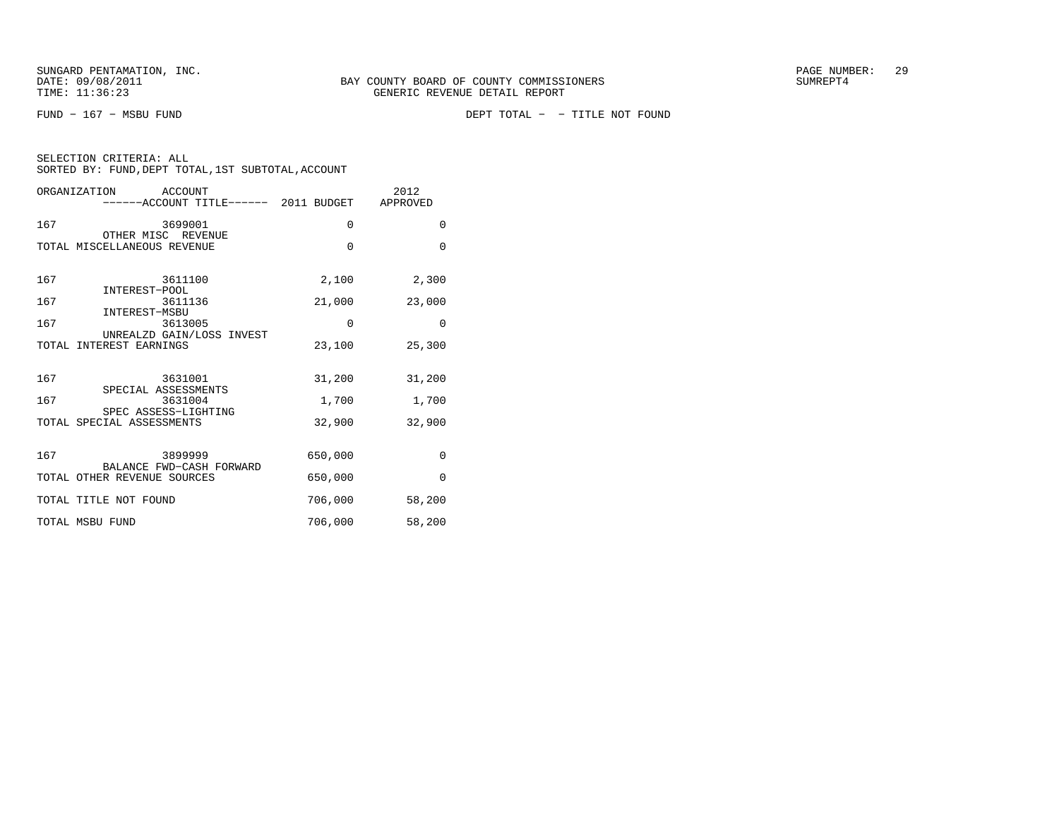SUNGARD PENTAMATION, INC.
DATE: 09/08/2011
TIME: 11:36:23

BAY COUNTY BOARD OF COUNTY COMMISSIONERS
GENERIC REVENUE DETAIL REPORT

SUMREPT4

FUND - 167 - MSBU FUND

DEPT TOTAL - - TITLE NOT FOUND

SELECTION CRITERIA: ALL
SORTED BY: FUND,DEPT TOTAL,1ST SUBTOTAL,ACCOUNT

| ORGANIZATION | ACCOUNT / ACCOUNT TITLE | 2011 BUDGET | 2012 APPROVED |
|---|---|---|---|
| 167 | 3699001 OTHER MISC REVENUE | 0 | 0 |
| TOTAL MISCELLANEOUS REVENUE | | 0 | 0 |
| 167 | 3611100 INTEREST-POOL | 2,100 | 2,300 |
| 167 | 3611136 INTEREST-MSBU | 21,000 | 23,000 |
| 167 | 3613005 UNREALZD GAIN/LOSS INVEST | 0 | 0 |
| TOTAL INTEREST EARNINGS | | 23,100 | 25,300 |
| 167 | 3631001 SPECIAL ASSESSMENTS | 31,200 | 31,200 |
| 167 | 3631004 SPEC ASSESS-LIGHTING | 1,700 | 1,700 |
| TOTAL SPECIAL ASSESSMENTS | | 32,900 | 32,900 |
| 167 | 3899999 BALANCE FWD-CASH FORWARD | 650,000 | 0 |
| TOTAL OTHER REVENUE SOURCES | | 650,000 | 0 |
| TOTAL TITLE NOT FOUND | | 706,000 | 58,200 |
| TOTAL MSBU FUND | | 706,000 | 58,200 |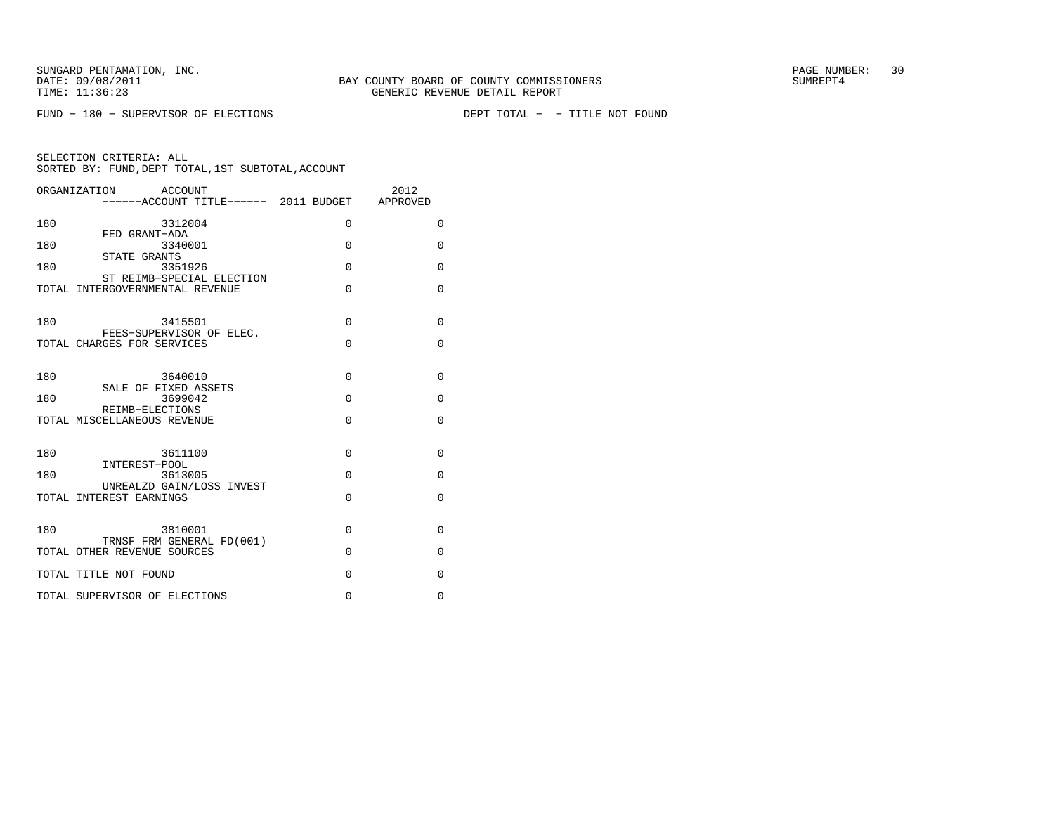BAY COUNTY BOARD OF COUNTY COMMISSIONERS
GENERIC REVENUE DETAIL REPORT

SUNGARD PENTAMATION, INC.
DATE: 09/08/2011
TIME: 11:36:23

SUMREPT4

FUND − 180 − SUPERVISOR OF ELECTIONS

DEPT TOTAL − − TITLE NOT FOUND

SELECTION CRITERIA: ALL
SORTED BY: FUND,DEPT TOTAL,1ST SUBTOTAL,ACCOUNT

| ORGANIZATION | ACCOUNT / ACCOUNT TITLE | 2011 BUDGET | 2012 APPROVED |
|---|---|---|---|
| 180 | 3312004 FED GRANT−ADA | 0 | 0 |
| 180 | 3340001 STATE GRANTS | 0 | 0 |
| 180 | 3351926 ST REIMB−SPECIAL ELECTION | 0 | 0 |
| TOTAL INTERGOVERNMENTAL REVENUE | | 0 | 0 |
| 180 | 3415501 FEES−SUPERVISOR OF ELEC. | 0 | 0 |
| TOTAL CHARGES FOR SERVICES | | 0 | 0 |
| 180 | 3640010 SALE OF FIXED ASSETS | 0 | 0 |
| 180 | 3699042 REIMB−ELECTIONS | 0 | 0 |
| TOTAL MISCELLANEOUS REVENUE | | 0 | 0 |
| 180 | 3611100 INTEREST−POOL | 0 | 0 |
| 180 | 3613005 UNREALZD GAIN/LOSS INVEST | 0 | 0 |
| TOTAL INTEREST EARNINGS | | 0 | 0 |
| 180 | 3810001 TRNSF FRM GENERAL FD(001) | 0 | 0 |
| TOTAL OTHER REVENUE SOURCES | | 0 | 0 |
| TOTAL TITLE NOT FOUND | | 0 | 0 |
| TOTAL SUPERVISOR OF ELECTIONS | | 0 | 0 |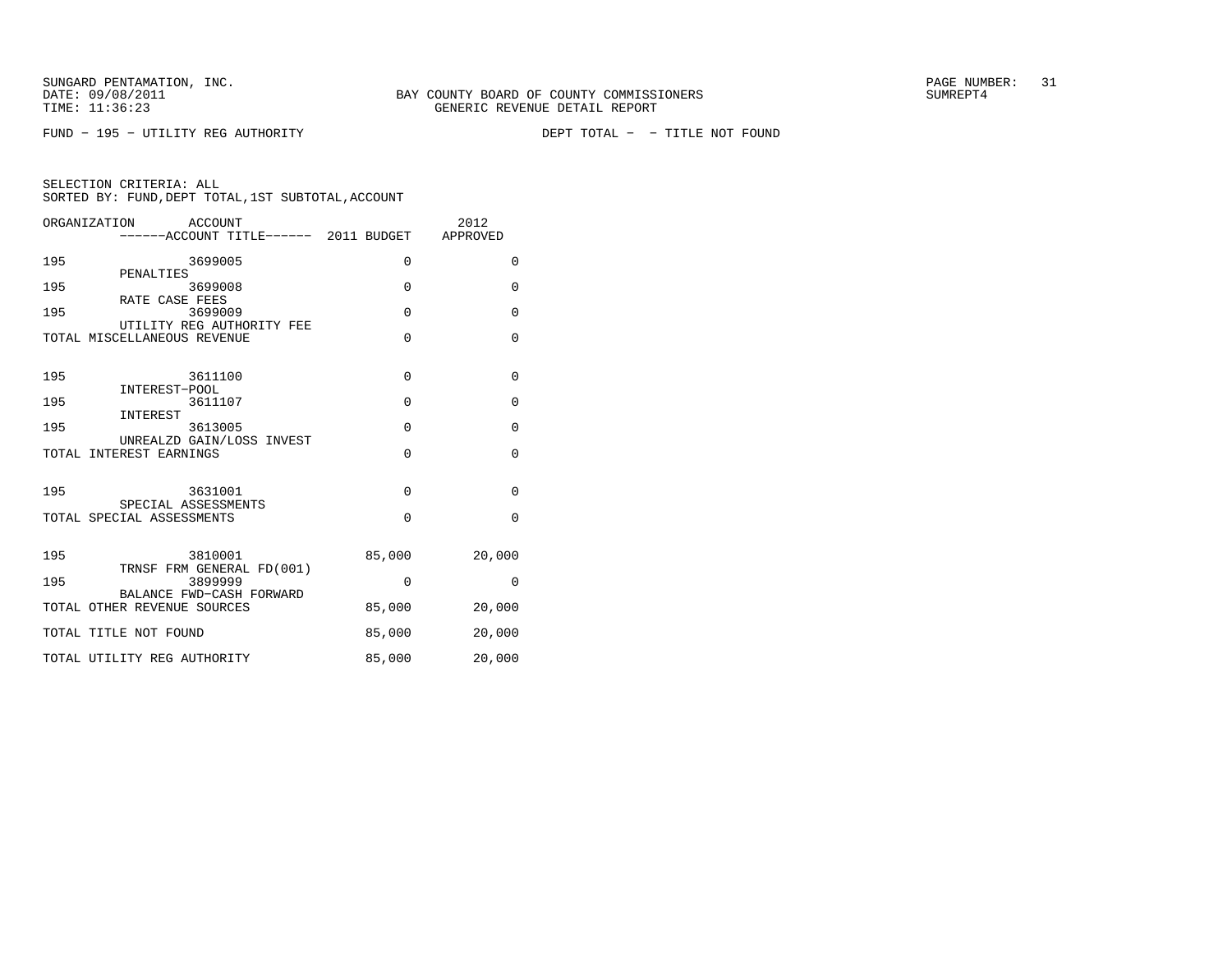SUNGARD PENTAMATION, INC.
DATE: 09/08/2011
TIME: 11:36:23

BAY COUNTY BOARD OF COUNTY COMMISSIONERS
GENERIC REVENUE DETAIL REPORT

SUMREPT4

FUND - 195 - UTILITY REG AUTHORITY    DEPT TOTAL - - TITLE NOT FOUND

SELECTION CRITERIA: ALL
SORTED BY: FUND,DEPT TOTAL,1ST SUBTOTAL,ACCOUNT

| ORGANIZATION | ACCOUNT / ACCOUNT TITLE | 2011 BUDGET | 2012 APPROVED |
|---|---|---|---|
| 195 | 3699005 PENALTIES | 0 | 0 |
| 195 | 3699008 RATE CASE FEES | 0 | 0 |
| 195 | 3699009 UTILITY REG AUTHORITY FEE | 0 | 0 |
| TOTAL MISCELLANEOUS REVENUE | | 0 | 0 |
| 195 | 3611100 INTEREST-POOL | 0 | 0 |
| 195 | 3611107 INTEREST | 0 | 0 |
| 195 | 3613005 UNREALZD GAIN/LOSS INVEST | 0 | 0 |
| TOTAL INTEREST EARNINGS | | 0 | 0 |
| 195 | 3631001 SPECIAL ASSESSMENTS | 0 | 0 |
| TOTAL SPECIAL ASSESSMENTS | | 0 | 0 |
| 195 | 3810001 TRNSF FRM GENERAL FD(001) | 85,000 | 20,000 |
| 195 | 3899999 BALANCE FWD-CASH FORWARD | 0 | 0 |
| TOTAL OTHER REVENUE SOURCES | | 85,000 | 20,000 |
| TOTAL TITLE NOT FOUND | | 85,000 | 20,000 |
| TOTAL UTILITY REG AUTHORITY | | 85,000 | 20,000 |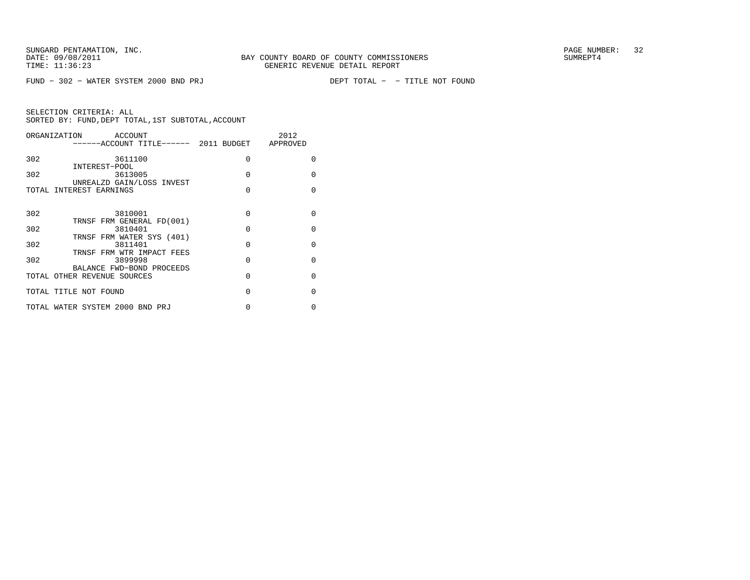SUNGARD PENTAMATION, INC.
DATE: 09/08/2011
TIME: 11:36:23

BAY COUNTY BOARD OF COUNTY COMMISSIONERS
GENERIC REVENUE DETAIL REPORT

SUMREPT4

FUND - 302 - WATER SYSTEM 2000 BND PRJ          DEPT TOTAL -  - TITLE NOT FOUND

SELECTION CRITERIA: ALL
SORTED BY: FUND,DEPT TOTAL,1ST SUBTOTAL,ACCOUNT

| ORGANIZATION | ACCOUNT / ------ACCOUNT TITLE------ | 2011 BUDGET | 2012 APPROVED |
|---|---|---|---|
| 302 | 3611100 INTEREST-POOL | 0 | 0 |
| 302 | 3613005 UNREALZD GAIN/LOSS INVEST | 0 | 0 |
| TOTAL INTEREST EARNINGS | | 0 | 0 |
| 302 | 3810001 TRNSF FRM GENERAL FD(001) | 0 | 0 |
| 302 | 3810401 TRNSF FRM WATER SYS (401) | 0 | 0 |
| 302 | 3811401 TRNSF FRM WTR IMPACT FEES | 0 | 0 |
| 302 | 3899998 BALANCE FWD-BOND PROCEEDS | 0 | 0 |
| TOTAL OTHER REVENUE SOURCES | | 0 | 0 |
| TOTAL TITLE NOT FOUND | | 0 | 0 |
| TOTAL WATER SYSTEM 2000 BND PRJ | | 0 | 0 |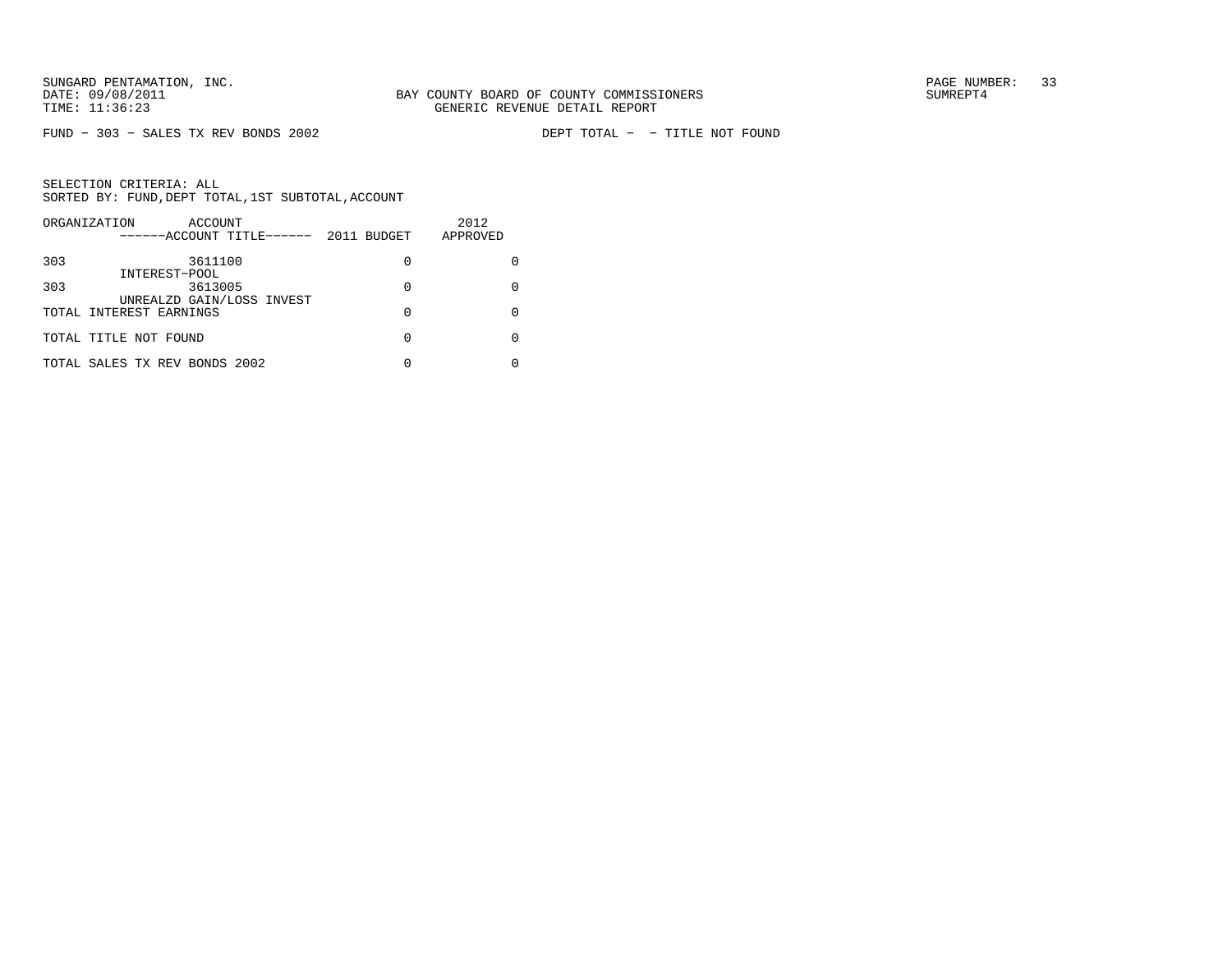SUNGARD PENTAMATION, INC.
DATE: 09/08/2011
TIME: 11:36:23

BAY COUNTY BOARD OF COUNTY COMMISSIONERS
GENERIC REVENUE DETAIL REPORT

SUMREPT4

FUND - 303 - SALES TX REV BONDS 2002

DEPT TOTAL - - TITLE NOT FOUND

SELECTION CRITERIA: ALL
SORTED BY: FUND,DEPT TOTAL,1ST SUBTOTAL,ACCOUNT

| ORGANIZATION | ACCOUNT / ------ACCOUNT TITLE------ | 2011 BUDGET | 2012 APPROVED |
|---|---|---|---|
| 303 | 3611100 INTEREST-POOL | 0 | 0 |
| 303 | 3613005 UNREALZD GAIN/LOSS INVEST | 0 | 0 |
| TOTAL INTEREST EARNINGS | | 0 | 0 |
| TOTAL TITLE NOT FOUND | | 0 | 0 |
| TOTAL SALES TX REV BONDS 2002 | | 0 | 0 |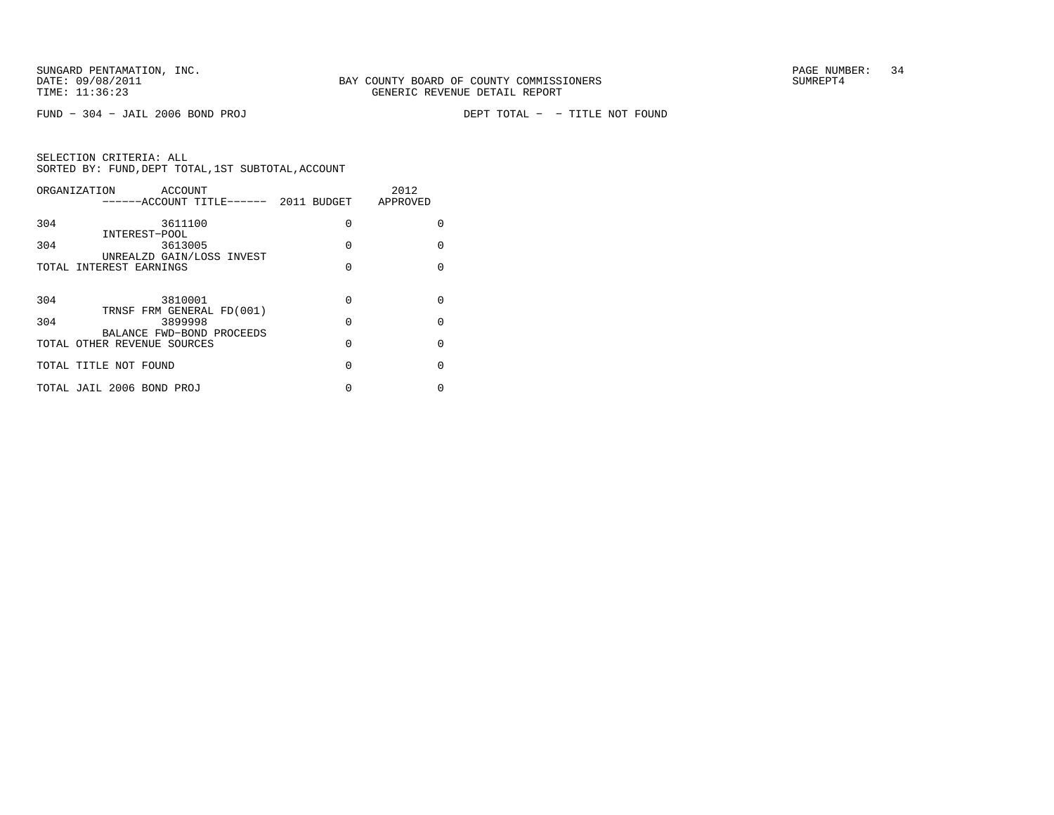SUNGARD PENTAMATION, INC.
DATE: 09/08/2011
TIME: 11:36:23

BAY COUNTY BOARD OF COUNTY COMMISSIONERS
GENERIC REVENUE DETAIL REPORT

SUMREPT4

FUND - 304 - JAIL 2006 BOND PROJ    DEPT TOTAL - - TITLE NOT FOUND

SELECTION CRITERIA: ALL
SORTED BY: FUND,DEPT TOTAL,1ST SUBTOTAL,ACCOUNT

| ORGANIZATION | ACCOUNT ------ACCOUNT TITLE------ | 2011 BUDGET | 2012 APPROVED |
|---|---|---|---|
| 304 | 3611100 INTEREST-POOL | 0 | 0 |
| 304 | 3613005 UNREALZD GAIN/LOSS INVEST | 0 | 0 |
| TOTAL INTEREST EARNINGS | | 0 | 0 |
| 304 | 3810001 TRNSF FRM GENERAL FD(001) | 0 | 0 |
| 304 | 3899998 BALANCE FWD-BOND PROCEEDS | 0 | 0 |
| TOTAL OTHER REVENUE SOURCES | | 0 | 0 |
| TOTAL TITLE NOT FOUND | | 0 | 0 |
| TOTAL JAIL 2006 BOND PROJ | | 0 | 0 |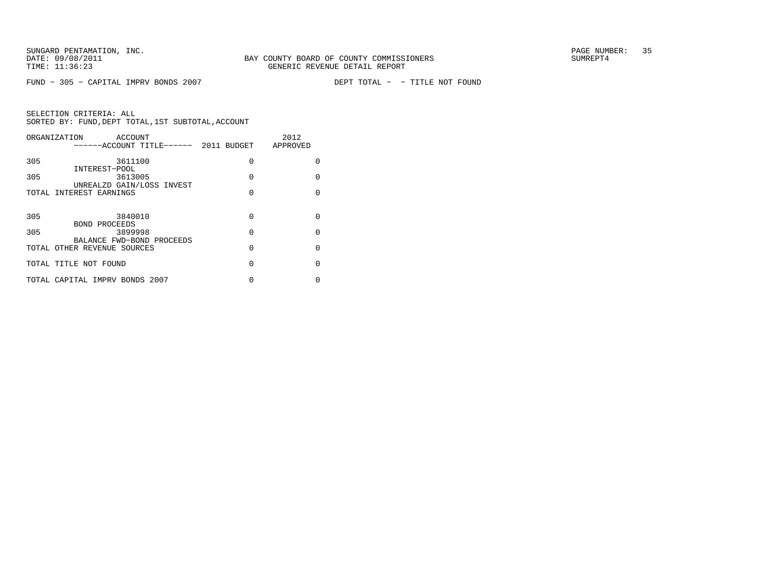BAY COUNTY BOARD OF COUNTY COMMISSIONERS
GENERIC REVENUE DETAIL REPORT

SUNGARD PENTAMATION, INC.
DATE: 09/08/2011
TIME: 11:36:23

SUMREPT4

FUND - 305 - CAPITAL IMPRV BONDS 2007 DEPT TOTAL - - TITLE NOT FOUND

SELECTION CRITERIA: ALL
SORTED BY: FUND,DEPT TOTAL,1ST SUBTOTAL,ACCOUNT

| ORGANIZATION | ACCOUNT ------ACCOUNT TITLE------ | 2011 BUDGET | 2012 APPROVED |
|---|---|---|---|
| 305 | 3611100 INTEREST-POOL | 0 | 0 |
| 305 | 3613005 UNREALZD GAIN/LOSS INVEST | 0 | 0 |
| TOTAL INTEREST EARNINGS | | 0 | 0 |
| 305 | 3840010 BOND PROCEEDS | 0 | 0 |
| 305 | 3899998 BALANCE FWD-BOND PROCEEDS | 0 | 0 |
| TOTAL OTHER REVENUE SOURCES | | 0 | 0 |
| TOTAL TITLE NOT FOUND | | 0 | 0 |
| TOTAL CAPITAL IMPRV BONDS 2007 | | 0 | 0 |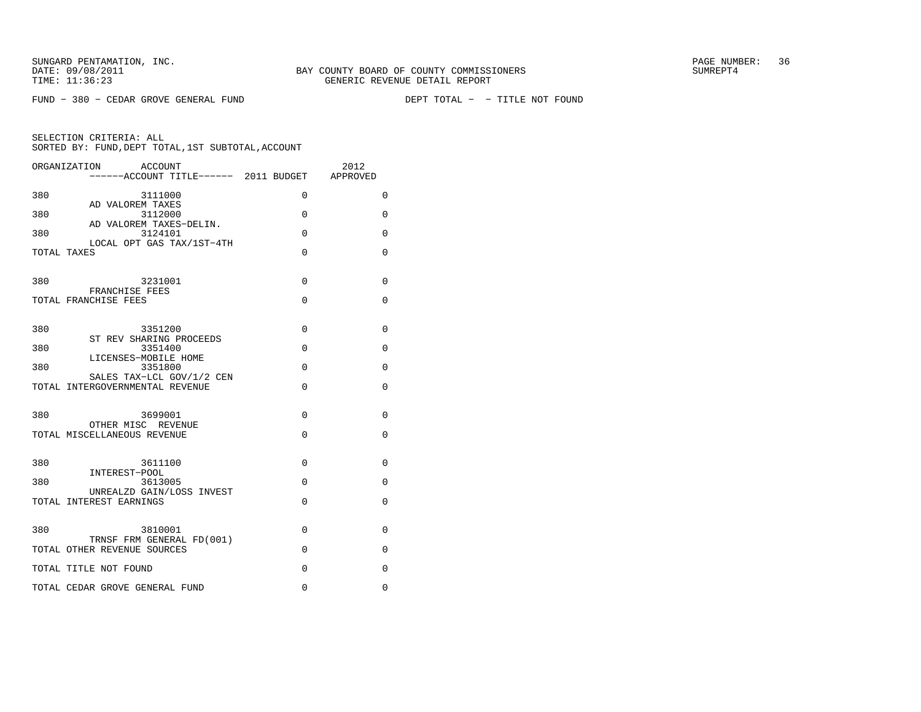SUNGARD PENTAMATION, INC.
DATE: 09/08/2011
TIME: 11:36:23

BAY COUNTY BOARD OF COUNTY COMMISSIONERS
GENERIC REVENUE DETAIL REPORT

SUMREPT4

FUND − 380 − CEDAR GROVE GENERAL FUND    DEPT TOTAL −  − TITLE NOT FOUND

SELECTION CRITERIA: ALL
SORTED BY: FUND,DEPT TOTAL,1ST SUBTOTAL,ACCOUNT

| ORGANIZATION | ACCOUNT / ACCOUNT TITLE | 2011 BUDGET | 2012 APPROVED |
|---|---|---|---|
| 380 | 3111000 AD VALOREM TAXES | 0 | 0 |
| 380 | 3112000 AD VALOREM TAXES−DELIN. | 0 | 0 |
| 380 | 3124101 LOCAL OPT GAS TAX/1ST−4TH | 0 | 0 |
| TOTAL TAXES | | 0 | 0 |
| 380 | 3231001 FRANCHISE FEES | 0 | 0 |
| TOTAL FRANCHISE FEES | | 0 | 0 |
| 380 | 3351200 ST REV SHARING PROCEEDS | 0 | 0 |
| 380 | 3351400 LICENSES−MOBILE HOME | 0 | 0 |
| 380 | 3351800 SALES TAX−LCL GOV/1/2 CEN | 0 | 0 |
| TOTAL INTERGOVERNMENTAL REVENUE | | 0 | 0 |
| 380 | 3699001 OTHER MISC  REVENUE | 0 | 0 |
| TOTAL MISCELLANEOUS REVENUE | | 0 | 0 |
| 380 | 3611100 INTEREST−POOL | 0 | 0 |
| 380 | 3613005 UNREALZD GAIN/LOSS INVEST | 0 | 0 |
| TOTAL INTEREST EARNINGS | | 0 | 0 |
| 380 | 3810001 TRNSF FRM GENERAL FD(001) | 0 | 0 |
| TOTAL OTHER REVENUE SOURCES | | 0 | 0 |
| TOTAL TITLE NOT FOUND | | 0 | 0 |
| TOTAL CEDAR GROVE GENERAL FUND | | 0 | 0 |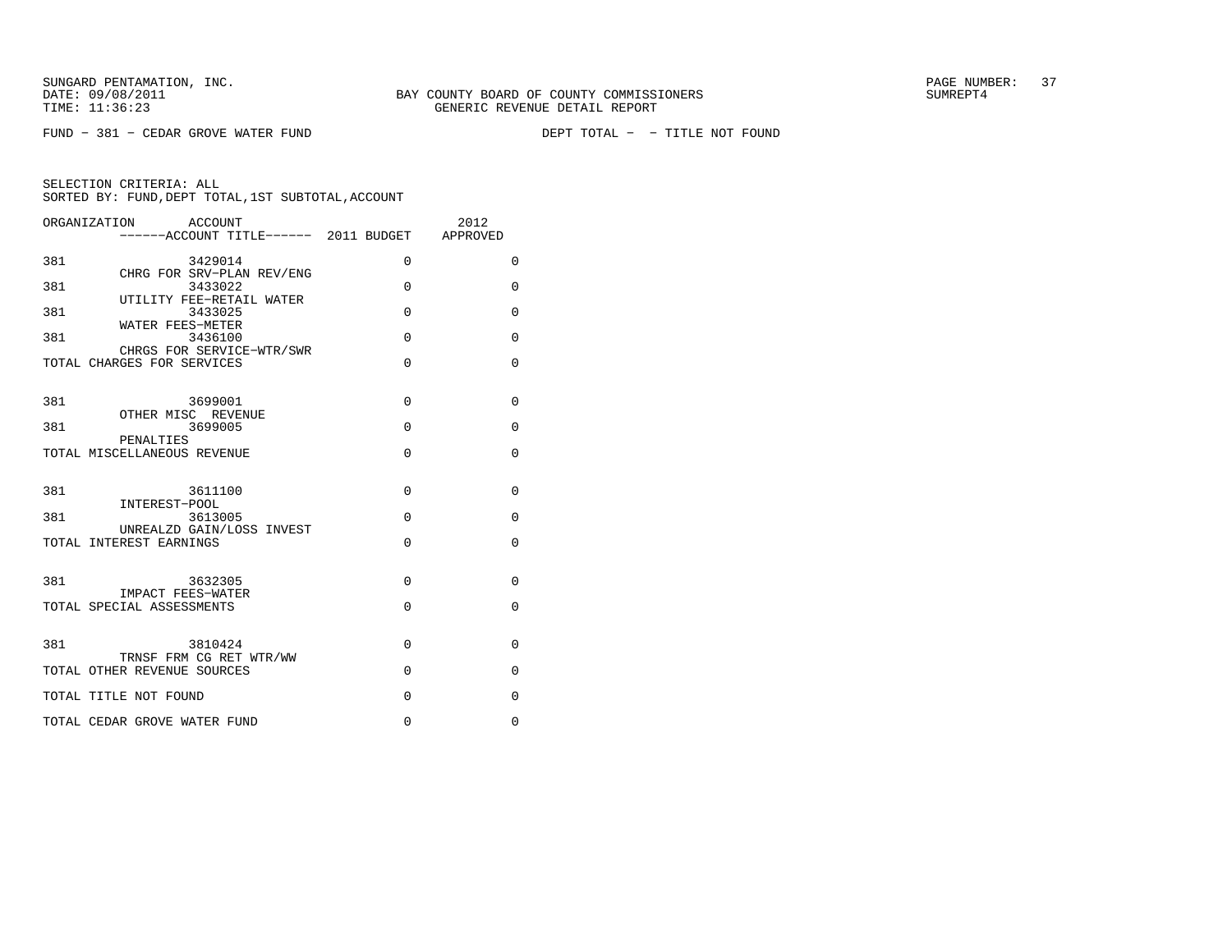FUND - 381 - CEDAR GROVE WATER FUND    DEPT TOTAL - - TITLE NOT FOUND

SELECTION CRITERIA: ALL
SORTED BY: FUND,DEPT TOTAL,1ST SUBTOTAL,ACCOUNT

| ORGANIZATION | ACCOUNT / ACCOUNT TITLE | 2011 BUDGET | 2012 APPROVED |
|---|---|---|---|
| 381 | 3429014 CHRG FOR SRV-PLAN REV/ENG | 0 | 0 |
| 381 | 3433022 UTILITY FEE-RETAIL WATER | 0 | 0 |
| 381 | 3433025 WATER FEES-METER | 0 | 0 |
| 381 | 3436100 CHRGS FOR SERVICE-WTR/SWR | 0 | 0 |
| TOTAL CHARGES FOR SERVICES | | 0 | 0 |
| 381 | 3699001 OTHER MISC REVENUE | 0 | 0 |
| 381 | 3699005 PENALTIES | 0 | 0 |
| TOTAL MISCELLANEOUS REVENUE | | 0 | 0 |
| 381 | 3611100 INTEREST-POOL | 0 | 0 |
| 381 | 3613005 UNREALZD GAIN/LOSS INVEST | 0 | 0 |
| TOTAL INTEREST EARNINGS | | 0 | 0 |
| 381 | 3632305 IMPACT FEES-WATER | 0 | 0 |
| TOTAL SPECIAL ASSESSMENTS | | 0 | 0 |
| 381 | 3810424 TRNSF FRM CG RET WTR/WW | 0 | 0 |
| TOTAL OTHER REVENUE SOURCES | | 0 | 0 |
| TOTAL TITLE NOT FOUND | | 0 | 0 |
| TOTAL CEDAR GROVE WATER FUND | | 0 | 0 |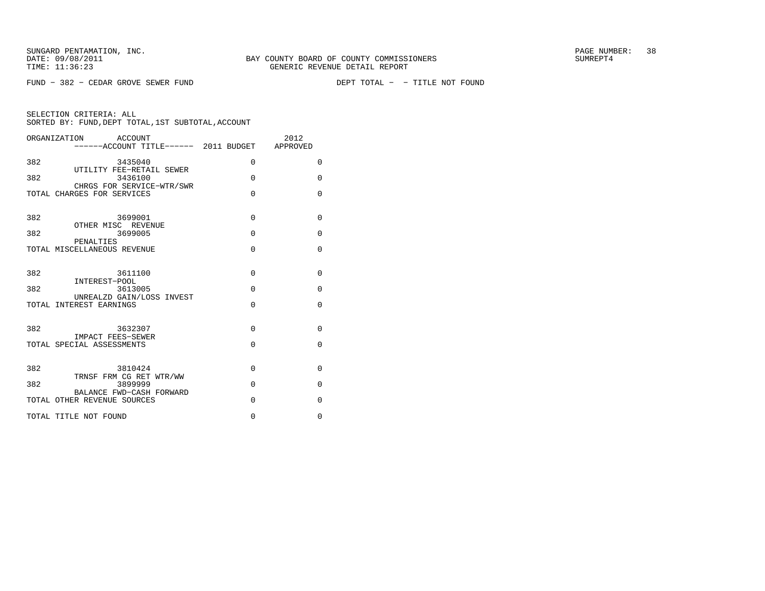SUNGARD PENTAMATION, INC.
DATE: 09/08/2011
TIME: 11:36:23

BAY COUNTY BOARD OF COUNTY COMMISSIONERS
GENERIC REVENUE DETAIL REPORT

SUMREPT4

FUND - 382 - CEDAR GROVE SEWER FUND

DEPT TOTAL - - TITLE NOT FOUND

SELECTION CRITERIA: ALL
SORTED BY: FUND,DEPT TOTAL,1ST SUBTOTAL,ACCOUNT

| ORGANIZATION | ACCOUNT / ACCOUNT TITLE | 2011 BUDGET | 2012 APPROVED |
|---|---|---|---|
| 382 | 3435040 UTILITY FEE-RETAIL SEWER | 0 | 0 |
| 382 | 3436100 CHRGS FOR SERVICE-WTR/SWR | 0 | 0 |
| TOTAL CHARGES FOR SERVICES | | 0 | 0 |
| 382 | 3699001 OTHER MISC REVENUE | 0 | 0 |
| 382 | 3699005 PENALTIES | 0 | 0 |
| TOTAL MISCELLANEOUS REVENUE | | 0 | 0 |
| 382 | 3611100 INTEREST-POOL | 0 | 0 |
| 382 | 3613005 UNREALZD GAIN/LOSS INVEST | 0 | 0 |
| TOTAL INTEREST EARNINGS | | 0 | 0 |
| 382 | 3632307 IMPACT FEES-SEWER | 0 | 0 |
| TOTAL SPECIAL ASSESSMENTS | | 0 | 0 |
| 382 | 3810424 TRNSF FRM CG RET WTR/WW | 0 | 0 |
| 382 | 3899999 BALANCE FWD-CASH FORWARD | 0 | 0 |
| TOTAL OTHER REVENUE SOURCES | | 0 | 0 |
| TOTAL TITLE NOT FOUND | | 0 | 0 |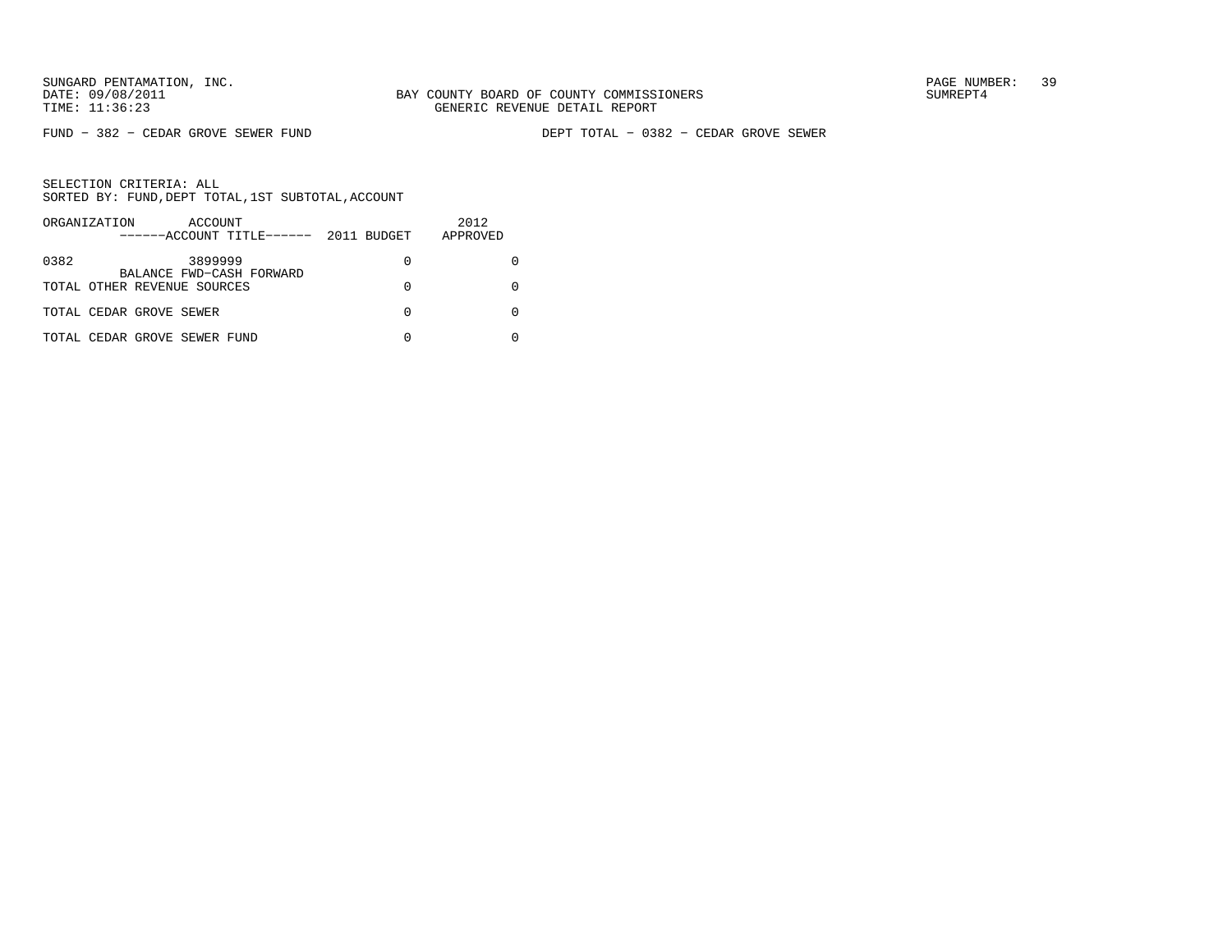SUNGARD PENTAMATION, INC.
DATE: 09/08/2011
TIME: 11:36:23

BAY COUNTY BOARD OF COUNTY COMMISSIONERS
GENERIC REVENUE DETAIL REPORT

SUMREPT4

FUND - 382 - CEDAR GROVE SEWER FUND

DEPT TOTAL - 0382 - CEDAR GROVE SEWER

SELECTION CRITERIA: ALL
SORTED BY: FUND,DEPT TOTAL,1ST SUBTOTAL,ACCOUNT

| ORGANIZATION | ACCOUNT<br>------ACCOUNT TITLE------ | 2011 BUDGET | 2012<br>APPROVED |
|---|---|---|---|
| 0382 | 3899999<br>BALANCE FWD-CASH FORWARD | 0 | 0 |
| TOTAL OTHER REVENUE SOURCES | | 0 | 0 |
| TOTAL CEDAR GROVE SEWER | | 0 | 0 |
| TOTAL CEDAR GROVE SEWER FUND | | 0 | 0 |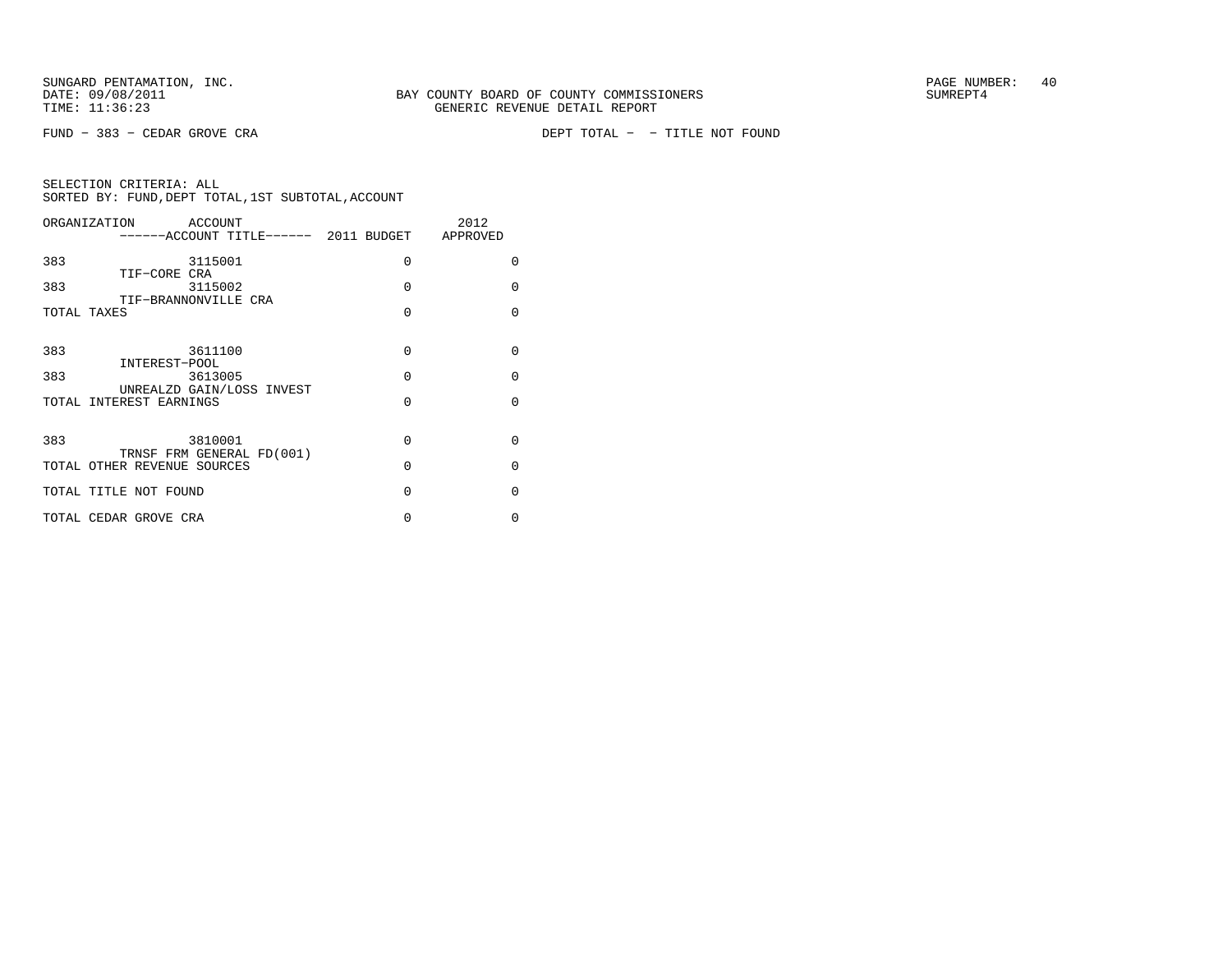SUNGARD PENTAMATION, INC.
DATE: 09/08/2011
TIME: 11:36:23

BAY COUNTY BOARD OF COUNTY COMMISSIONERS
GENERIC REVENUE DETAIL REPORT

SUMREPT4

FUND - 383 - CEDAR GROVE CRA

DEPT TOTAL - - TITLE NOT FOUND

SELECTION CRITERIA: ALL
SORTED BY: FUND,DEPT TOTAL,1ST SUBTOTAL,ACCOUNT

| ORGANIZATION | ACCOUNT / ------ACCOUNT TITLE------ | 2011 BUDGET | 2012 APPROVED |
|---|---|---|---|
| 383 | 3115001 TIF-CORE CRA | 0 | 0 |
| 383 | 3115002 TIF-BRANNONVILLE CRA | 0 | 0 |
| TOTAL TAXES | | 0 | 0 |
| 383 | 3611100 INTEREST-POOL | 0 | 0 |
| 383 | 3613005 UNREALZD GAIN/LOSS INVEST | 0 | 0 |
| TOTAL INTEREST EARNINGS | | 0 | 0 |
| 383 | 3810001 TRNSF FRM GENERAL FD(001) | 0 | 0 |
| TOTAL OTHER REVENUE SOURCES | | 0 | 0 |
| TOTAL TITLE NOT FOUND | | 0 | 0 |
| TOTAL CEDAR GROVE CRA | | 0 | 0 |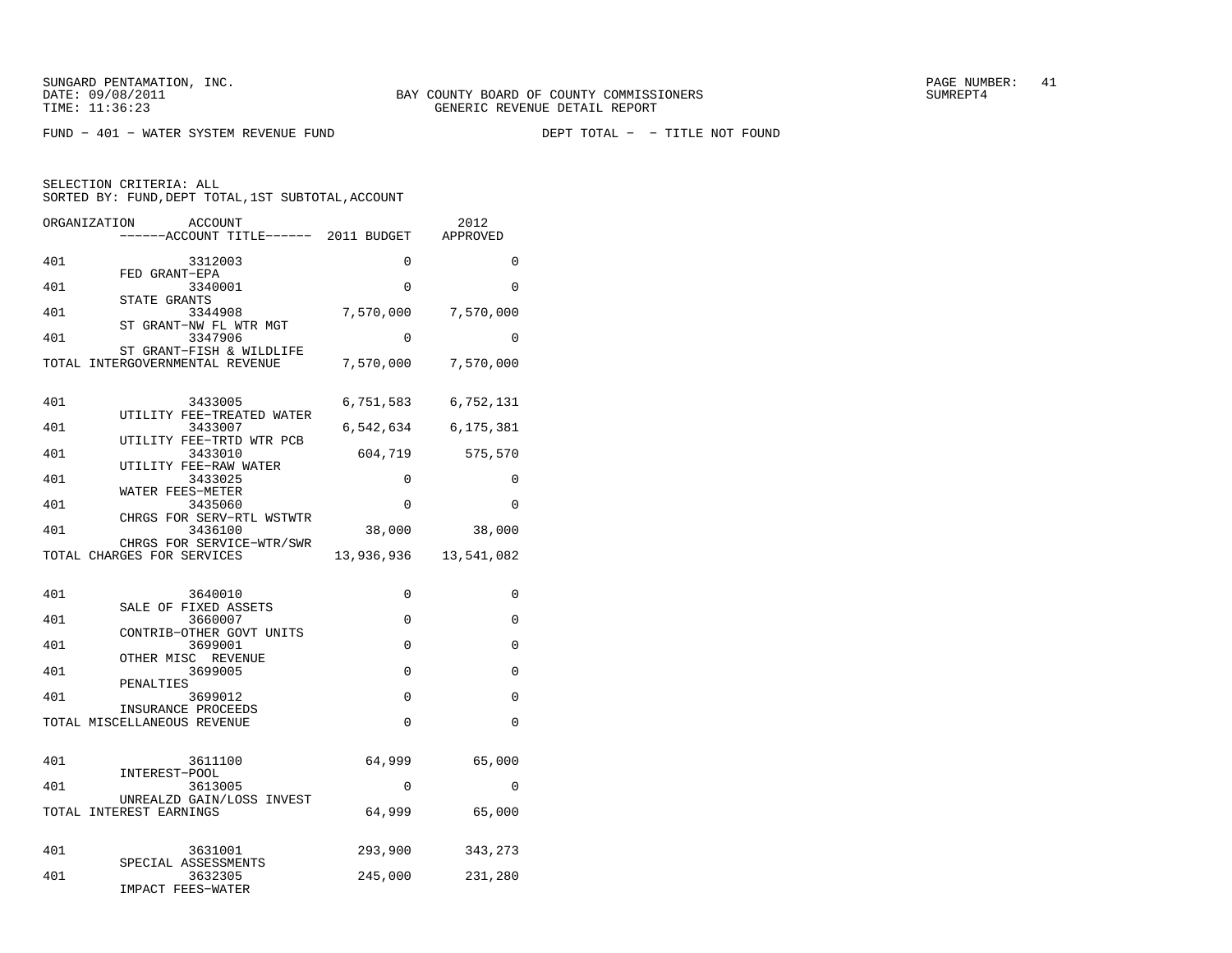SUNGARD PENTAMATION, INC.
DATE: 09/08/2011
TIME: 11:36:23

BAY COUNTY BOARD OF COUNTY COMMISSIONERS
GENERIC REVENUE DETAIL REPORT

SUMREPT4

FUND - 401 - WATER SYSTEM REVENUE FUND    DEPT TOTAL - - TITLE NOT FOUND

SELECTION CRITERIA: ALL
SORTED BY: FUND,DEPT TOTAL,1ST SUBTOTAL,ACCOUNT

| ORGANIZATION | ACCOUNT / ACCOUNT TITLE | 2011 BUDGET | 2012 APPROVED |
|---|---|---|---|
| 401 | 3312003 FED GRANT-EPA | 0 | 0 |
| 401 | 3340001 STATE GRANTS | 0 | 0 |
| 401 | 3344908 ST GRANT-NW FL WTR MGT | 7,570,000 | 7,570,000 |
| 401 | 3347906 ST GRANT-FISH & WILDLIFE | 0 | 0 |
| TOTAL INTERGOVERNMENTAL REVENUE | | 7,570,000 | 7,570,000 |
| 401 | 3433005 UTILITY FEE-TREATED WATER | 6,751,583 | 6,752,131 |
| 401 | 3433007 UTILITY FEE-TRTD WTR PCB | 6,542,634 | 6,175,381 |
| 401 | 3433010 UTILITY FEE-RAW WATER | 604,719 | 575,570 |
| 401 | 3433025 WATER FEES-METER | 0 | 0 |
| 401 | 3435060 CHRGS FOR SERV-RTL WSTWTR | 0 | 0 |
| 401 | 3436100 CHRGS FOR SERVICE-WTR/SWR | 38,000 | 38,000 |
| TOTAL CHARGES FOR SERVICES | | 13,936,936 | 13,541,082 |
| 401 | 3640010 SALE OF FIXED ASSETS | 0 | 0 |
| 401 | 3660007 CONTRIB-OTHER GOVT UNITS | 0 | 0 |
| 401 | 3699001 OTHER MISC REVENUE | 0 | 0 |
| 401 | 3699005 PENALTIES | 0 | 0 |
| 401 | 3699012 INSURANCE PROCEEDS | 0 | 0 |
| TOTAL MISCELLANEOUS REVENUE | | 0 | 0 |
| 401 | 3611100 INTEREST-POOL | 64,999 | 65,000 |
| 401 | 3613005 UNREALZD GAIN/LOSS INVEST | 0 | 0 |
| TOTAL INTEREST EARNINGS | | 64,999 | 65,000 |
| 401 | 3631001 SPECIAL ASSESSMENTS | 293,900 | 343,273 |
| 401 | 3632305 IMPACT FEES-WATER | 245,000 | 231,280 |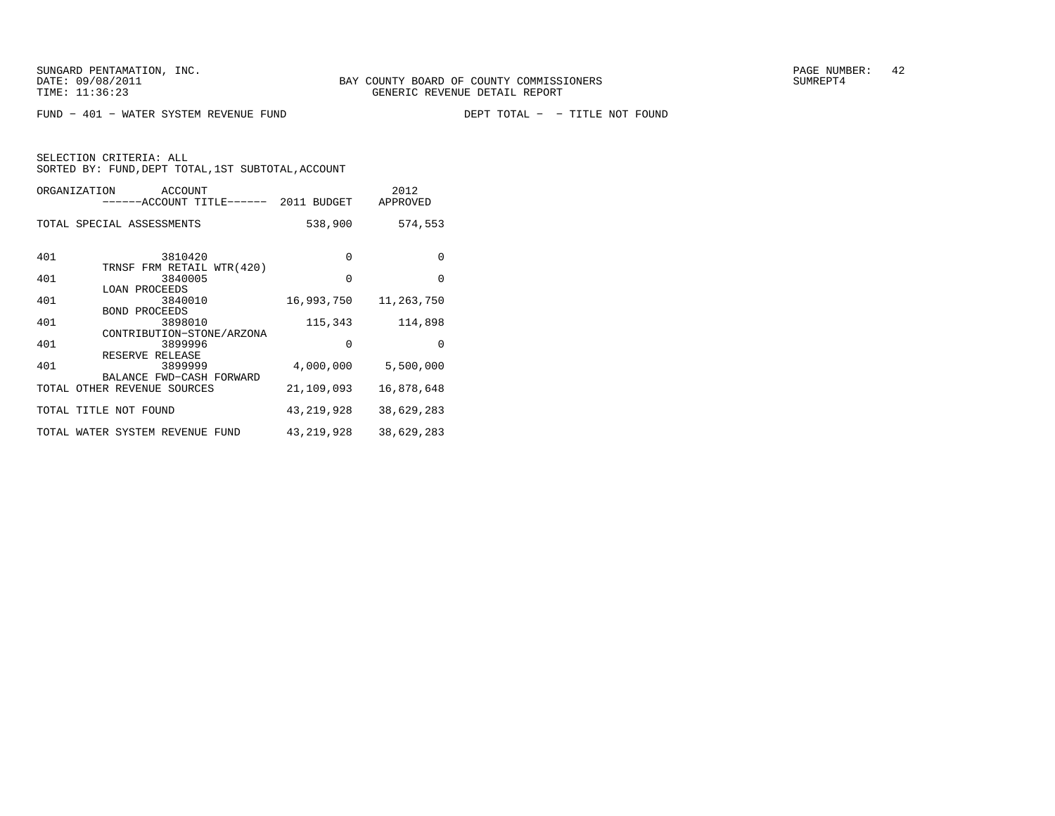SUNGARD PENTAMATION, INC.
DATE: 09/08/2011
TIME: 11:36:23

BAY COUNTY BOARD OF COUNTY COMMISSIONERS
GENERIC REVENUE DETAIL REPORT

SUMREPT4

FUND − 401 − WATER SYSTEM REVENUE FUND          DEPT TOTAL −  − TITLE NOT FOUND

SELECTION CRITERIA: ALL
SORTED BY: FUND,DEPT TOTAL,1ST SUBTOTAL,ACCOUNT

| ORGANIZATION | ACCOUNT / ------ACCOUNT TITLE------ | 2011 BUDGET | 2012 APPROVED |
|---|---|---|---|
| TOTAL SPECIAL ASSESSMENTS | | 538,900 | 574,553 |
| 401 | 3810420 TRNSF FRM RETAIL WTR(420) | 0 | 0 |
| 401 | 3840005 LOAN PROCEEDS | 0 | 0 |
| 401 | 3840010 BOND PROCEEDS | 16,993,750 | 11,263,750 |
| 401 | 3898010 CONTRIBUTION−STONE/ARZONA | 115,343 | 114,898 |
| 401 | 3899996 RESERVE RELEASE | 0 | 0 |
| 401 | 3899999 BALANCE FWD−CASH FORWARD | 4,000,000 | 5,500,000 |
| TOTAL OTHER REVENUE SOURCES | | 21,109,093 | 16,878,648 |
| TOTAL TITLE NOT FOUND | | 43,219,928 | 38,629,283 |
| TOTAL WATER SYSTEM REVENUE FUND | | 43,219,928 | 38,629,283 |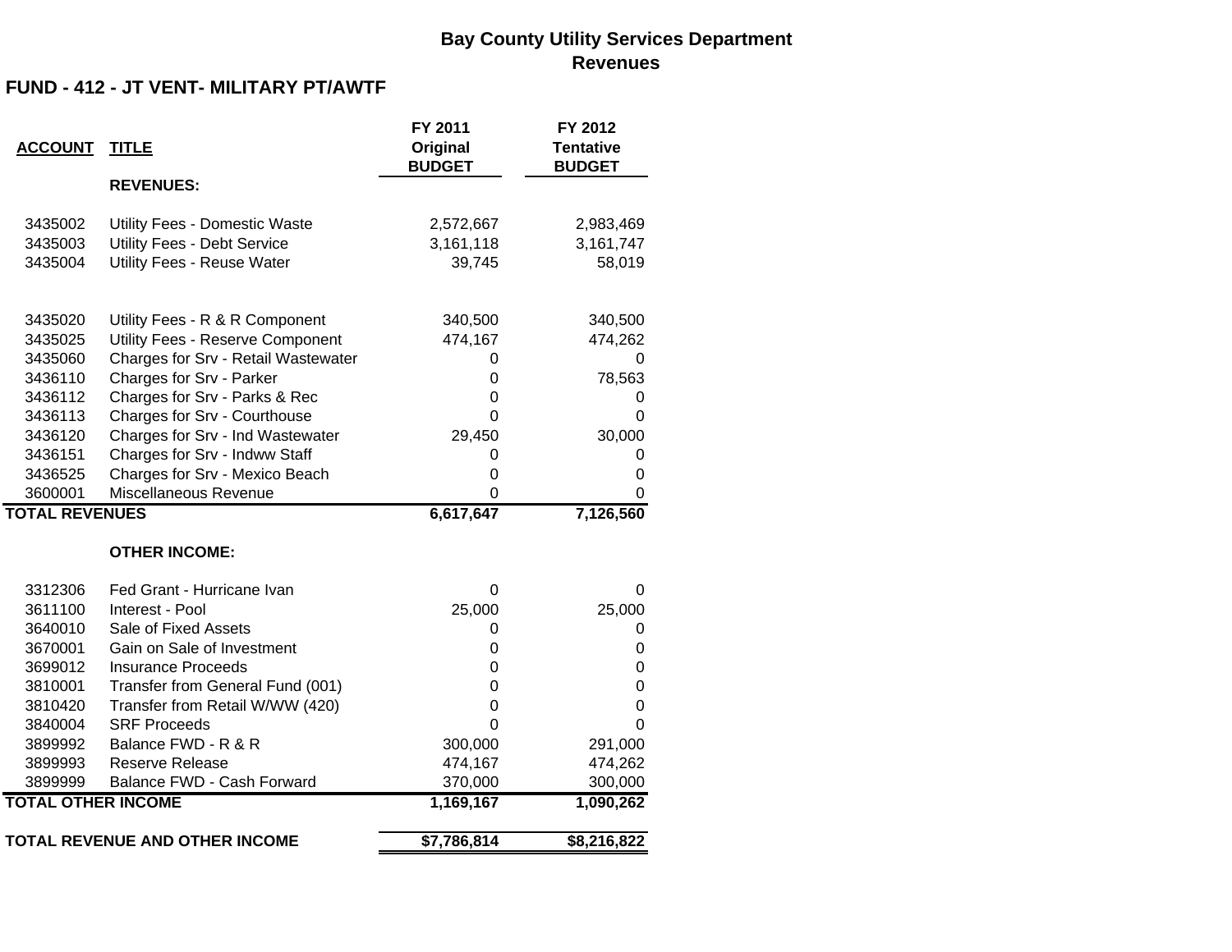# Bay County Utility Services Department
## Revenues

### FUND - 412 - JT VENT- MILITARY PT/AWTF

| ACCOUNT | TITLE | FY 2011 Original BUDGET | FY 2012 Tentative BUDGET |
|---|---|---|---|
| | **REVENUES:** | | |
| 3435002 | Utility Fees - Domestic Waste | 2,572,667 | 2,983,469 |
| 3435003 | Utility Fees - Debt Service | 3,161,118 | 3,161,747 |
| 3435004 | Utility Fees - Reuse Water | 39,745 | 58,019 |
| 3435020 | Utility Fees - R & R Component | 340,500 | 340,500 |
| 3435025 | Utility Fees - Reserve Component | 474,167 | 474,262 |
| 3435060 | Charges for Srv - Retail Wastewater | 0 | 0 |
| 3436110 | Charges for Srv - Parker | 0 | 78,563 |
| 3436112 | Charges for Srv - Parks & Rec | 0 | 0 |
| 3436113 | Charges for Srv - Courthouse | 0 | 0 |
| 3436120 | Charges for Srv - Ind Wastewater | 29,450 | 30,000 |
| 3436151 | Charges for Srv - Indww Staff | 0 | 0 |
| 3436525 | Charges for Srv - Mexico Beach | 0 | 0 |
| 3600001 | Miscellaneous Revenue | 0 | 0 |
| **TOTAL REVENUES** | | **6,617,647** | **7,126,560** |
| | **OTHER INCOME:** | | |
| 3312306 | Fed Grant - Hurricane Ivan | 0 | 0 |
| 3611100 | Interest - Pool | 25,000 | 25,000 |
| 3640010 | Sale of Fixed Assets | 0 | 0 |
| 3670001 | Gain on Sale of Investment | 0 | 0 |
| 3699012 | Insurance Proceeds | 0 | 0 |
| 3810001 | Transfer from General Fund (001) | 0 | 0 |
| 3810420 | Transfer from Retail W/WW (420) | 0 | 0 |
| 3840004 | SRF Proceeds | 0 | 0 |
| 3899992 | Balance FWD - R & R | 300,000 | 291,000 |
| 3899993 | Reserve Release | 474,167 | 474,262 |
| 3899999 | Balance FWD - Cash Forward | 370,000 | 300,000 |
| **TOTAL OTHER INCOME** | | **1,169,167** | **1,090,262** |
| **TOTAL REVENUE AND OTHER INCOME** | | **$7,786,814** | **$8,216,822** |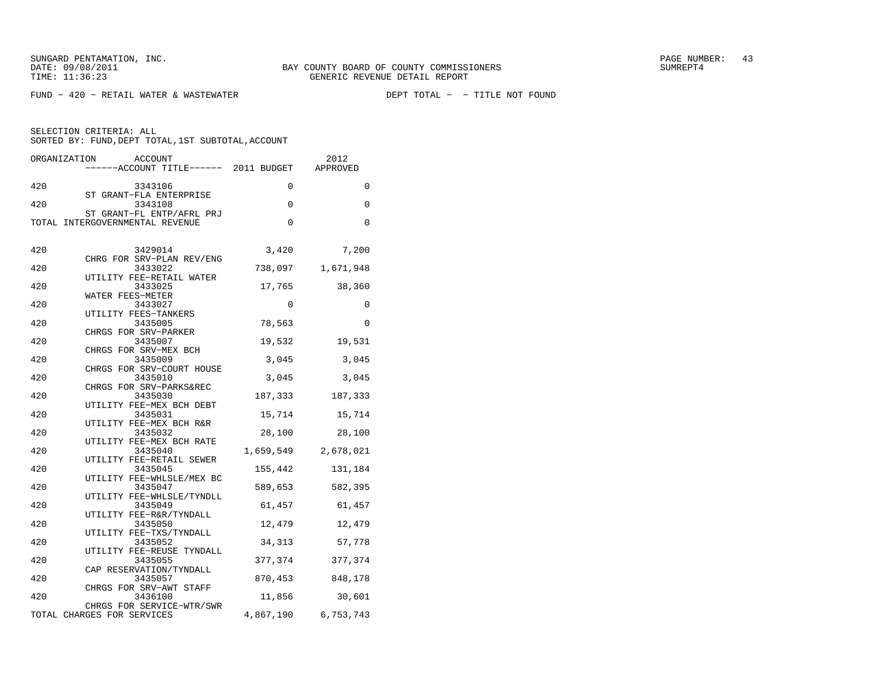SUNGARD PENTAMATION, INC.
DATE: 09/08/2011
TIME: 11:36:23

BAY COUNTY BOARD OF COUNTY COMMISSIONERS
GENERIC REVENUE DETAIL REPORT

SUMREPT4

FUND − 420 − RETAIL WATER & WASTEWATER　　　　DEPT TOTAL − − TITLE NOT FOUND

SELECTION CRITERIA: ALL
SORTED BY: FUND,DEPT TOTAL,1ST SUBTOTAL,ACCOUNT

| ORGANIZATION | ACCOUNT / ACCOUNT TITLE | 2011 BUDGET | 2012 APPROVED |
|---|---|---|---|
| 420 | 3343106 ST GRANT−FLA ENTERPRISE | 0 | 0 |
| 420 | 3343108 ST GRANT−FL ENTP/AFRL PRJ | 0 | 0 |
| TOTAL INTERGOVERNMENTAL REVENUE | | 0 | 0 |
| 420 | 3429014 CHRG FOR SRV−PLAN REV/ENG | 3,420 | 7,200 |
| 420 | 3433022 UTILITY FEE−RETAIL WATER | 738,097 | 1,671,948 |
| 420 | 3433025 WATER FEES−METER | 17,765 | 38,360 |
| 420 | 3433027 UTILITY FEES−TANKERS | 0 | 0 |
| 420 | 3435005 CHRGS FOR SRV−PARKER | 78,563 | 0 |
| 420 | 3435007 CHRGS FOR SRV−MEX BCH | 19,532 | 19,531 |
| 420 | 3435009 CHRGS FOR SRV−COURT HOUSE | 3,045 | 3,045 |
| 420 | 3435010 CHRGS FOR SRV−PARKS&REC | 3,045 | 3,045 |
| 420 | 3435030 UTILITY FEE−MEX BCH DEBT | 187,333 | 187,333 |
| 420 | 3435031 UTILITY FEE−MEX BCH R&R | 15,714 | 15,714 |
| 420 | 3435032 UTILITY FEE−MEX BCH RATE | 28,100 | 28,100 |
| 420 | 3435040 UTILITY FEE−RETAIL SEWER | 1,659,549 | 2,678,021 |
| 420 | 3435045 UTILITY FEE−WHLSLE/MEX BC | 155,442 | 131,184 |
| 420 | 3435047 UTILITY FEE−WHLSLE/TYNDLL | 589,653 | 582,395 |
| 420 | 3435049 UTILITY FEE−R&R/TYNDALL | 61,457 | 61,457 |
| 420 | 3435050 UTILITY FEE−TXS/TYNDALL | 12,479 | 12,479 |
| 420 | 3435052 UTILITY FEE−REUSE TYNDALL | 34,313 | 57,778 |
| 420 | 3435055 CAP RESERVATION/TYNDALL | 377,374 | 377,374 |
| 420 | 3435057 CHRGS FOR SRV−AWT STAFF | 870,453 | 848,178 |
| 420 | 3436100 CHRGS FOR SERVICE−WTR/SWR | 11,856 | 30,601 |
| TOTAL CHARGES FOR SERVICES | | 4,867,190 | 6,753,743 |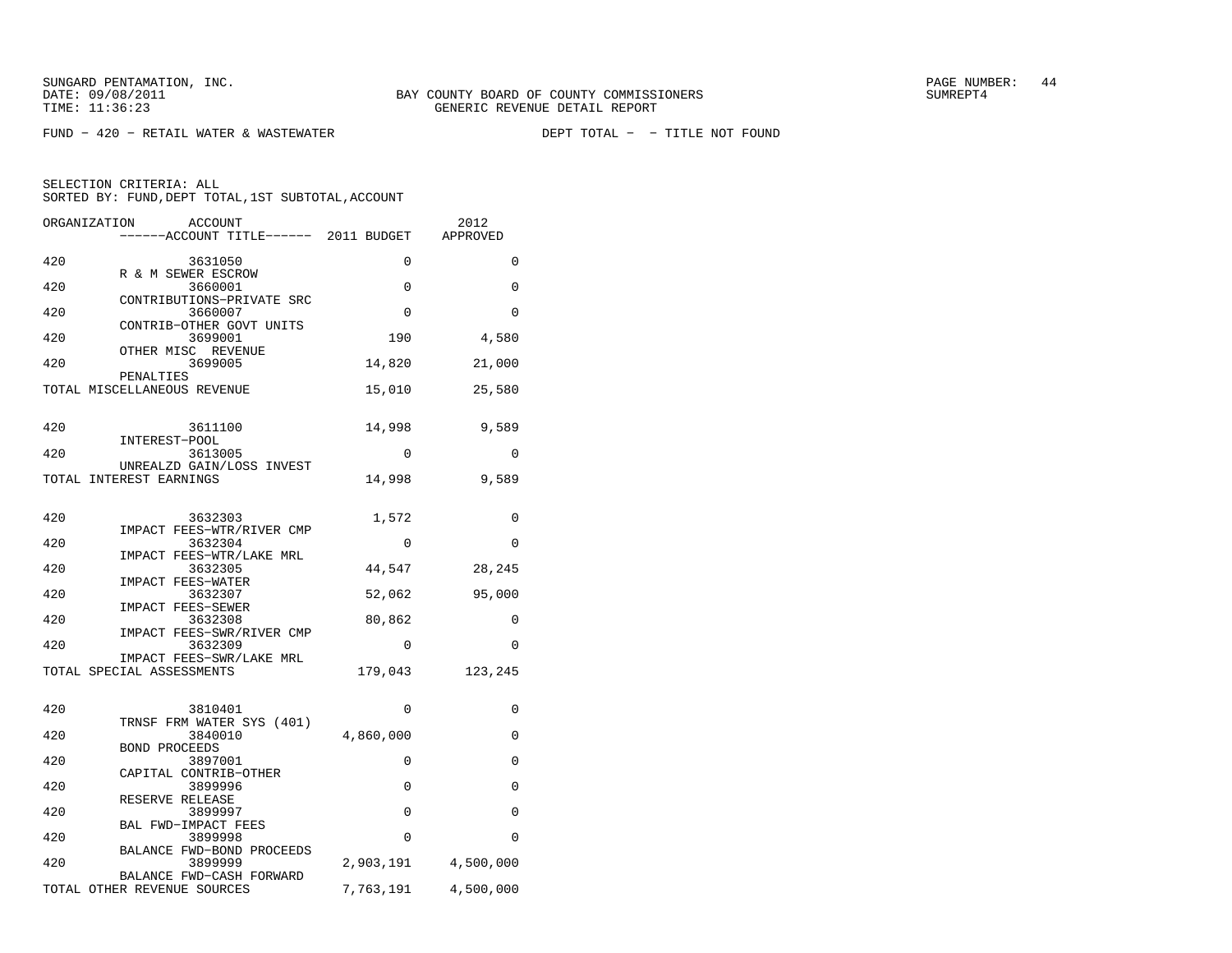SUNGARD PENTAMATION, INC.
DATE: 09/08/2011
TIME: 11:36:23

BAY COUNTY BOARD OF COUNTY COMMISSIONERS
GENERIC REVENUE DETAIL REPORT

PAGE NUMBER: 44
SUMREPT4

FUND − 420 − RETAIL WATER & WASTEWATER          DEPT TOTAL − − TITLE NOT FOUND

SELECTION CRITERIA: ALL
SORTED BY: FUND,DEPT TOTAL,1ST SUBTOTAL,ACCOUNT

| ORGANIZATION | ACCOUNT / ACCOUNT TITLE | 2011 BUDGET | 2012 APPROVED |
|---|---|---|---|
| 420 | 3631050 R & M SEWER ESCROW | 0 | 0 |
| 420 | 3660001 CONTRIBUTIONS−PRIVATE SRC | 0 | 0 |
| 420 | 3660007 CONTRIB−OTHER GOVT UNITS | 0 | 0 |
| 420 | 3699001 OTHER MISC REVENUE | 190 | 4,580 |
| 420 | 3699005 PENALTIES | 14,820 | 21,000 |
| TOTAL MISCELLANEOUS REVENUE | | 15,010 | 25,580 |
| 420 | 3611100 INTEREST−POOL | 14,998 | 9,589 |
| 420 | 3613005 UNREALZD GAIN/LOSS INVEST | 0 | 0 |
| TOTAL INTEREST EARNINGS | | 14,998 | 9,589 |
| 420 | 3632303 IMPACT FEES−WTR/RIVER CMP | 1,572 | 0 |
| 420 | 3632304 IMPACT FEES−WTR/LAKE MRL | 0 | 0 |
| 420 | 3632305 IMPACT FEES−WATER | 44,547 | 28,245 |
| 420 | 3632307 IMPACT FEES−SEWER | 52,062 | 95,000 |
| 420 | 3632308 IMPACT FEES−SWR/RIVER CMP | 80,862 | 0 |
| 420 | 3632309 IMPACT FEES−SWR/LAKE MRL | 0 | 0 |
| TOTAL SPECIAL ASSESSMENTS | | 179,043 | 123,245 |
| 420 | 3810401 TRNSF FRM WATER SYS (401) | 0 | 0 |
| 420 | 3840010 BOND PROCEEDS | 4,860,000 | 0 |
| 420 | 3897001 CAPITAL CONTRIB−OTHER | 0 | 0 |
| 420 | 3899996 RESERVE RELEASE | 0 | 0 |
| 420 | 3899997 BAL FWD−IMPACT FEES | 0 | 0 |
| 420 | 3899998 BALANCE FWD−BOND PROCEEDS | 0 | 0 |
| 420 | 3899999 BALANCE FWD−CASH FORWARD | 2,903,191 | 4,500,000 |
| TOTAL OTHER REVENUE SOURCES | | 7,763,191 | 4,500,000 |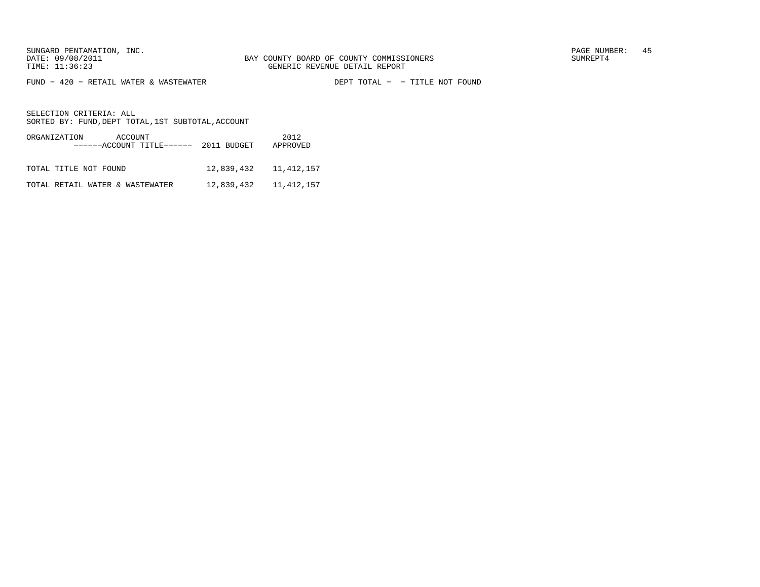SUNGARD PENTAMATION, INC.
DATE: 09/08/2011
TIME: 11:36:23

BAY COUNTY BOARD OF COUNTY COMMISSIONERS
GENERIC REVENUE DETAIL REPORT

SUMREPT4

FUND - 420 - RETAIL WATER & WASTEWATER

DEPT TOTAL - - TITLE NOT FOUND

SELECTION CRITERIA: ALL
SORTED BY: FUND,DEPT TOTAL,1ST SUBTOTAL,ACCOUNT

| ORGANIZATION ACCOUNT ------ACCOUNT TITLE------ | 2011 BUDGET | 2012 APPROVED |
|---|---|---|
| TOTAL TITLE NOT FOUND | 12,839,432 | 11,412,157 |
| TOTAL RETAIL WATER & WASTEWATER | 12,839,432 | 11,412,157 |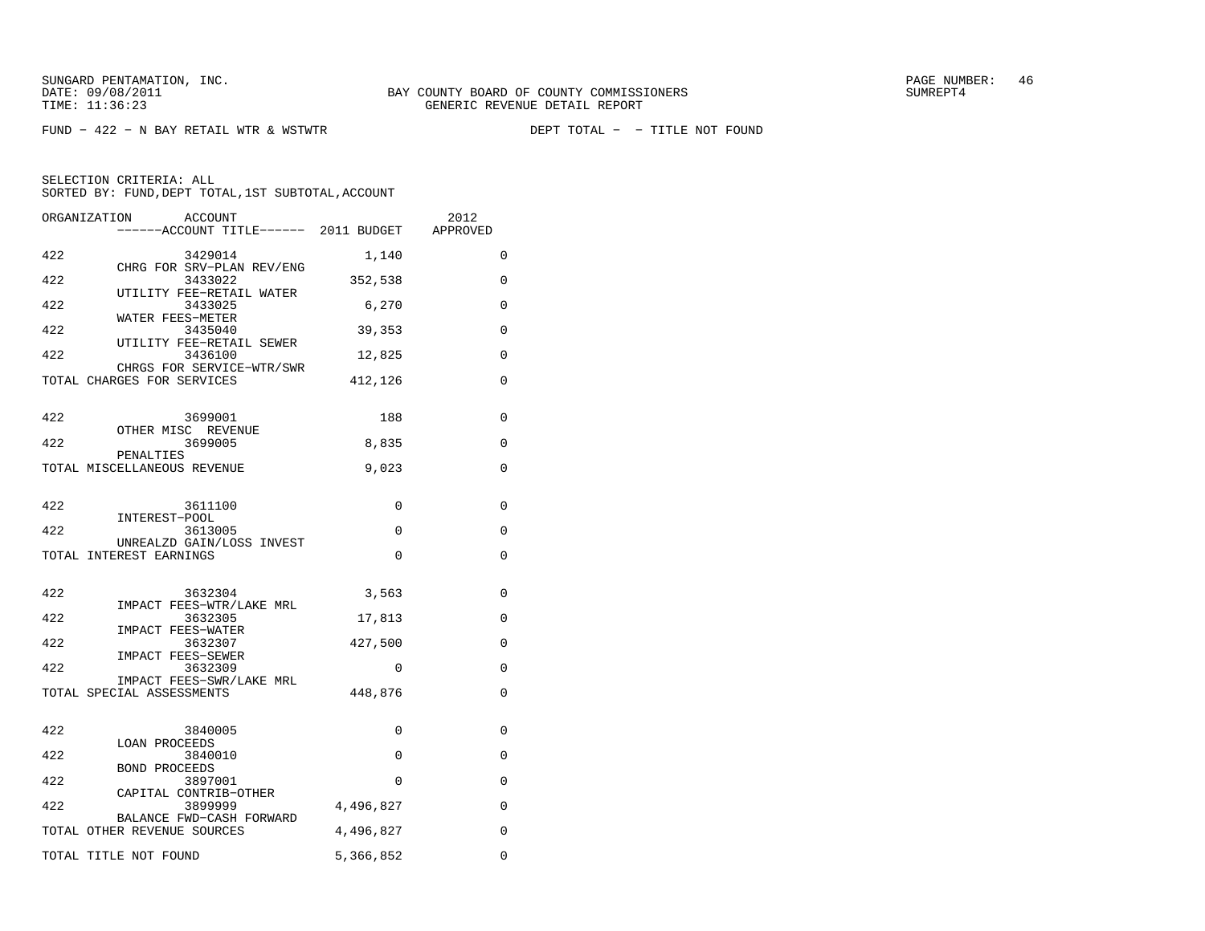SUNGARD PENTAMATION, INC.
DATE: 09/08/2011
TIME: 11:36:23

BAY COUNTY BOARD OF COUNTY COMMISSIONERS
GENERIC REVENUE DETAIL REPORT

SUMREPT4

FUND - 422 - N BAY RETAIL WTR & WSTWTR

DEPT TOTAL - - TITLE NOT FOUND

SELECTION CRITERIA: ALL
SORTED BY: FUND,DEPT TOTAL,1ST SUBTOTAL,ACCOUNT

| ORGANIZATION | ACCOUNT | ------ACCOUNT TITLE------ | 2011 BUDGET | 2012 APPROVED |
|---|---|---|---|---|
| 422 | 3429014 | CHRG FOR SRV-PLAN REV/ENG | 1,140 | 0 |
| 422 | 3433022 | UTILITY FEE-RETAIL WATER | 352,538 | 0 |
| 422 | 3433025 | WATER FEES-METER | 6,270 | 0 |
| 422 | 3435040 | UTILITY FEE-RETAIL SEWER | 39,353 | 0 |
| 422 | 3436100 | CHRGS FOR SERVICE-WTR/SWR | 12,825 | 0 |
| TOTAL CHARGES FOR SERVICES | | | 412,126 | 0 |
| 422 | 3699001 | OTHER MISC REVENUE | 188 | 0 |
| 422 | 3699005 | PENALTIES | 8,835 | 0 |
| TOTAL MISCELLANEOUS REVENUE | | | 9,023 | 0 |
| 422 | 3611100 | INTEREST-POOL | 0 | 0 |
| 422 | 3613005 | UNREALZD GAIN/LOSS INVEST | 0 | 0 |
| TOTAL INTEREST EARNINGS | | | 0 | 0 |
| 422 | 3632304 | IMPACT FEES-WTR/LAKE MRL | 3,563 | 0 |
| 422 | 3632305 | IMPACT FEES-WATER | 17,813 | 0 |
| 422 | 3632307 | IMPACT FEES-SEWER | 427,500 | 0 |
| 422 | 3632309 | IMPACT FEES-SWR/LAKE MRL | 0 | 0 |
| TOTAL SPECIAL ASSESSMENTS | | | 448,876 | 0 |
| 422 | 3840005 | LOAN PROCEEDS | 0 | 0 |
| 422 | 3840010 | BOND PROCEEDS | 0 | 0 |
| 422 | 3897001 | CAPITAL CONTRIB-OTHER | 0 | 0 |
| 422 | 3899999 | BALANCE FWD-CASH FORWARD | 4,496,827 | 0 |
| TOTAL OTHER REVENUE SOURCES | | | 4,496,827 | 0 |
| TOTAL TITLE NOT FOUND | | | 5,366,852 | 0 |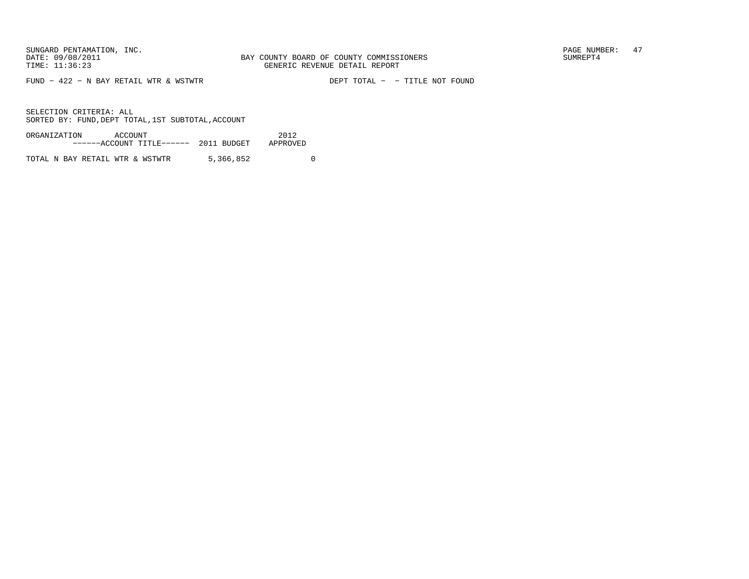FUND - 422 - N BAY RETAIL WTR & WSTWTR    DEPT TOTAL - - TITLE NOT FOUND

SELECTION CRITERIA: ALL
SORTED BY: FUND,DEPT TOTAL,1ST SUBTOTAL,ACCOUNT

| ORGANIZATION ACCOUNT ------ACCOUNT TITLE------ | 2011 BUDGET | 2012 APPROVED |
|---|---|---|
| TOTAL N BAY RETAIL WTR & WSTWTR | 5,366,852 | 0 |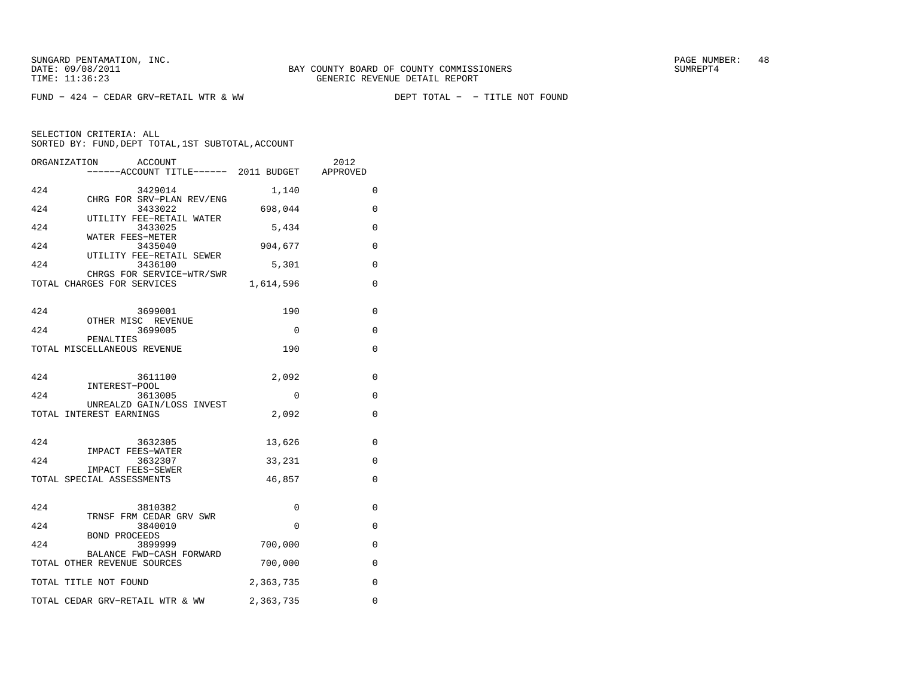SUNGARD PENTAMATION, INC.
DATE: 09/08/2011
TIME: 11:36:23

BAY COUNTY BOARD OF COUNTY COMMISSIONERS
GENERIC REVENUE DETAIL REPORT

SUMREPT4

FUND - 424 - CEDAR GRV-RETAIL WTR & WW    DEPT TOTAL - - TITLE NOT FOUND

SELECTION CRITERIA: ALL
SORTED BY: FUND,DEPT TOTAL,1ST SUBTOTAL,ACCOUNT

| ORGANIZATION | ACCOUNT / ------ACCOUNT TITLE------ | 2011 BUDGET | 2012 APPROVED |
|---|---|---|---|
| 424 | 3429014 CHRG FOR SRV-PLAN REV/ENG | 1,140 | 0 |
| 424 | 3433022 UTILITY FEE-RETAIL WATER | 698,044 | 0 |
| 424 | 3433025 WATER FEES-METER | 5,434 | 0 |
| 424 | 3435040 UTILITY FEE-RETAIL SEWER | 904,677 | 0 |
| 424 | 3436100 CHRGS FOR SERVICE-WTR/SWR | 5,301 | 0 |
| TOTAL CHARGES FOR SERVICES | | 1,614,596 | 0 |
| 424 | 3699001 OTHER MISC REVENUE | 190 | 0 |
| 424 | 3699005 PENALTIES | 0 | 0 |
| TOTAL MISCELLANEOUS REVENUE | | 190 | 0 |
| 424 | 3611100 INTEREST-POOL | 2,092 | 0 |
| 424 | 3613005 UNREALZD GAIN/LOSS INVEST | 0 | 0 |
| TOTAL INTEREST EARNINGS | | 2,092 | 0 |
| 424 | 3632305 IMPACT FEES-WATER | 13,626 | 0 |
| 424 | 3632307 IMPACT FEES-SEWER | 33,231 | 0 |
| TOTAL SPECIAL ASSESSMENTS | | 46,857 | 0 |
| 424 | 3810382 TRNSF FRM CEDAR GRV SWR | 0 | 0 |
| 424 | 3840010 BOND PROCEEDS | 0 | 0 |
| 424 | 3899999 BALANCE FWD-CASH FORWARD | 700,000 | 0 |
| TOTAL OTHER REVENUE SOURCES | | 700,000 | 0 |
| TOTAL TITLE NOT FOUND | | 2,363,735 | 0 |
| TOTAL CEDAR GRV-RETAIL WTR & WW | | 2,363,735 | 0 |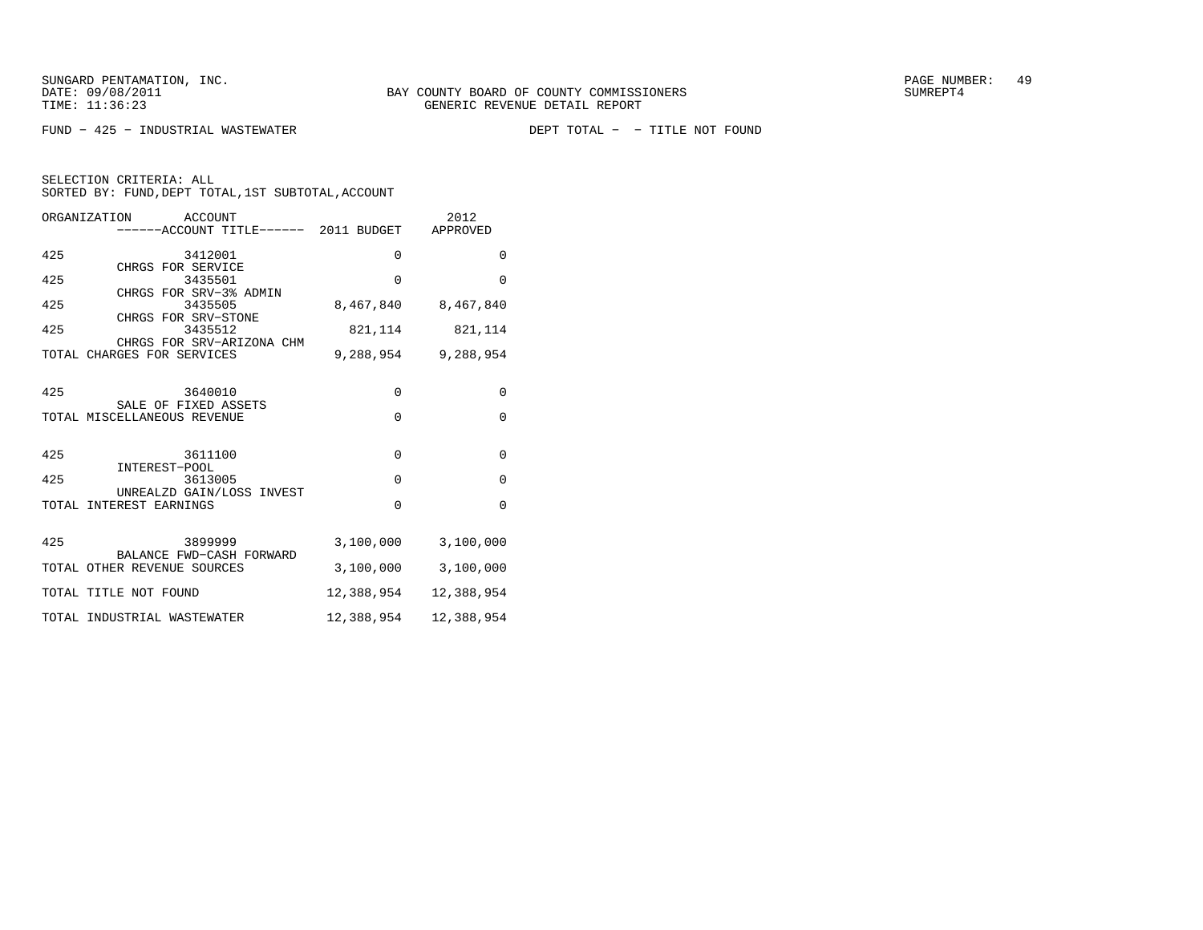FUND − 425 − INDUSTRIAL WASTEWATER　　　　DEPT TOTAL − − TITLE NOT FOUND

SELECTION CRITERIA: ALL
SORTED BY: FUND,DEPT TOTAL,1ST SUBTOTAL,ACCOUNT

| ORGANIZATION | ACCOUNT / ACCOUNT TITLE | 2011 BUDGET | 2012 APPROVED |
|---|---|---|---|
| 425 | 3412001 CHRGS FOR SERVICE | 0 | 0 |
| 425 | 3435501 CHRGS FOR SRV−3% ADMIN | 0 | 0 |
| 425 | 3435505 CHRGS FOR SRV−STONE | 8,467,840 | 8,467,840 |
| 425 | 3435512 CHRGS FOR SRV−ARIZONA CHM | 821,114 | 821,114 |
| TOTAL CHARGES FOR SERVICES | | 9,288,954 | 9,288,954 |
| 425 | 3640010 SALE OF FIXED ASSETS | 0 | 0 |
| TOTAL MISCELLANEOUS REVENUE | | 0 | 0 |
| 425 | 3611100 INTEREST−POOL | 0 | 0 |
| 425 | 3613005 UNREALZD GAIN/LOSS INVEST | 0 | 0 |
| TOTAL INTEREST EARNINGS | | 0 | 0 |
| 425 | 3899999 BALANCE FWD−CASH FORWARD | 3,100,000 | 3,100,000 |
| TOTAL OTHER REVENUE SOURCES | | 3,100,000 | 3,100,000 |
| TOTAL TITLE NOT FOUND | | 12,388,954 | 12,388,954 |
| TOTAL INDUSTRIAL WASTEWATER | | 12,388,954 | 12,388,954 |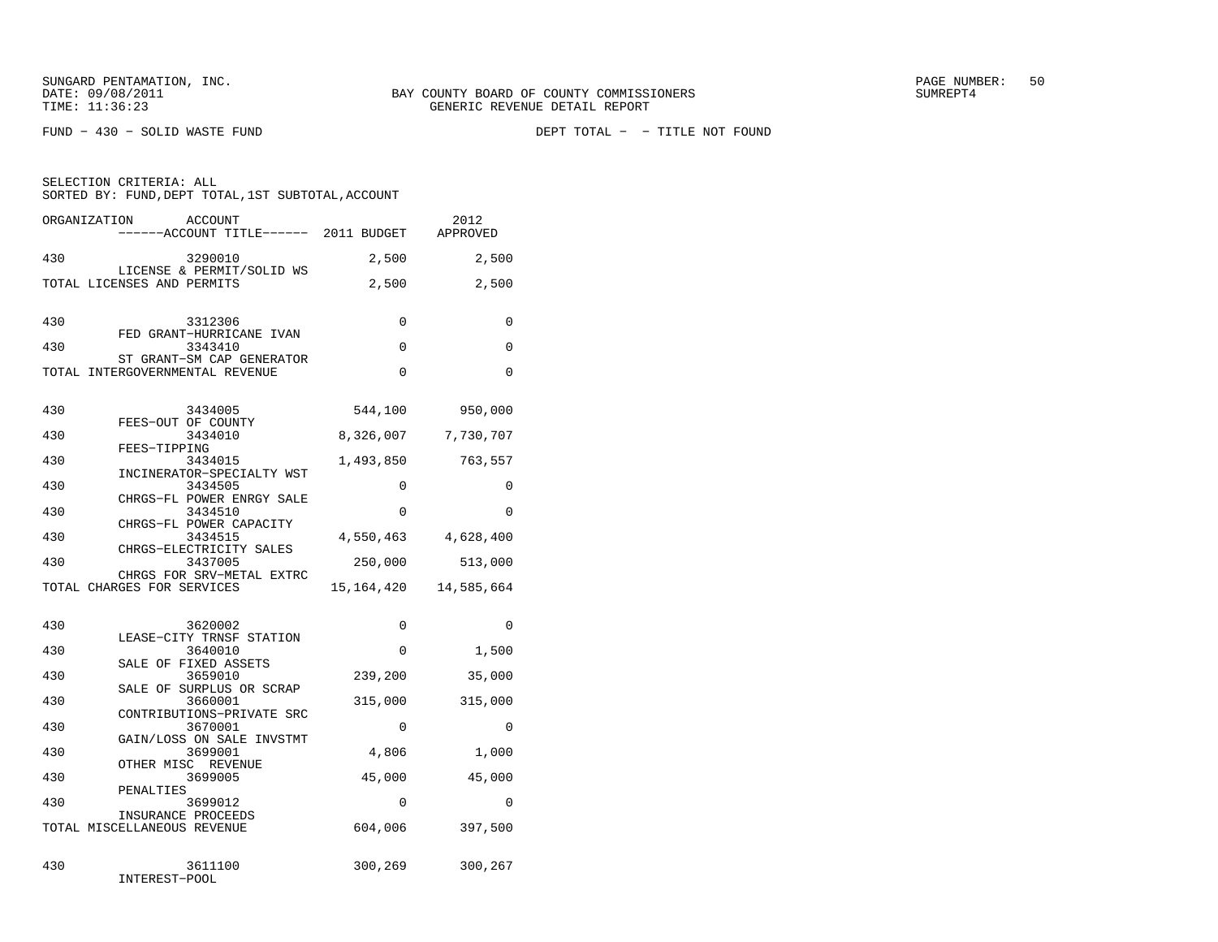SUNGARD PENTAMATION, INC.
DATE: 09/08/2011
TIME: 11:36:23

BAY COUNTY BOARD OF COUNTY COMMISSIONERS
GENERIC REVENUE DETAIL REPORT

SUMREPT4

FUND - 430 - SOLID WASTE FUND

DEPT TOTAL - - TITLE NOT FOUND

SELECTION CRITERIA: ALL
SORTED BY: FUND,DEPT TOTAL,1ST SUBTOTAL,ACCOUNT

| ORGANIZATION | ACCOUNT / ACCOUNT TITLE | 2011 BUDGET | 2012 APPROVED |
|---|---|---|---|
| 430 | 3290010 LICENSE & PERMIT/SOLID WS | 2,500 | 2,500 |
| TOTAL LICENSES AND PERMITS | | 2,500 | 2,500 |
| 430 | 3312306 FED GRANT-HURRICANE IVAN | 0 | 0 |
| 430 | 3343410 ST GRANT-SM CAP GENERATOR | 0 | 0 |
| TOTAL INTERGOVERNMENTAL REVENUE | | 0 | 0 |
| 430 | 3434005 FEES-OUT OF COUNTY | 544,100 | 950,000 |
| 430 | 3434010 FEES-TIPPING | 8,326,007 | 7,730,707 |
| 430 | 3434015 INCINERATOR-SPECIALTY WST | 1,493,850 | 763,557 |
| 430 | 3434505 CHRGS-FL POWER ENRGY SALE | 0 | 0 |
| 430 | 3434510 CHRGS-FL POWER CAPACITY | 0 | 0 |
| 430 | 3434515 CHRGS-ELECTRICITY SALES | 4,550,463 | 4,628,400 |
| 430 | 3437005 CHRGS FOR SRV-METAL EXTRC | 250,000 | 513,000 |
| TOTAL CHARGES FOR SERVICES | | 15,164,420 | 14,585,664 |
| 430 | 3620002 LEASE-CITY TRNSF STATION | 0 | 0 |
| 430 | 3640010 SALE OF FIXED ASSETS | 0 | 1,500 |
| 430 | 3659010 SALE OF SURPLUS OR SCRAP | 239,200 | 35,000 |
| 430 | 3660001 CONTRIBUTIONS-PRIVATE SRC | 315,000 | 315,000 |
| 430 | 3670001 GAIN/LOSS ON SALE INVSTMT | 0 | 0 |
| 430 | 3699001 OTHER MISC REVENUE | 4,806 | 1,000 |
| 430 | 3699005 PENALTIES | 45,000 | 45,000 |
| 430 | 3699012 INSURANCE PROCEEDS | 0 | 0 |
| TOTAL MISCELLANEOUS REVENUE | | 604,006 | 397,500 |
| 430 | 3611100 INTEREST-POOL | 300,269 | 300,267 |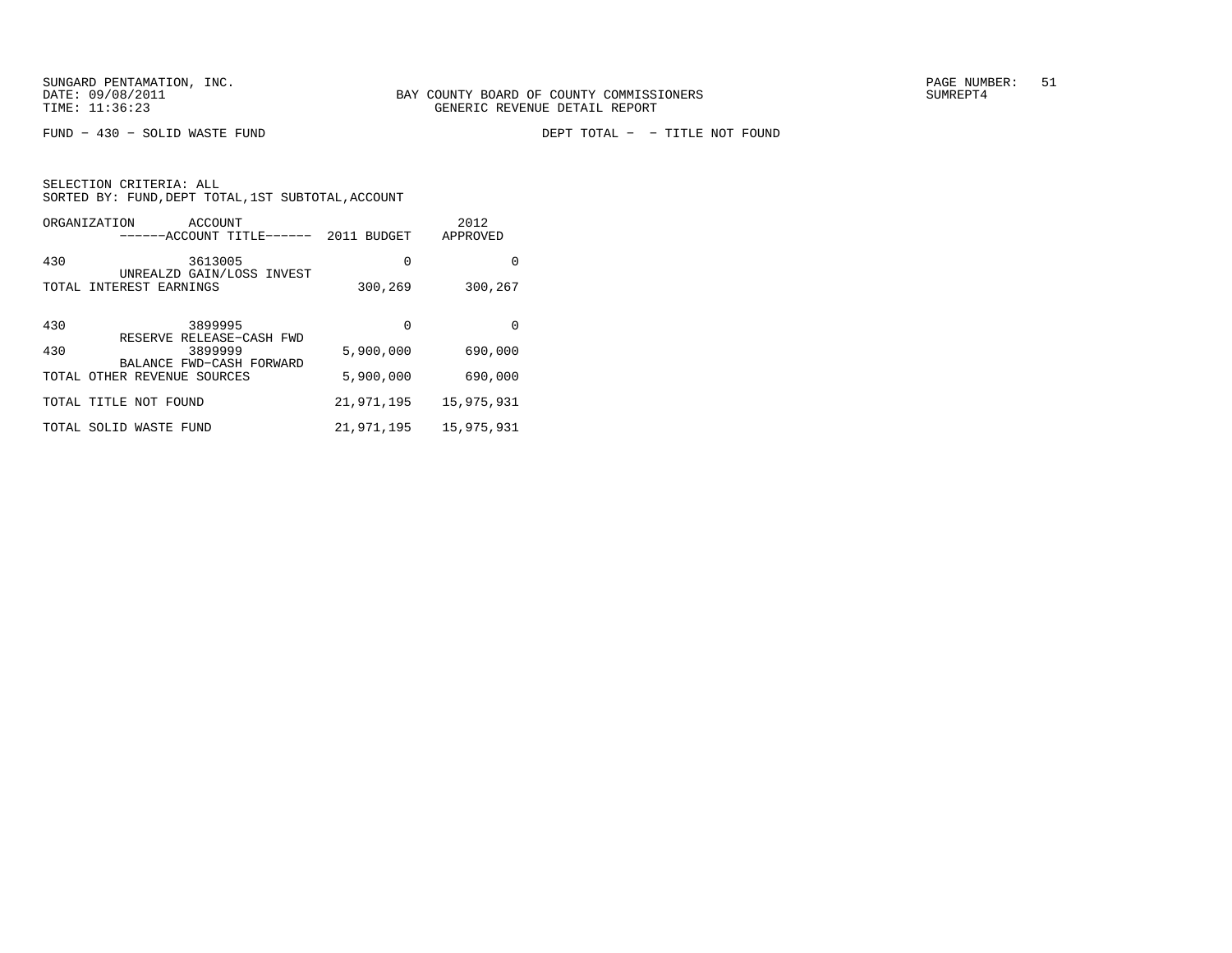SUNGARD PENTAMATION, INC.
DATE: 09/08/2011
TIME: 11:36:23

BAY COUNTY BOARD OF COUNTY COMMISSIONERS
GENERIC REVENUE DETAIL REPORT

PAGE NUMBER: 51
SUMREPT4

FUND − 430 − SOLID WASTE FUND

DEPT TOTAL − − TITLE NOT FOUND

SELECTION CRITERIA: ALL
SORTED BY: FUND,DEPT TOTAL,1ST SUBTOTAL,ACCOUNT

| ORGANIZATION | ACCOUNT ------ACCOUNT TITLE------ | 2011 BUDGET | 2012 APPROVED |
|---|---|---|---|
| 430 | 3613005 UNREALZD GAIN/LOSS INVEST | 0 | 0 |
| TOTAL INTEREST EARNINGS | | 300,269 | 300,267 |
| 430 | 3899995 RESERVE RELEASE−CASH FWD | 0 | 0 |
| 430 | 3899999 BALANCE FWD−CASH FORWARD | 5,900,000 | 690,000 |
| TOTAL OTHER REVENUE SOURCES | | 5,900,000 | 690,000 |
| TOTAL TITLE NOT FOUND | | 21,971,195 | 15,975,931 |
| TOTAL SOLID WASTE FUND | | 21,971,195 | 15,975,931 |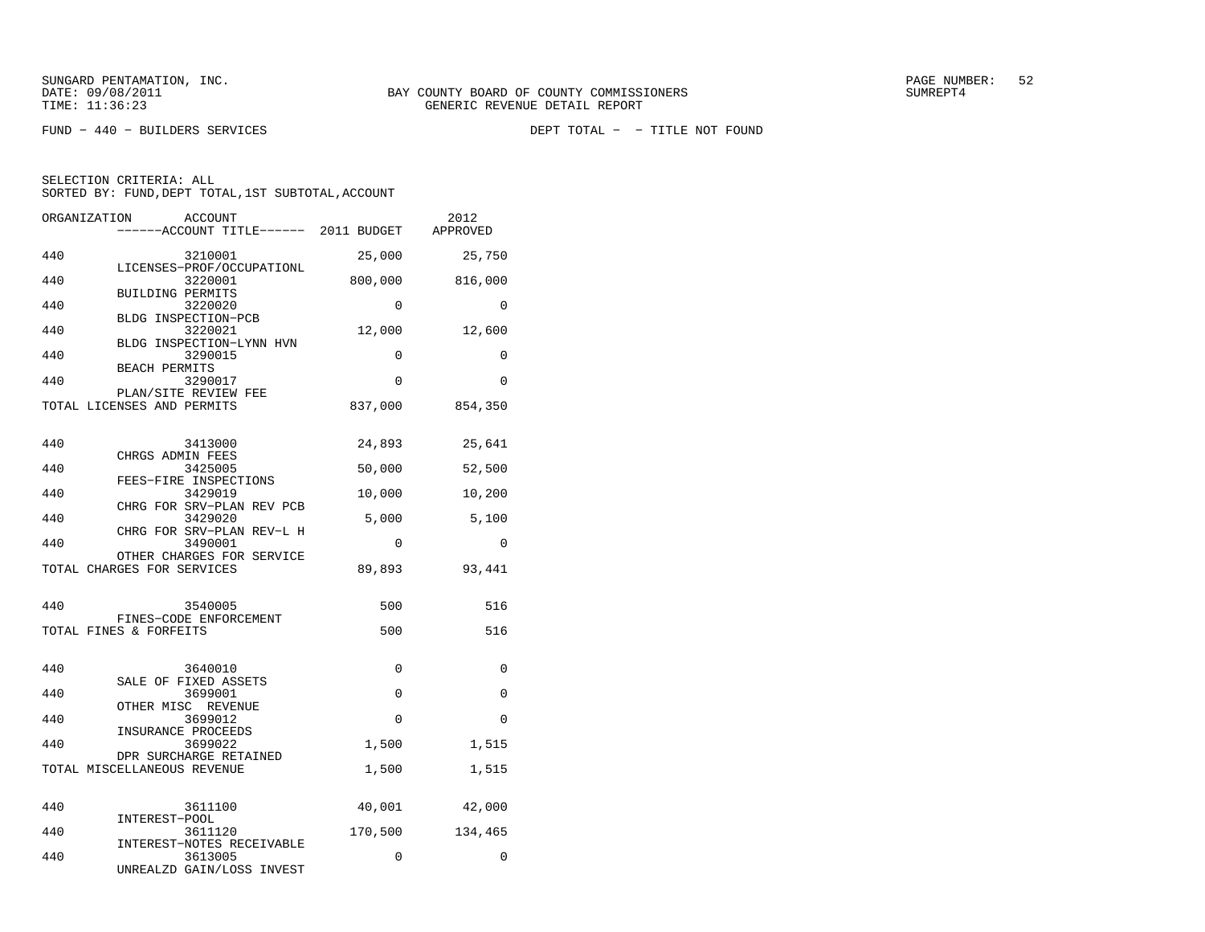SUNGARD PENTAMATION, INC.
DATE: 09/08/2011
TIME: 11:36:23

BAY COUNTY BOARD OF COUNTY COMMISSIONERS
GENERIC REVENUE DETAIL REPORT

PAGE NUMBER: 52
SUMREPT4

FUND - 440 - BUILDERS SERVICES

DEPT TOTAL - - TITLE NOT FOUND

SELECTION CRITERIA: ALL
SORTED BY: FUND,DEPT TOTAL,1ST SUBTOTAL,ACCOUNT

| ORGANIZATION | ACCOUNT / ------ACCOUNT TITLE------ | 2011 BUDGET | 2012 APPROVED |
|---|---|---|---|
| 440 | 3210001 LICENSES-PROF/OCCUPATIONL | 25,000 | 25,750 |
| 440 | 3220001 BUILDING PERMITS | 800,000 | 816,000 |
| 440 | 3220020 BLDG INSPECTION-PCB | 0 | 0 |
| 440 | 3220021 BLDG INSPECTION-LYNN HVN | 12,000 | 12,600 |
| 440 | 3290015 BEACH PERMITS | 0 | 0 |
| 440 | 3290017 PLAN/SITE REVIEW FEE | 0 | 0 |
| TOTAL LICENSES AND PERMITS | | 837,000 | 854,350 |
| 440 | 3413000 CHRGS ADMIN FEES | 24,893 | 25,641 |
| 440 | 3425005 FEES-FIRE INSPECTIONS | 50,000 | 52,500 |
| 440 | 3429019 CHRG FOR SRV-PLAN REV PCB | 10,000 | 10,200 |
| 440 | 3429020 CHRG FOR SRV-PLAN REV-L H | 5,000 | 5,100 |
| 440 | 3490001 OTHER CHARGES FOR SERVICE | 0 | 0 |
| TOTAL CHARGES FOR SERVICES | | 89,893 | 93,441 |
| 440 | 3540005 FINES-CODE ENFORCEMENT | 500 | 516 |
| TOTAL FINES & FORFEITS | | 500 | 516 |
| 440 | 3640010 SALE OF FIXED ASSETS | 0 | 0 |
| 440 | 3699001 OTHER MISC REVENUE | 0 | 0 |
| 440 | 3699012 INSURANCE PROCEEDS | 0 | 0 |
| 440 | 3699022 DPR SURCHARGE RETAINED | 1,500 | 1,515 |
| TOTAL MISCELLANEOUS REVENUE | | 1,500 | 1,515 |
| 440 | 3611100 INTEREST-POOL | 40,001 | 42,000 |
| 440 | 3611120 INTEREST-NOTES RECEIVABLE | 170,500 | 134,465 |
| 440 | 3613005 UNREALZD GAIN/LOSS INVEST | 0 | 0 |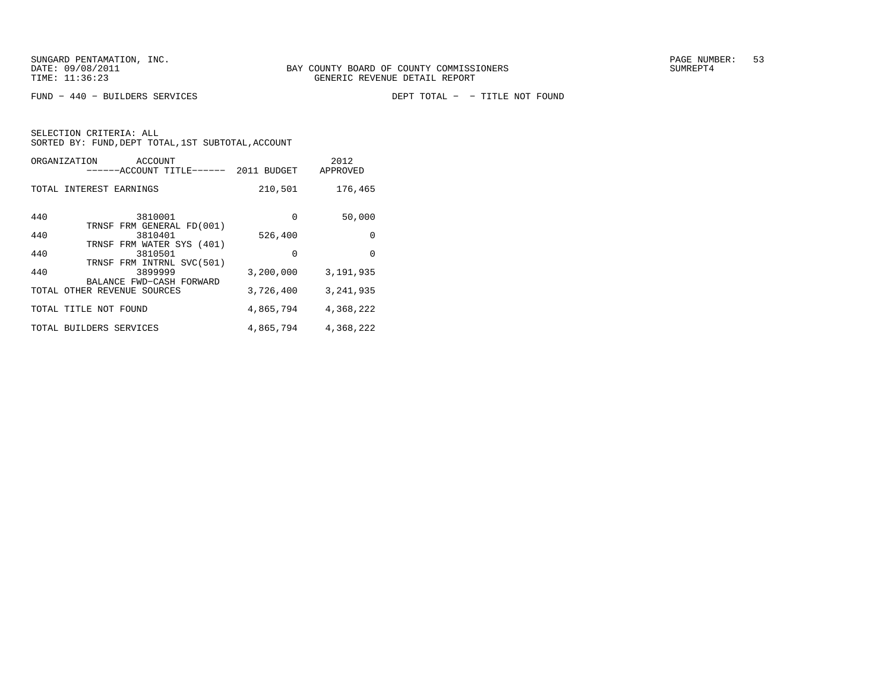BAY COUNTY BOARD OF COUNTY COMMISSIONERS
GENERIC REVENUE DETAIL REPORT

FUND − 440 − BUILDERS SERVICES    DEPT TOTAL − − TITLE NOT FOUND

SELECTION CRITERIA: ALL
SORTED BY: FUND,DEPT TOTAL,1ST SUBTOTAL,ACCOUNT

| ORGANIZATION | ACCOUNT / ------ACCOUNT TITLE------ | 2011 BUDGET | 2012 APPROVED |
|---|---|---|---|
| TOTAL INTEREST EARNINGS | | 210,501 | 176,465 |
| 440 | 3810001 TRNSF FRM GENERAL FD(001) | 0 | 50,000 |
| 440 | 3810401 TRNSF FRM WATER SYS (401) | 526,400 | 0 |
| 440 | 3810501 TRNSF FRM INTRNL SVC(501) | 0 | 0 |
| 440 | 3899999 BALANCE FWD−CASH FORWARD | 3,200,000 | 3,191,935 |
| TOTAL OTHER REVENUE SOURCES | | 3,726,400 | 3,241,935 |
| TOTAL TITLE NOT FOUND | | 4,865,794 | 4,368,222 |
| TOTAL BUILDERS SERVICES | | 4,865,794 | 4,368,222 |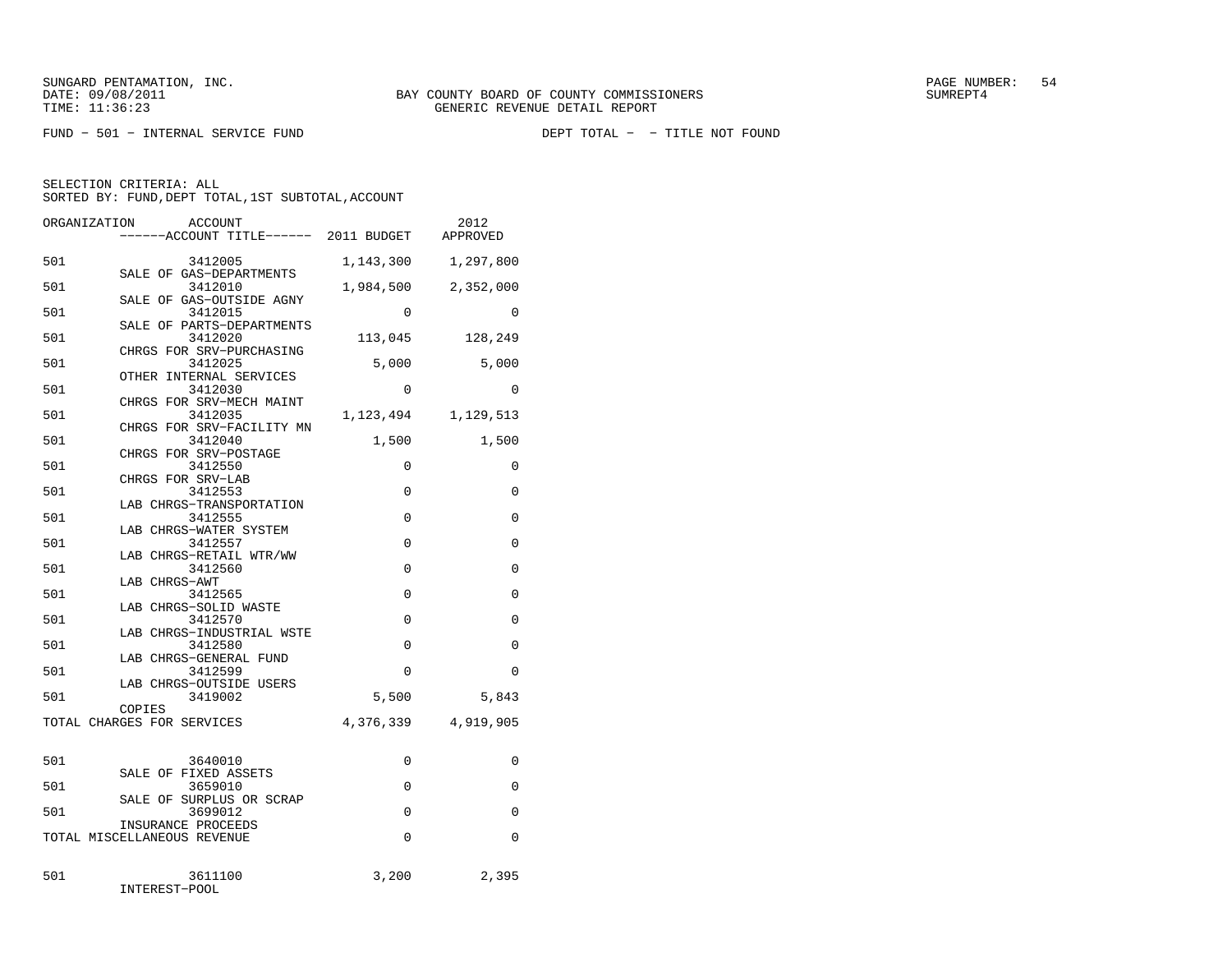SUNGARD PENTAMATION, INC.
DATE: 09/08/2011
TIME: 11:36:23

BAY COUNTY BOARD OF COUNTY COMMISSIONERS
GENERIC REVENUE DETAIL REPORT

FUND − 501 − INTERNAL SERVICE FUND

DEPT TOTAL − − TITLE NOT FOUND

SELECTION CRITERIA: ALL
SORTED BY: FUND,DEPT TOTAL,1ST SUBTOTAL,ACCOUNT

| ORGANIZATION | ACCOUNT / ------ACCOUNT TITLE------ | 2011 BUDGET | 2012 APPROVED |
|---|---|---|---|
| 501 | 3412005 SALE OF GAS−DEPARTMENTS | 1,143,300 | 1,297,800 |
| 501 | 3412010 SALE OF GAS−OUTSIDE AGNY | 1,984,500 | 2,352,000 |
| 501 | 3412015 SALE OF PARTS−DEPARTMENTS | 0 | 0 |
| 501 | 3412020 CHRGS FOR SRV−PURCHASING | 113,045 | 128,249 |
| 501 | 3412025 OTHER INTERNAL SERVICES | 5,000 | 5,000 |
| 501 | 3412030 CHRGS FOR SRV−MECH MAINT | 0 | 0 |
| 501 | 3412035 CHRGS FOR SRV−FACILITY MN | 1,123,494 | 1,129,513 |
| 501 | 3412040 CHRGS FOR SRV−POSTAGE | 1,500 | 1,500 |
| 501 | 3412550 CHRGS FOR SRV−LAB | 0 | 0 |
| 501 | 3412553 LAB CHRGS−TRANSPORTATION | 0 | 0 |
| 501 | 3412555 LAB CHRGS−WATER SYSTEM | 0 | 0 |
| 501 | 3412557 LAB CHRGS−RETAIL WTR/WW | 0 | 0 |
| 501 | 3412560 LAB CHRGS−AWT | 0 | 0 |
| 501 | 3412565 LAB CHRGS−SOLID WASTE | 0 | 0 |
| 501 | 3412570 LAB CHRGS−INDUSTRIAL WSTE | 0 | 0 |
| 501 | 3412580 LAB CHRGS−GENERAL FUND | 0 | 0 |
| 501 | 3412599 LAB CHRGS−OUTSIDE USERS | 0 | 0 |
| 501 | 3419002 COPIES | 5,500 | 5,843 |
| TOTAL CHARGES FOR SERVICES | | 4,376,339 | 4,919,905 |
| 501 | 3640010 SALE OF FIXED ASSETS | 0 | 0 |
| 501 | 3659010 SALE OF SURPLUS OR SCRAP | 0 | 0 |
| 501 | 3699012 INSURANCE PROCEEDS | 0 | 0 |
| TOTAL MISCELLANEOUS REVENUE | | 0 | 0 |
| 501 | 3611100 INTEREST−POOL | 3,200 | 2,395 |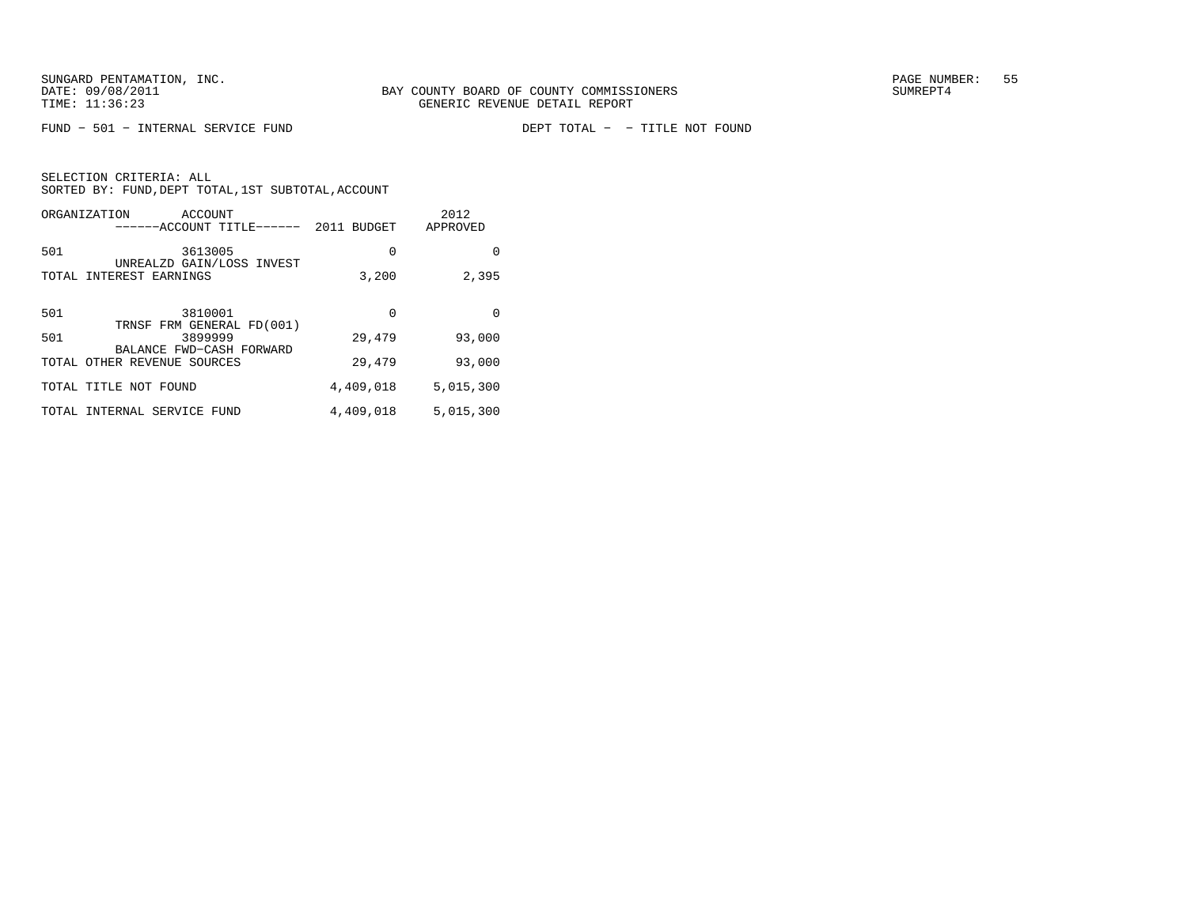FUND − 501 − INTERNAL SERVICE FUND DEPT TOTAL − − TITLE NOT FOUND

SELECTION CRITERIA: ALL
SORTED BY: FUND,DEPT TOTAL,1ST SUBTOTAL,ACCOUNT

| ORGANIZATION | ACCOUNT / ------ACCOUNT TITLE------ | 2011 BUDGET | 2012 APPROVED |
|---|---|---|---|
| 501 | 3613005 UNREALZD GAIN/LOSS INVEST | 0 | 0 |
| TOTAL INTEREST EARNINGS | | 3,200 | 2,395 |
| 501 | 3810001 TRNSF FRM GENERAL FD(001) | 0 | 0 |
| 501 | 3899999 BALANCE FWD−CASH FORWARD | 29,479 | 93,000 |
| TOTAL OTHER REVENUE SOURCES | | 29,479 | 93,000 |
| TOTAL TITLE NOT FOUND | | 4,409,018 | 5,015,300 |
| TOTAL INTERNAL SERVICE FUND | | 4,409,018 | 5,015,300 |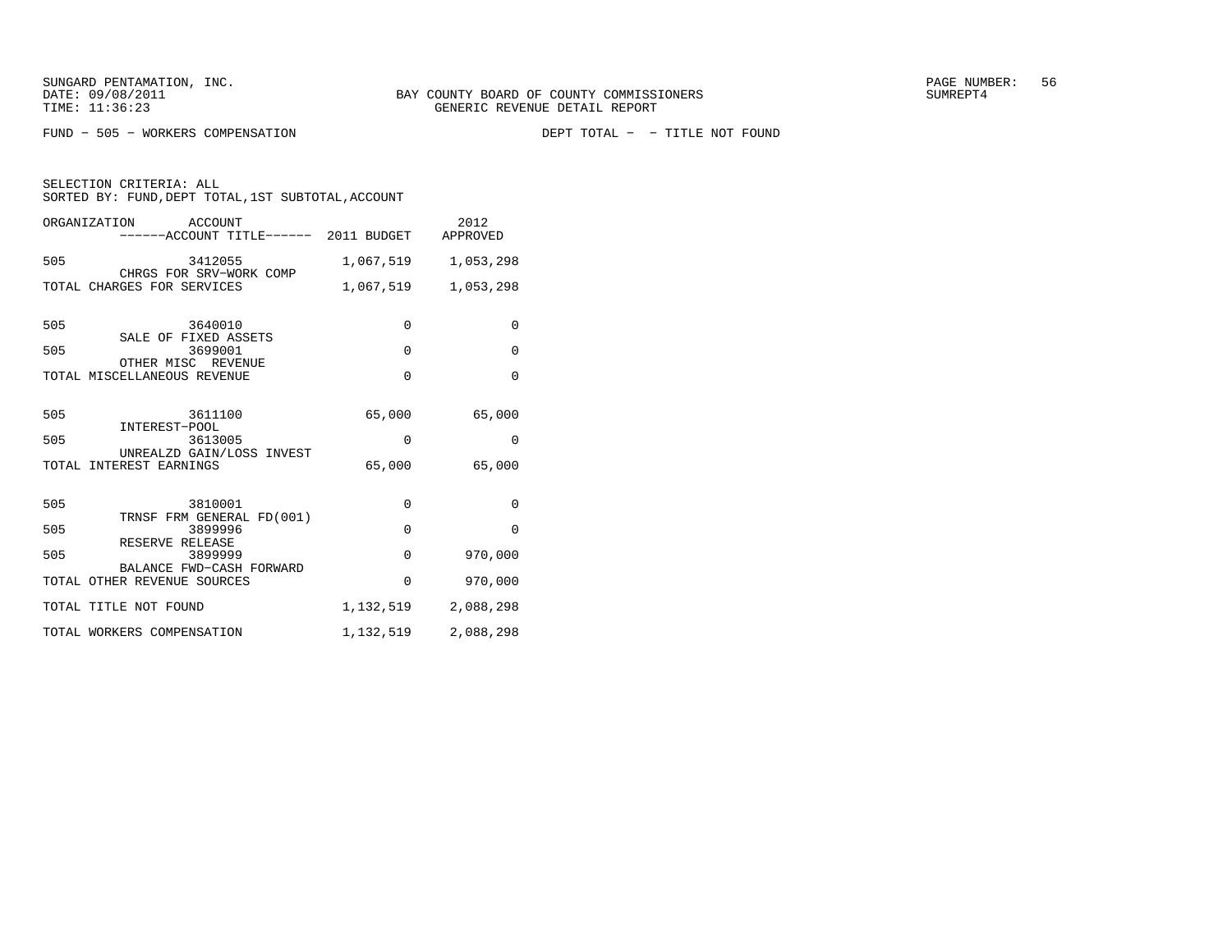SUNGARD PENTAMATION, INC.
DATE: 09/08/2011
TIME: 11:36:23

BAY COUNTY BOARD OF COUNTY COMMISSIONERS
GENERIC REVENUE DETAIL REPORT

SUMREPT4

FUND - 505 - WORKERS COMPENSATION

DEPT TOTAL - - TITLE NOT FOUND

SELECTION CRITERIA: ALL
SORTED BY: FUND,DEPT TOTAL,1ST SUBTOTAL,ACCOUNT

| ORGANIZATION | ACCOUNT / ------ACCOUNT TITLE------ | 2011 BUDGET | 2012 APPROVED |
|---|---|---|---|
| 505 | 3412055 CHRGS FOR SRV-WORK COMP | 1,067,519 | 1,053,298 |
| TOTAL CHARGES FOR SERVICES | | 1,067,519 | 1,053,298 |
| 505 | 3640010 SALE OF FIXED ASSETS | 0 | 0 |
| 505 | 3699001 OTHER MISC REVENUE | 0 | 0 |
| TOTAL MISCELLANEOUS REVENUE | | 0 | 0 |
| 505 | 3611100 INTEREST-POOL | 65,000 | 65,000 |
| 505 | 3613005 UNREALZD GAIN/LOSS INVEST | 0 | 0 |
| TOTAL INTEREST EARNINGS | | 65,000 | 65,000 |
| 505 | 3810001 TRNSF FRM GENERAL FD(001) | 0 | 0 |
| 505 | 3899996 RESERVE RELEASE | 0 | 0 |
| 505 | 3899999 BALANCE FWD-CASH FORWARD | 0 | 970,000 |
| TOTAL OTHER REVENUE SOURCES | | 0 | 970,000 |
| TOTAL TITLE NOT FOUND | | 1,132,519 | 2,088,298 |
| TOTAL WORKERS COMPENSATION | | 1,132,519 | 2,088,298 |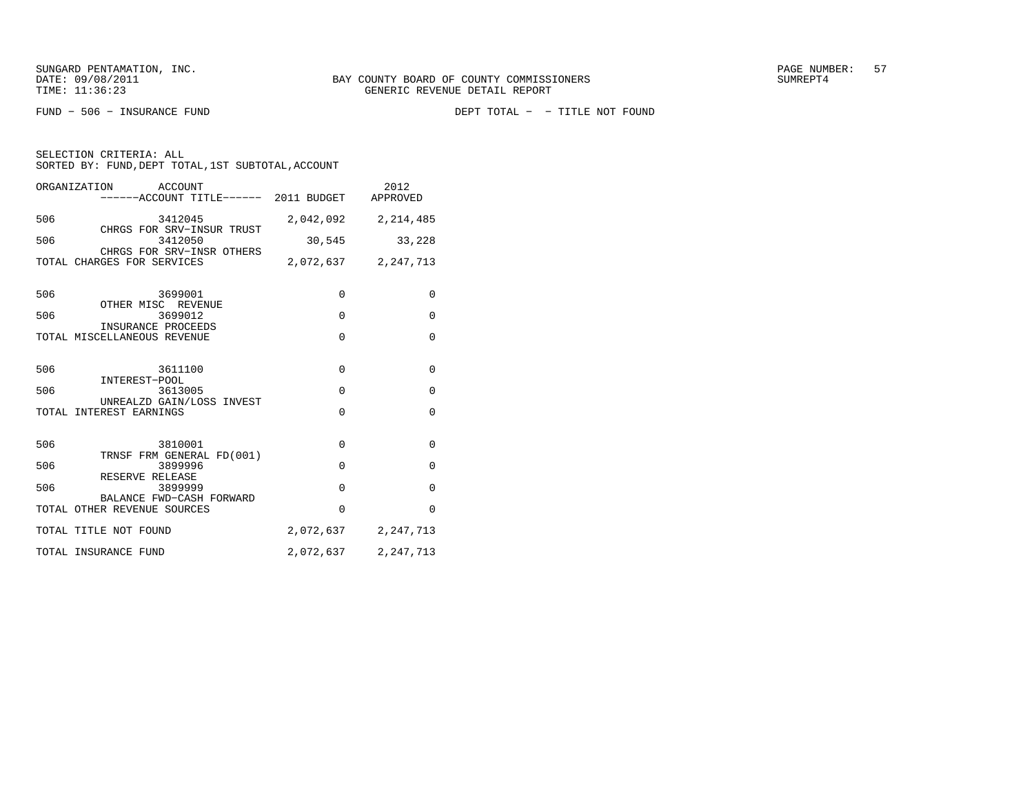SUNGARD PENTAMATION, INC.
DATE: 09/08/2011
TIME: 11:36:23

BAY COUNTY BOARD OF COUNTY COMMISSIONERS
GENERIC REVENUE DETAIL REPORT

SUMREPT4

FUND - 506 - INSURANCE FUND　　　　　　　　DEPT TOTAL - - TITLE NOT FOUND

SELECTION CRITERIA: ALL
SORTED BY: FUND,DEPT TOTAL,1ST SUBTOTAL,ACCOUNT

| ORGANIZATION | ACCOUNT / ------ACCOUNT TITLE------ | 2011 BUDGET | 2012 APPROVED |
|---|---|---|---|
| 506 | 3412045 CHRGS FOR SRV-INSUR TRUST | 2,042,092 | 2,214,485 |
| 506 | 3412050 CHRGS FOR SRV-INSR OTHERS | 30,545 | 33,228 |
| TOTAL CHARGES FOR SERVICES | | 2,072,637 | 2,247,713 |
| 506 | 3699001 OTHER MISC REVENUE | 0 | 0 |
| 506 | 3699012 INSURANCE PROCEEDS | 0 | 0 |
| TOTAL MISCELLANEOUS REVENUE | | 0 | 0 |
| 506 | 3611100 INTEREST-POOL | 0 | 0 |
| 506 | 3613005 UNREALZD GAIN/LOSS INVEST | 0 | 0 |
| TOTAL INTEREST EARNINGS | | 0 | 0 |
| 506 | 3810001 TRNSF FRM GENERAL FD(001) | 0 | 0 |
| 506 | 3899996 RESERVE RELEASE | 0 | 0 |
| 506 | 3899999 BALANCE FWD-CASH FORWARD | 0 | 0 |
| TOTAL OTHER REVENUE SOURCES | | 0 | 0 |
| TOTAL TITLE NOT FOUND | | 2,072,637 | 2,247,713 |
| TOTAL INSURANCE FUND | | 2,072,637 | 2,247,713 |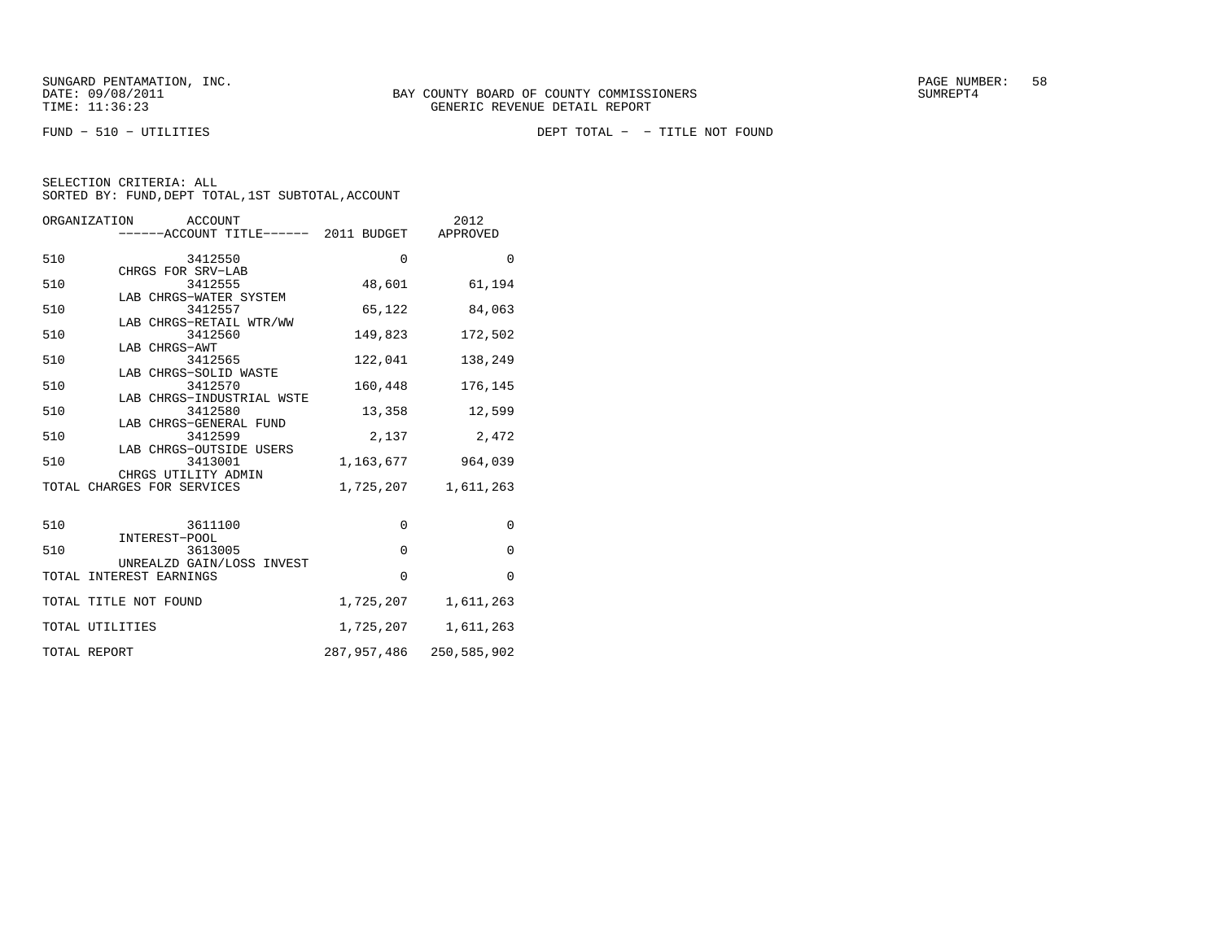FUND − 510 − UTILITIES DEPT TOTAL − − TITLE NOT FOUND

SELECTION CRITERIA: ALL
SORTED BY: FUND,DEPT TOTAL,1ST SUBTOTAL,ACCOUNT

| ORGANIZATION | ACCOUNT / ------ACCOUNT TITLE------ | 2011 BUDGET | 2012 APPROVED |
|---|---|---|---|
| 510 | 3412550 CHRGS FOR SRV−LAB | 0 | 0 |
| 510 | 3412555 LAB CHRGS−WATER SYSTEM | 48,601 | 61,194 |
| 510 | 3412557 LAB CHRGS−RETAIL WTR/WW | 65,122 | 84,063 |
| 510 | 3412560 LAB CHRGS−AWT | 149,823 | 172,502 |
| 510 | 3412565 LAB CHRGS−SOLID WASTE | 122,041 | 138,249 |
| 510 | 3412570 LAB CHRGS−INDUSTRIAL WSTE | 160,448 | 176,145 |
| 510 | 3412580 LAB CHRGS−GENERAL FUND | 13,358 | 12,599 |
| 510 | 3412599 LAB CHRGS−OUTSIDE USERS | 2,137 | 2,472 |
| 510 | 3413001 CHRGS UTILITY ADMIN | 1,163,677 | 964,039 |
| TOTAL CHARGES FOR SERVICES | | 1,725,207 | 1,611,263 |
| 510 | 3611100 INTEREST−POOL | 0 | 0 |
| 510 | 3613005 UNREALZD GAIN/LOSS INVEST | 0 | 0 |
| TOTAL INTEREST EARNINGS | | 0 | 0 |
| TOTAL TITLE NOT FOUND | | 1,725,207 | 1,611,263 |
| TOTAL UTILITIES | | 1,725,207 | 1,611,263 |
| TOTAL REPORT | | 287,957,486 | 250,585,902 |